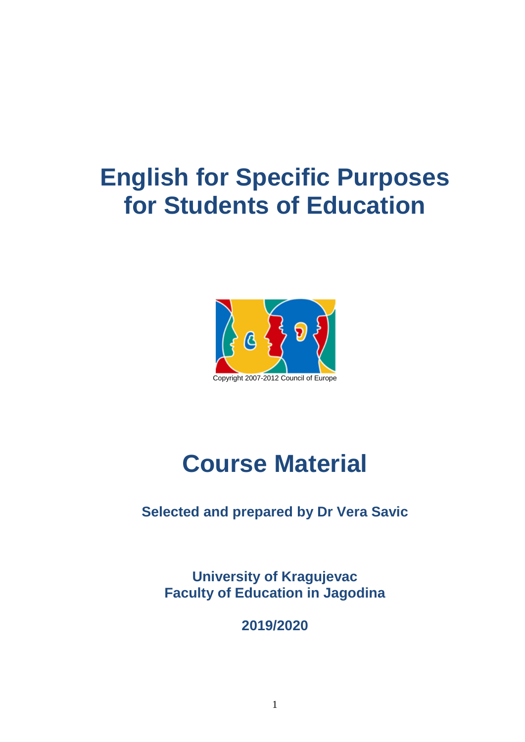# English for Specific Purposes for Students of Education

Copyright 2007-2012 Council of Europe

# Course Material

**Selected and prepared by Dr Vera Savic**

**University of Kragujevac**
**Faculty of Education in Jagodina**

**2019/2020**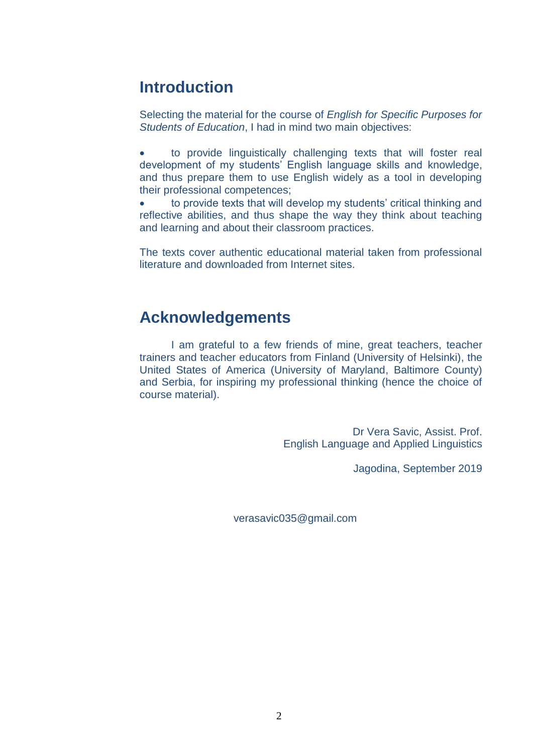## Introduction

Selecting the material for the course of *English for Specific Purposes for Students of Education*, I had in mind two main objectives:

- to provide linguistically challenging texts that will foster real development of my students' English language skills and knowledge, and thus prepare them to use English widely as a tool in developing their professional competences;
- to provide texts that will develop my students' critical thinking and reflective abilities, and thus shape the way they think about teaching and learning and about their classroom practices.

The texts cover authentic educational material taken from professional literature and downloaded from Internet sites.

## Acknowledgements

I am grateful to a few friends of mine, great teachers, teacher trainers and teacher educators from Finland (University of Helsinki), the United States of America (University of Maryland, Baltimore County) and Serbia, for inspiring my professional thinking (hence the choice of course material).

Dr Vera Savic, Assist. Prof.
English Language and Applied Linguistics

Jagodina, September 2019

verasavic035@gmail.com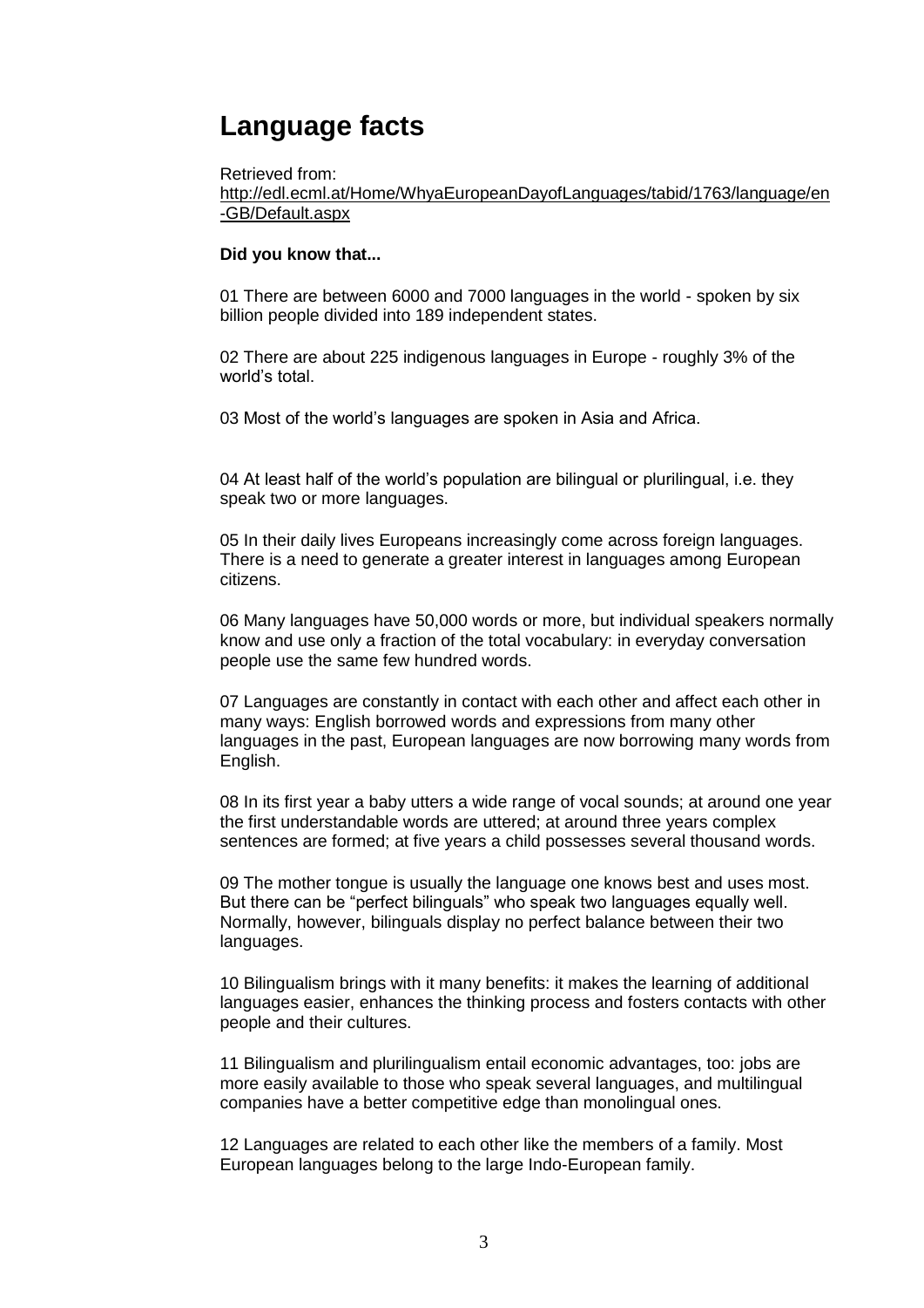# Language facts

Retrieved from:
http://edl.ecml.at/Home/WhyaEuropeanDayofLanguages/tabid/1763/language/en-GB/Default.aspx

**Did you know that...**

01 There are between 6000 and 7000 languages in the world - spoken by six billion people divided into 189 independent states.

02 There are about 225 indigenous languages in Europe - roughly 3% of the world's total.

03 Most of the world's languages are spoken in Asia and Africa.

04 At least half of the world's population are bilingual or plurilingual, i.e. they speak two or more languages.

05 In their daily lives Europeans increasingly come across foreign languages. There is a need to generate a greater interest in languages among European citizens.

06 Many languages have 50,000 words or more, but individual speakers normally know and use only a fraction of the total vocabulary: in everyday conversation people use the same few hundred words.

07 Languages are constantly in contact with each other and affect each other in many ways: English borrowed words and expressions from many other languages in the past, European languages are now borrowing many words from English.

08 In its first year a baby utters a wide range of vocal sounds; at around one year the first understandable words are uttered; at around three years complex sentences are formed; at five years a child possesses several thousand words.

09 The mother tongue is usually the language one knows best and uses most. But there can be "perfect bilinguals" who speak two languages equally well. Normally, however, bilinguals display no perfect balance between their two languages.

10 Bilingualism brings with it many benefits: it makes the learning of additional languages easier, enhances the thinking process and fosters contacts with other people and their cultures.

11 Bilingualism and plurilingualism entail economic advantages, too: jobs are more easily available to those who speak several languages, and multilingual companies have a better competitive edge than monolingual ones.

12 Languages are related to each other like the members of a family. Most European languages belong to the large Indo-European family.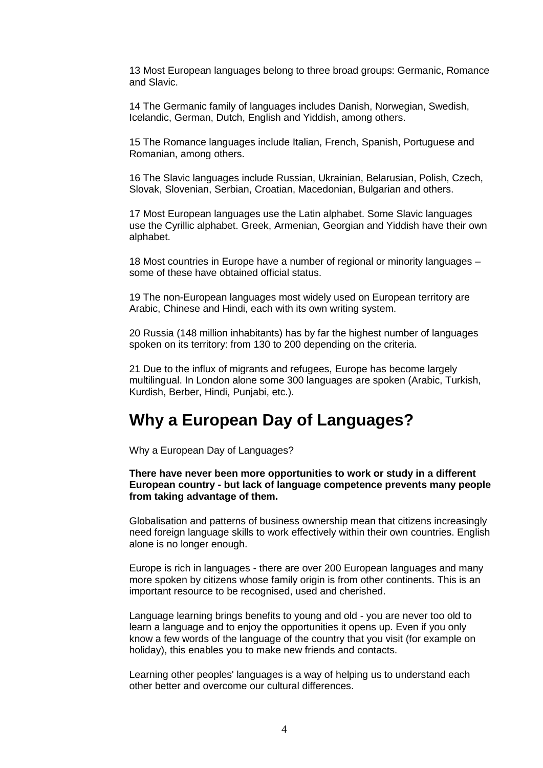13 Most European languages belong to three broad groups: Germanic, Romance and Slavic.

14 The Germanic family of languages includes Danish, Norwegian, Swedish, Icelandic, German, Dutch, English and Yiddish, among others.

15 The Romance languages include Italian, French, Spanish, Portuguese and Romanian, among others.

16 The Slavic languages include Russian, Ukrainian, Belarusian, Polish, Czech, Slovak, Slovenian, Serbian, Croatian, Macedonian, Bulgarian and others.

17 Most European languages use the Latin alphabet. Some Slavic languages use the Cyrillic alphabet. Greek, Armenian, Georgian and Yiddish have their own alphabet.

18 Most countries in Europe have a number of regional or minority languages – some of these have obtained official status.

19 The non-European languages most widely used on European territory are Arabic, Chinese and Hindi, each with its own writing system.

20 Russia (148 million inhabitants) has by far the highest number of languages spoken on its territory: from 130 to 200 depending on the criteria.

21 Due to the influx of migrants and refugees, Europe has become largely multilingual. In London alone some 300 languages are spoken (Arabic, Turkish, Kurdish, Berber, Hindi, Punjabi, etc.).

## Why a European Day of Languages?

Why a European Day of Languages?

**There have never been more opportunities to work or study in a different European country - but lack of language competence prevents many people from taking advantage of them.**

Globalisation and patterns of business ownership mean that citizens increasingly need foreign language skills to work effectively within their own countries. English alone is no longer enough.

Europe is rich in languages - there are over 200 European languages and many more spoken by citizens whose family origin is from other continents. This is an important resource to be recognised, used and cherished.

Language learning brings benefits to young and old - you are never too old to learn a language and to enjoy the opportunities it opens up. Even if you only know a few words of the language of the country that you visit (for example on holiday), this enables you to make new friends and contacts.

Learning other peoples' languages is a way of helping us to understand each other better and overcome our cultural differences.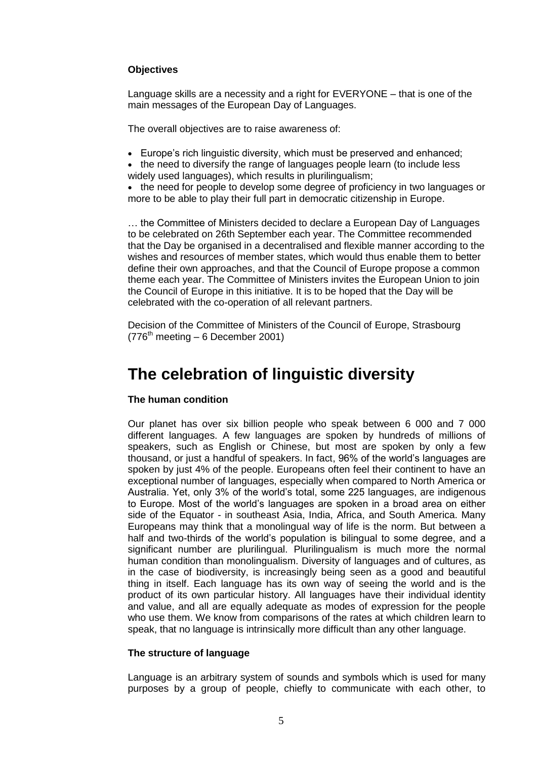**Objectives**

Language skills are a necessity and a right for EVERYONE – that is one of the main messages of the European Day of Languages.

The overall objectives are to raise awareness of:

- Europe's rich linguistic diversity, which must be preserved and enhanced;
- the need to diversify the range of languages people learn (to include less widely used languages), which results in plurilingualism;
- the need for people to develop some degree of proficiency in two languages or more to be able to play their full part in democratic citizenship in Europe.

… the Committee of Ministers decided to declare a European Day of Languages to be celebrated on 26th September each year. The Committee recommended that the Day be organised in a decentralised and flexible manner according to the wishes and resources of member states, which would thus enable them to better define their own approaches, and that the Council of Europe propose a common theme each year. The Committee of Ministers invites the European Union to join the Council of Europe in this initiative. It is to be hoped that the Day will be celebrated with the co-operation of all relevant partners.

Decision of the Committee of Ministers of the Council of Europe, Strasbourg (776th meeting – 6 December 2001)

# The celebration of linguistic diversity

**The human condition**

Our planet has over six billion people who speak between 6 000 and 7 000 different languages. A few languages are spoken by hundreds of millions of speakers, such as English or Chinese, but most are spoken by only a few thousand, or just a handful of speakers. In fact, 96% of the world's languages are spoken by just 4% of the people. Europeans often feel their continent to have an exceptional number of languages, especially when compared to North America or Australia. Yet, only 3% of the world's total, some 225 languages, are indigenous to Europe. Most of the world's languages are spoken in a broad area on either side of the Equator - in southeast Asia, India, Africa, and South America. Many Europeans may think that a monolingual way of life is the norm. But between a half and two-thirds of the world's population is bilingual to some degree, and a significant number are plurilingual. Plurilingualism is much more the normal human condition than monolingualism. Diversity of languages and of cultures, as in the case of biodiversity, is increasingly being seen as a good and beautiful thing in itself. Each language has its own way of seeing the world and is the product of its own particular history. All languages have their individual identity and value, and all are equally adequate as modes of expression for the people who use them. We know from comparisons of the rates at which children learn to speak, that no language is intrinsically more difficult than any other language.

**The structure of language**

Language is an arbitrary system of sounds and symbols which is used for many purposes by a group of people, chiefly to communicate with each other, to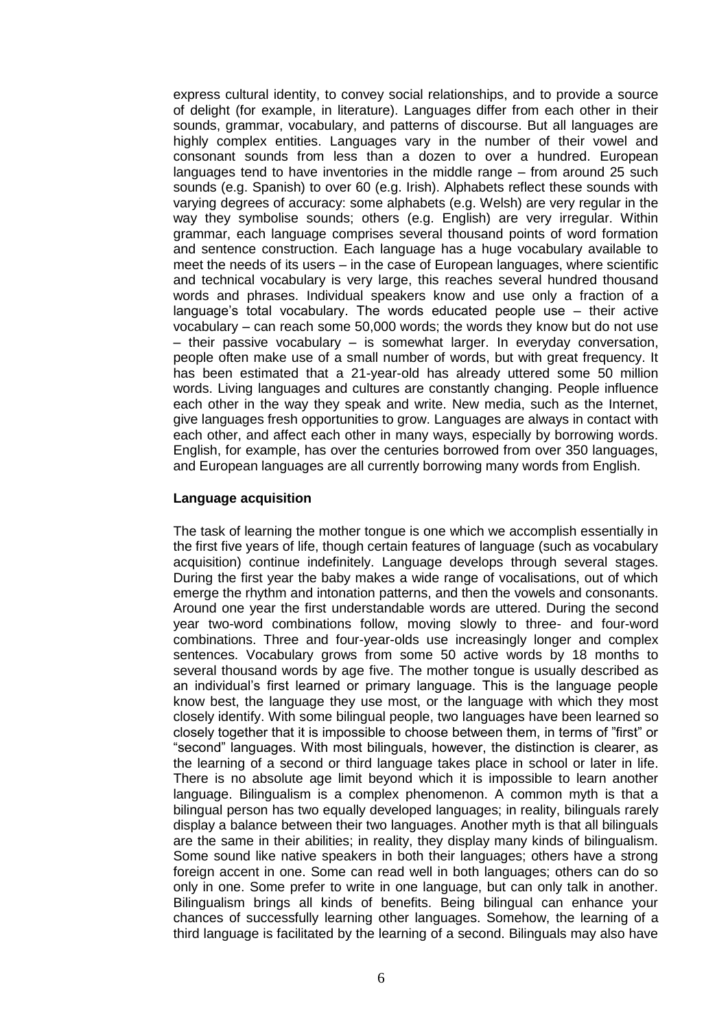express cultural identity, to convey social relationships, and to provide a source of delight (for example, in literature). Languages differ from each other in their sounds, grammar, vocabulary, and patterns of discourse. But all languages are highly complex entities. Languages vary in the number of their vowel and consonant sounds from less than a dozen to over a hundred. European languages tend to have inventories in the middle range – from around 25 such sounds (e.g. Spanish) to over 60 (e.g. Irish). Alphabets reflect these sounds with varying degrees of accuracy: some alphabets (e.g. Welsh) are very regular in the way they symbolise sounds; others (e.g. English) are very irregular. Within grammar, each language comprises several thousand points of word formation and sentence construction. Each language has a huge vocabulary available to meet the needs of its users – in the case of European languages, where scientific and technical vocabulary is very large, this reaches several hundred thousand words and phrases. Individual speakers know and use only a fraction of a language's total vocabulary. The words educated people use – their active vocabulary – can reach some 50,000 words; the words they know but do not use – their passive vocabulary – is somewhat larger. In everyday conversation, people often make use of a small number of words, but with great frequency. It has been estimated that a 21-year-old has already uttered some 50 million words. Living languages and cultures are constantly changing. People influence each other in the way they speak and write. New media, such as the Internet, give languages fresh opportunities to grow. Languages are always in contact with each other, and affect each other in many ways, especially by borrowing words. English, for example, has over the centuries borrowed from over 350 languages, and European languages are all currently borrowing many words from English.

**Language acquisition**

The task of learning the mother tongue is one which we accomplish essentially in the first five years of life, though certain features of language (such as vocabulary acquisition) continue indefinitely. Language develops through several stages. During the first year the baby makes a wide range of vocalisations, out of which emerge the rhythm and intonation patterns, and then the vowels and consonants. Around one year the first understandable words are uttered. During the second year two-word combinations follow, moving slowly to three- and four-word combinations. Three and four-year-olds use increasingly longer and complex sentences. Vocabulary grows from some 50 active words by 18 months to several thousand words by age five. The mother tongue is usually described as an individual's first learned or primary language. This is the language people know best, the language they use most, or the language with which they most closely identify. With some bilingual people, two languages have been learned so closely together that it is impossible to choose between them, in terms of "first" or "second" languages. With most bilinguals, however, the distinction is clearer, as the learning of a second or third language takes place in school or later in life. There is no absolute age limit beyond which it is impossible to learn another language. Bilingualism is a complex phenomenon. A common myth is that a bilingual person has two equally developed languages; in reality, bilinguals rarely display a balance between their two languages. Another myth is that all bilinguals are the same in their abilities; in reality, they display many kinds of bilingualism. Some sound like native speakers in both their languages; others have a strong foreign accent in one. Some can read well in both languages; others can do so only in one. Some prefer to write in one language, but can only talk in another. Bilingualism brings all kinds of benefits. Being bilingual can enhance your chances of successfully learning other languages. Somehow, the learning of a third language is facilitated by the learning of a second. Bilinguals may also have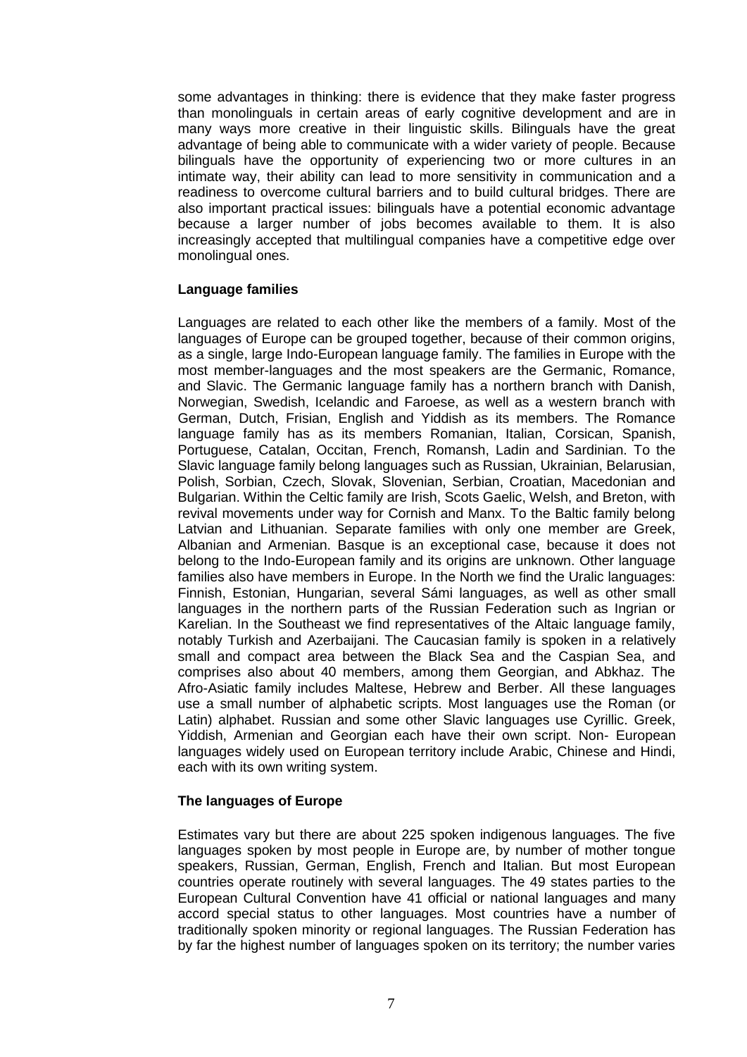some advantages in thinking: there is evidence that they make faster progress than monolinguals in certain areas of early cognitive development and are in many ways more creative in their linguistic skills. Bilinguals have the great advantage of being able to communicate with a wider variety of people. Because bilinguals have the opportunity of experiencing two or more cultures in an intimate way, their ability can lead to more sensitivity in communication and a readiness to overcome cultural barriers and to build cultural bridges. There are also important practical issues: bilinguals have a potential economic advantage because a larger number of jobs becomes available to them. It is also increasingly accepted that multilingual companies have a competitive edge over monolingual ones.

**Language families**

Languages are related to each other like the members of a family. Most of the languages of Europe can be grouped together, because of their common origins, as a single, large Indo-European language family. The families in Europe with the most member-languages and the most speakers are the Germanic, Romance, and Slavic. The Germanic language family has a northern branch with Danish, Norwegian, Swedish, Icelandic and Faroese, as well as a western branch with German, Dutch, Frisian, English and Yiddish as its members. The Romance language family has as its members Romanian, Italian, Corsican, Spanish, Portuguese, Catalan, Occitan, French, Romansh, Ladin and Sardinian. To the Slavic language family belong languages such as Russian, Ukrainian, Belarusian, Polish, Sorbian, Czech, Slovak, Slovenian, Serbian, Croatian, Macedonian and Bulgarian. Within the Celtic family are Irish, Scots Gaelic, Welsh, and Breton, with revival movements under way for Cornish and Manx. To the Baltic family belong Latvian and Lithuanian. Separate families with only one member are Greek, Albanian and Armenian. Basque is an exceptional case, because it does not belong to the Indo-European family and its origins are unknown. Other language families also have members in Europe. In the North we find the Uralic languages: Finnish, Estonian, Hungarian, several Sámi languages, as well as other small languages in the northern parts of the Russian Federation such as Ingrian or Karelian. In the Southeast we find representatives of the Altaic language family, notably Turkish and Azerbaijani. The Caucasian family is spoken in a relatively small and compact area between the Black Sea and the Caspian Sea, and comprises also about 40 members, among them Georgian, and Abkhaz. The Afro-Asiatic family includes Maltese, Hebrew and Berber. All these languages use a small number of alphabetic scripts. Most languages use the Roman (or Latin) alphabet. Russian and some other Slavic languages use Cyrillic. Greek, Yiddish, Armenian and Georgian each have their own script. Non- European languages widely used on European territory include Arabic, Chinese and Hindi, each with its own writing system.

**The languages of Europe**

Estimates vary but there are about 225 spoken indigenous languages. The five languages spoken by most people in Europe are, by number of mother tongue speakers, Russian, German, English, French and Italian. But most European countries operate routinely with several languages. The 49 states parties to the European Cultural Convention have 41 official or national languages and many accord special status to other languages. Most countries have a number of traditionally spoken minority or regional languages. The Russian Federation has by far the highest number of languages spoken on its territory; the number varies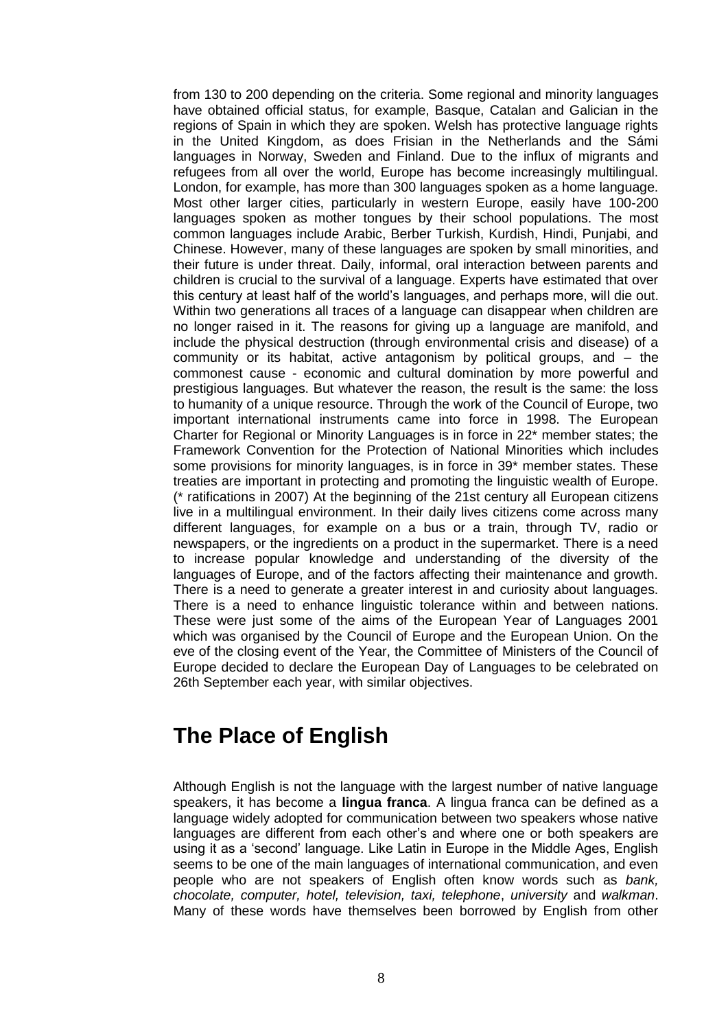from 130 to 200 depending on the criteria. Some regional and minority languages have obtained official status, for example, Basque, Catalan and Galician in the regions of Spain in which they are spoken. Welsh has protective language rights in the United Kingdom, as does Frisian in the Netherlands and the Sámi languages in Norway, Sweden and Finland. Due to the influx of migrants and refugees from all over the world, Europe has become increasingly multilingual. London, for example, has more than 300 languages spoken as a home language. Most other larger cities, particularly in western Europe, easily have 100-200 languages spoken as mother tongues by their school populations. The most common languages include Arabic, Berber Turkish, Kurdish, Hindi, Punjabi, and Chinese. However, many of these languages are spoken by small minorities, and their future is under threat. Daily, informal, oral interaction between parents and children is crucial to the survival of a language. Experts have estimated that over this century at least half of the world's languages, and perhaps more, will die out. Within two generations all traces of a language can disappear when children are no longer raised in it. The reasons for giving up a language are manifold, and include the physical destruction (through environmental crisis and disease) of a community or its habitat, active antagonism by political groups, and – the commonest cause - economic and cultural domination by more powerful and prestigious languages. But whatever the reason, the result is the same: the loss to humanity of a unique resource. Through the work of the Council of Europe, two important international instruments came into force in 1998. The European Charter for Regional or Minority Languages is in force in 22* member states; the Framework Convention for the Protection of National Minorities which includes some provisions for minority languages, is in force in 39* member states. These treaties are important in protecting and promoting the linguistic wealth of Europe. (* ratifications in 2007) At the beginning of the 21st century all European citizens live in a multilingual environment. In their daily lives citizens come across many different languages, for example on a bus or a train, through TV, radio or newspapers, or the ingredients on a product in the supermarket. There is a need to increase popular knowledge and understanding of the diversity of the languages of Europe, and of the factors affecting their maintenance and growth. There is a need to generate a greater interest in and curiosity about languages. There is a need to enhance linguistic tolerance within and between nations. These were just some of the aims of the European Year of Languages 2001 which was organised by the Council of Europe and the European Union. On the eve of the closing event of the Year, the Committee of Ministers of the Council of Europe decided to declare the European Day of Languages to be celebrated on 26th September each year, with similar objectives.

## The Place of English

Although English is not the language with the largest number of native language speakers, it has become a **lingua franca**. A lingua franca can be defined as a language widely adopted for communication between two speakers whose native languages are different from each other's and where one or both speakers are using it as a 'second' language. Like Latin in Europe in the Middle Ages, English seems to be one of the main languages of international communication, and even people who are not speakers of English often know words such as *bank, chocolate, computer, hotel, television, taxi, telephone*, *university* and *walkman*. Many of these words have themselves been borrowed by English from other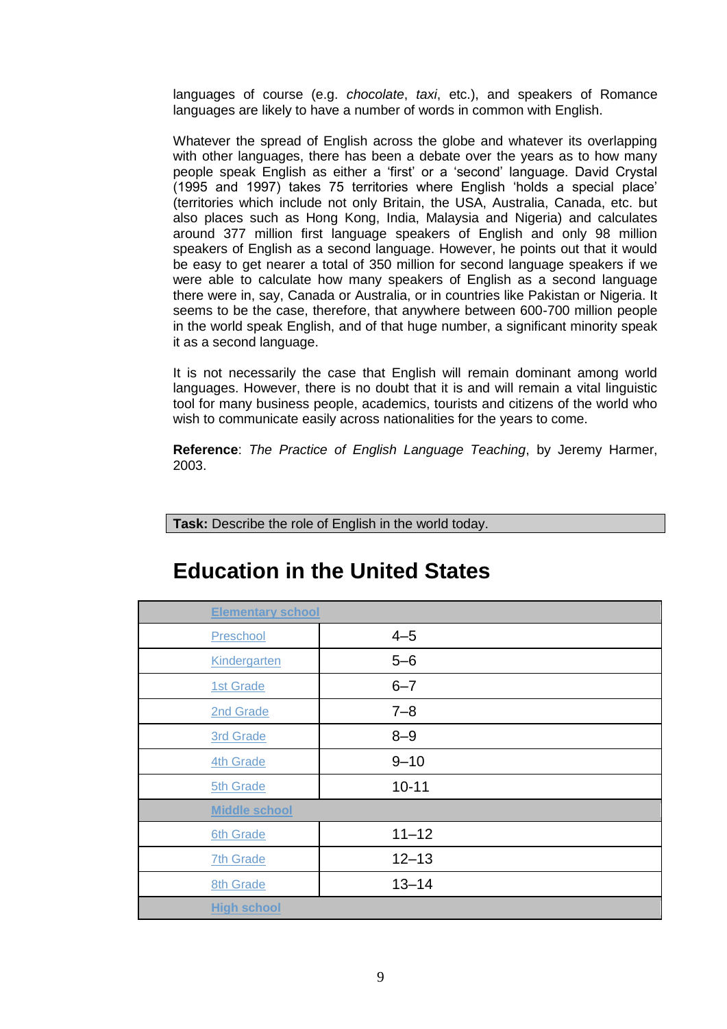languages of course (e.g. *chocolate*, *taxi*, etc.), and speakers of Romance languages are likely to have a number of words in common with English.

Whatever the spread of English across the globe and whatever its overlapping with other languages, there has been a debate over the years as to how many people speak English as either a 'first' or a 'second' language. David Crystal (1995 and 1997) takes 75 territories where English 'holds a special place' (territories which include not only Britain, the USA, Australia, Canada, etc. but also places such as Hong Kong, India, Malaysia and Nigeria) and calculates around 377 million first language speakers of English and only 98 million speakers of English as a second language. However, he points out that it would be easy to get nearer a total of 350 million for second language speakers if we were able to calculate how many speakers of English as a second language there were in, say, Canada or Australia, or in countries like Pakistan or Nigeria. It seems to be the case, therefore, that anywhere between 600-700 million people in the world speak English, and of that huge number, a significant minority speak it as a second language.

It is not necessarily the case that English will remain dominant among world languages. However, there is no doubt that it is and will remain a vital linguistic tool for many business people, academics, tourists and citizens of the world who wish to communicate easily across nationalities for the years to come.

**Reference**: *The Practice of English Language Teaching*, by Jeremy Harmer, 2003.

**Task:** Describe the role of English in the world today.

# Education in the United States

| **Elementary school** | |
|---|---|
| Preschool | 4–5 |
| Kindergarten | 5–6 |
| 1st Grade | 6–7 |
| 2nd Grade | 7–8 |
| 3rd Grade | 8–9 |
| 4th Grade | 9–10 |
| 5th Grade | 10-11 |
| **Middle school** | |
| 6th Grade | 11–12 |
| 7th Grade | 12–13 |
| 8th Grade | 13–14 |
| **High school** | |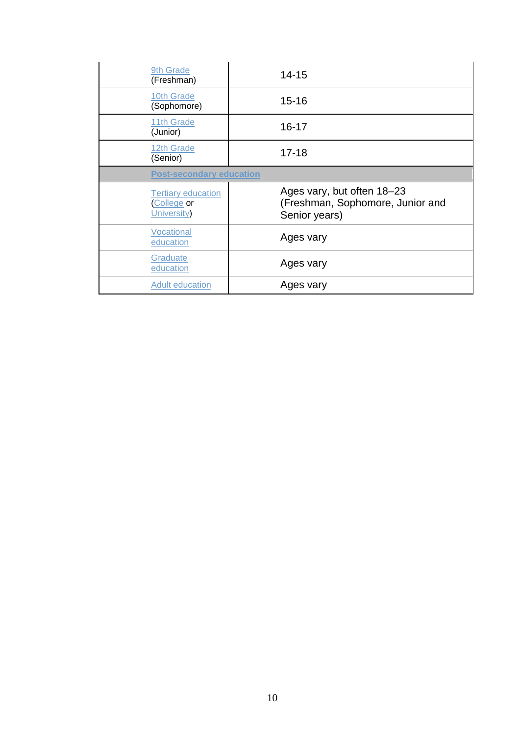| | |
|---|---|
| 9th Grade (Freshman) | 14-15 |
| 10th Grade (Sophomore) | 15-16 |
| 11th Grade (Junior) | 16-17 |
| 12th Grade (Senior) | 17-18 |
| **Post-secondary education** | |
| Tertiary education (College or University) | Ages vary, but often 18–23 (Freshman, Sophomore, Junior and Senior years) |
| Vocational education | Ages vary |
| Graduate education | Ages vary |
| Adult education | Ages vary |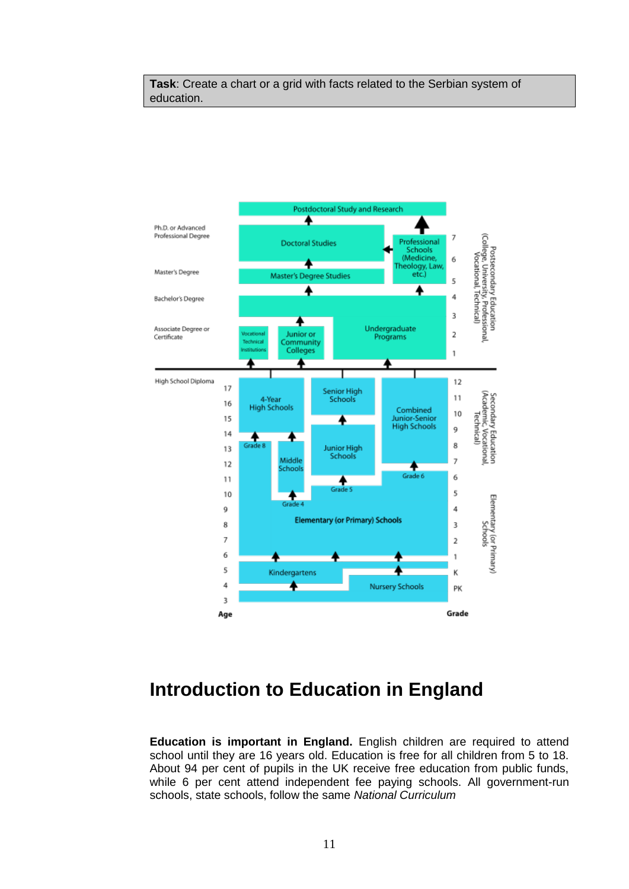**Task**: Create a chart or a grid with facts related to the Serbian system of education.

Postdoctoral Study and Research

Ph.D. or Advanced Professional Degree — Doctoral Studies — Professional Schools (Medicine, Theology, Law, etc.)

Master's Degree — Master's Degree Studies

Bachelor's Degree

Associate Degree or Certificate — Vocational Technical Institutions — Junior or Community Colleges — Undergraduate Programs

Postsecondary Education (College, University, Professional, Vocational, Technical)

High School Diploma — 4-Year High Schools — Senior High Schools — Junior High Schools — Combined Junior-Senior High Schools — Middle Schools

Grade 8, Grade 4, Grade 5, Grade 6

Secondary Education (Academic, Vocational, Technical)

Elementary (or Primary) Schools

Kindergartens

Nursery Schools

Age: 3, 4, 5, 6, 7, 8, 9, 10, 11, 12, 13, 14, 15, 16, 17

Grade: PK, K, 1, 2, 3, 4, 5, 6, 7, 8, 9, 10, 11, 12, 1, 2, 3, 4, 5, 6, 7

# Introduction to Education in England

**Education is important in England.** English children are required to attend school until they are 16 years old. Education is free for all children from 5 to 18. About 94 per cent of pupils in the UK receive free education from public funds, while 6 per cent attend independent fee paying schools. All government-run schools, state schools, follow the same *National Curriculum*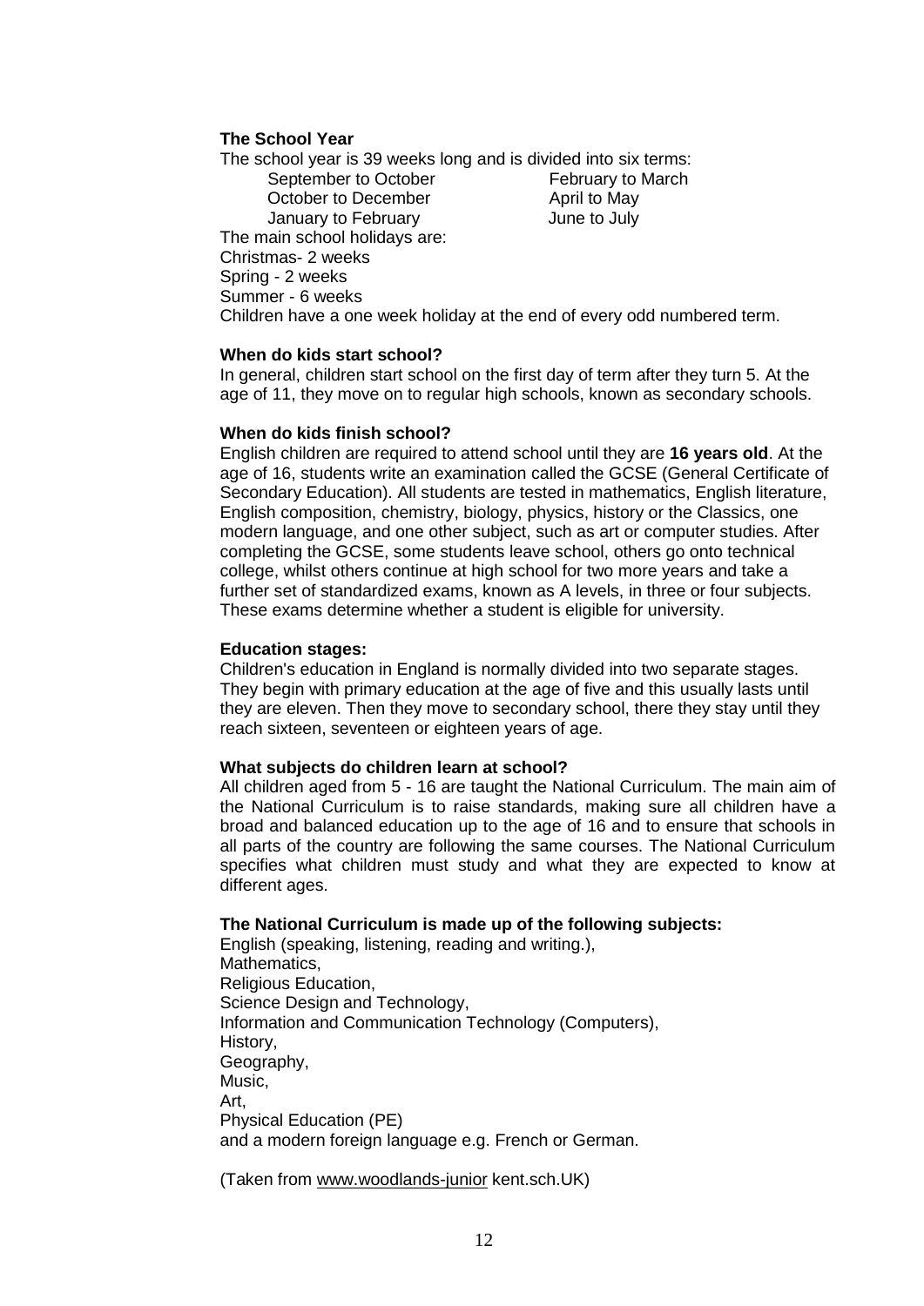### The School Year

The school year is 39 weeks long and is divided into six terms:

| | |
|---|---|
| September to October | February to March |
| October to December | April to May |
| January to February | June to July |

The main school holidays are:
Christmas- 2 weeks
Spring - 2 weeks
Summer - 6 weeks
Children have a one week holiday at the end of every odd numbered term.

### When do kids start school?

In general, children start school on the first day of term after they turn 5. At the age of 11, they move on to regular high schools, known as secondary schools.

### When do kids finish school?

English children are required to attend school until they are **16 years old**. At the age of 16, students write an examination called the GCSE (General Certificate of Secondary Education). All students are tested in mathematics, English literature, English composition, chemistry, biology, physics, history or the Classics, one modern language, and one other subject, such as art or computer studies. After completing the GCSE, some students leave school, others go onto technical college, whilst others continue at high school for two more years and take a further set of standardized exams, known as A levels, in three or four subjects. These exams determine whether a student is eligible for university.

### Education stages:

Children's education in England is normally divided into two separate stages. They begin with primary education at the age of five and this usually lasts until they are eleven. Then they move to secondary school, there they stay until they reach sixteen, seventeen or eighteen years of age.

### What subjects do children learn at school?

All children aged from 5 - 16 are taught the National Curriculum. The main aim of the National Curriculum is to raise standards, making sure all children have a broad and balanced education up to the age of 16 and to ensure that schools in all parts of the country are following the same courses. The National Curriculum specifies what children must study and what they are expected to know at different ages.

### The National Curriculum is made up of the following subjects:

English (speaking, listening, reading and writing.),
Mathematics,
Religious Education,
Science Design and Technology,
Information and Communication Technology (Computers),
History,
Geography,
Music,
Art,
Physical Education (PE)
and a modern foreign language e.g. French or German.

(Taken from www.woodlands-junior kent.sch.UK)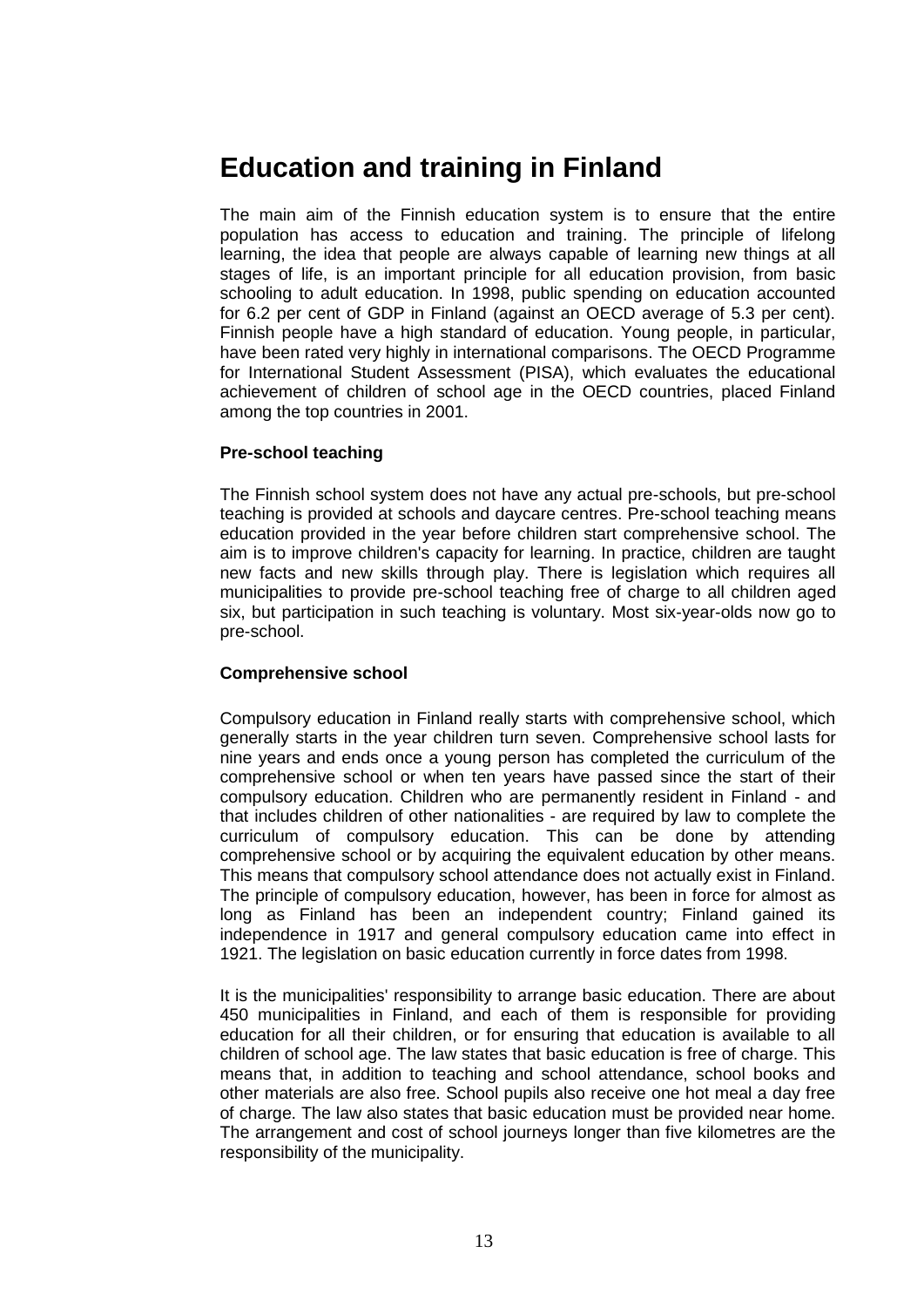# Education and training in Finland

The main aim of the Finnish education system is to ensure that the entire population has access to education and training. The principle of lifelong learning, the idea that people are always capable of learning new things at all stages of life, is an important principle for all education provision, from basic schooling to adult education. In 1998, public spending on education accounted for 6.2 per cent of GDP in Finland (against an OECD average of 5.3 per cent). Finnish people have a high standard of education. Young people, in particular, have been rated very highly in international comparisons. The OECD Programme for International Student Assessment (PISA), which evaluates the educational achievement of children of school age in the OECD countries, placed Finland among the top countries in 2001.

**Pre-school teaching**

The Finnish school system does not have any actual pre-schools, but pre-school teaching is provided at schools and daycare centres. Pre-school teaching means education provided in the year before children start comprehensive school. The aim is to improve children's capacity for learning. In practice, children are taught new facts and new skills through play. There is legislation which requires all municipalities to provide pre-school teaching free of charge to all children aged six, but participation in such teaching is voluntary. Most six-year-olds now go to pre-school.

**Comprehensive school**

Compulsory education in Finland really starts with comprehensive school, which generally starts in the year children turn seven. Comprehensive school lasts for nine years and ends once a young person has completed the curriculum of the comprehensive school or when ten years have passed since the start of their compulsory education. Children who are permanently resident in Finland - and that includes children of other nationalities - are required by law to complete the curriculum of compulsory education. This can be done by attending comprehensive school or by acquiring the equivalent education by other means. This means that compulsory school attendance does not actually exist in Finland. The principle of compulsory education, however, has been in force for almost as long as Finland has been an independent country; Finland gained its independence in 1917 and general compulsory education came into effect in 1921. The legislation on basic education currently in force dates from 1998.

It is the municipalities' responsibility to arrange basic education. There are about 450 municipalities in Finland, and each of them is responsible for providing education for all their children, or for ensuring that education is available to all children of school age. The law states that basic education is free of charge. This means that, in addition to teaching and school attendance, school books and other materials are also free. School pupils also receive one hot meal a day free of charge. The law also states that basic education must be provided near home. The arrangement and cost of school journeys longer than five kilometres are the responsibility of the municipality.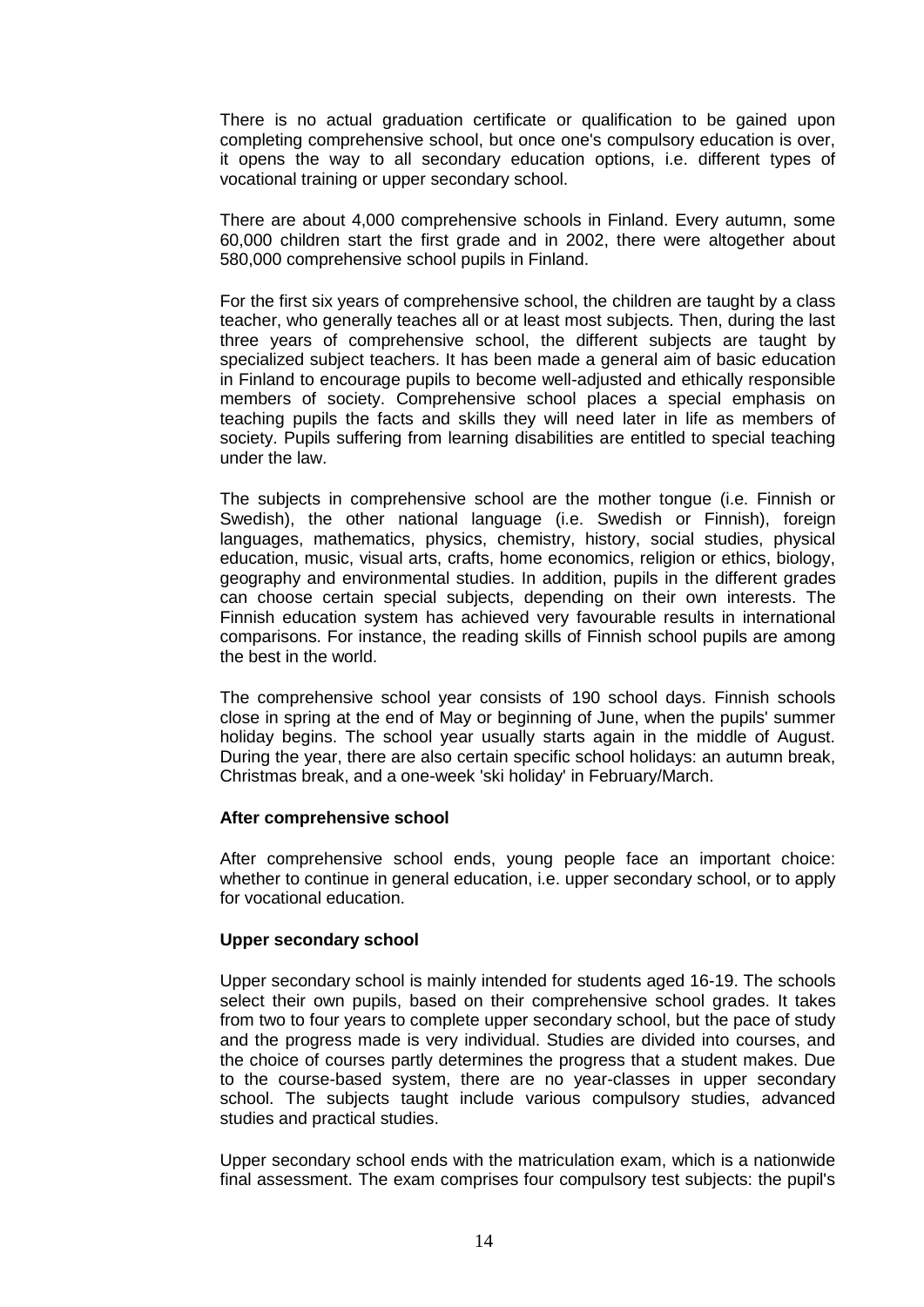There is no actual graduation certificate or qualification to be gained upon completing comprehensive school, but once one's compulsory education is over, it opens the way to all secondary education options, i.e. different types of vocational training or upper secondary school.

There are about 4,000 comprehensive schools in Finland. Every autumn, some 60,000 children start the first grade and in 2002, there were altogether about 580,000 comprehensive school pupils in Finland.

For the first six years of comprehensive school, the children are taught by a class teacher, who generally teaches all or at least most subjects. Then, during the last three years of comprehensive school, the different subjects are taught by specialized subject teachers. It has been made a general aim of basic education in Finland to encourage pupils to become well-adjusted and ethically responsible members of society. Comprehensive school places a special emphasis on teaching pupils the facts and skills they will need later in life as members of society. Pupils suffering from learning disabilities are entitled to special teaching under the law.

The subjects in comprehensive school are the mother tongue (i.e. Finnish or Swedish), the other national language (i.e. Swedish or Finnish), foreign languages, mathematics, physics, chemistry, history, social studies, physical education, music, visual arts, crafts, home economics, religion or ethics, biology, geography and environmental studies. In addition, pupils in the different grades can choose certain special subjects, depending on their own interests. The Finnish education system has achieved very favourable results in international comparisons. For instance, the reading skills of Finnish school pupils are among the best in the world.

The comprehensive school year consists of 190 school days. Finnish schools close in spring at the end of May or beginning of June, when the pupils' summer holiday begins. The school year usually starts again in the middle of August. During the year, there are also certain specific school holidays: an autumn break, Christmas break, and a one-week 'ski holiday' in February/March.

**After comprehensive school**

After comprehensive school ends, young people face an important choice: whether to continue in general education, i.e. upper secondary school, or to apply for vocational education.

**Upper secondary school**

Upper secondary school is mainly intended for students aged 16-19. The schools select their own pupils, based on their comprehensive school grades. It takes from two to four years to complete upper secondary school, but the pace of study and the progress made is very individual. Studies are divided into courses, and the choice of courses partly determines the progress that a student makes. Due to the course-based system, there are no year-classes in upper secondary school. The subjects taught include various compulsory studies, advanced studies and practical studies.

Upper secondary school ends with the matriculation exam, which is a nationwide final assessment. The exam comprises four compulsory test subjects: the pupil's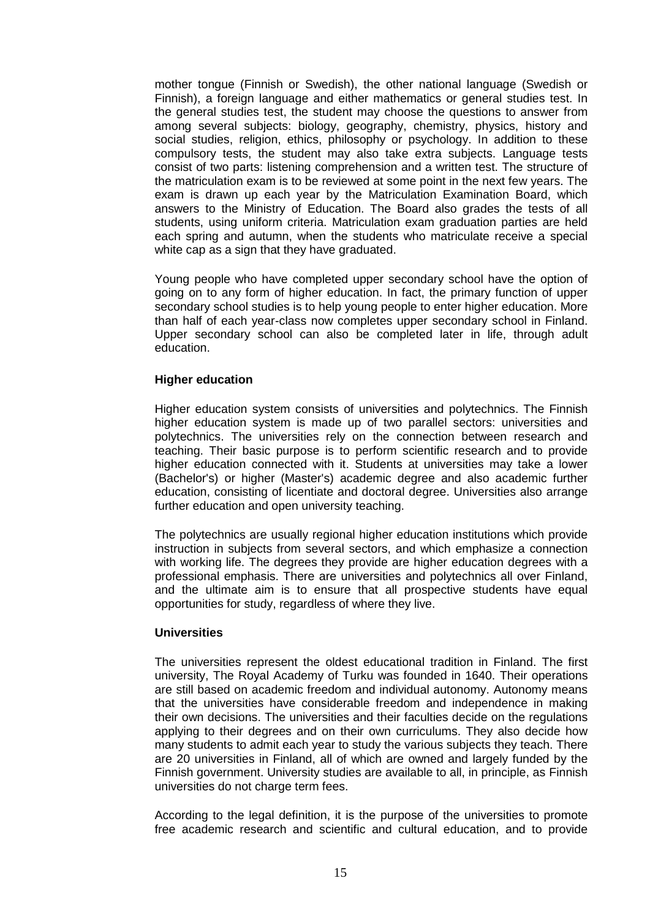mother tongue (Finnish or Swedish), the other national language (Swedish or Finnish), a foreign language and either mathematics or general studies test. In the general studies test, the student may choose the questions to answer from among several subjects: biology, geography, chemistry, physics, history and social studies, religion, ethics, philosophy or psychology. In addition to these compulsory tests, the student may also take extra subjects. Language tests consist of two parts: listening comprehension and a written test. The structure of the matriculation exam is to be reviewed at some point in the next few years. The exam is drawn up each year by the Matriculation Examination Board, which answers to the Ministry of Education. The Board also grades the tests of all students, using uniform criteria. Matriculation exam graduation parties are held each spring and autumn, when the students who matriculate receive a special white cap as a sign that they have graduated.

Young people who have completed upper secondary school have the option of going on to any form of higher education. In fact, the primary function of upper secondary school studies is to help young people to enter higher education. More than half of each year-class now completes upper secondary school in Finland. Upper secondary school can also be completed later in life, through adult education.

**Higher education**

Higher education system consists of universities and polytechnics. The Finnish higher education system is made up of two parallel sectors: universities and polytechnics. The universities rely on the connection between research and teaching. Their basic purpose is to perform scientific research and to provide higher education connected with it. Students at universities may take a lower (Bachelor's) or higher (Master's) academic degree and also academic further education, consisting of licentiate and doctoral degree. Universities also arrange further education and open university teaching.

The polytechnics are usually regional higher education institutions which provide instruction in subjects from several sectors, and which emphasize a connection with working life. The degrees they provide are higher education degrees with a professional emphasis. There are universities and polytechnics all over Finland, and the ultimate aim is to ensure that all prospective students have equal opportunities for study, regardless of where they live.

**Universities**

The universities represent the oldest educational tradition in Finland. The first university, The Royal Academy of Turku was founded in 1640. Their operations are still based on academic freedom and individual autonomy. Autonomy means that the universities have considerable freedom and independence in making their own decisions. The universities and their faculties decide on the regulations applying to their degrees and on their own curriculums. They also decide how many students to admit each year to study the various subjects they teach. There are 20 universities in Finland, all of which are owned and largely funded by the Finnish government. University studies are available to all, in principle, as Finnish universities do not charge term fees.

According to the legal definition, it is the purpose of the universities to promote free academic research and scientific and cultural education, and to provide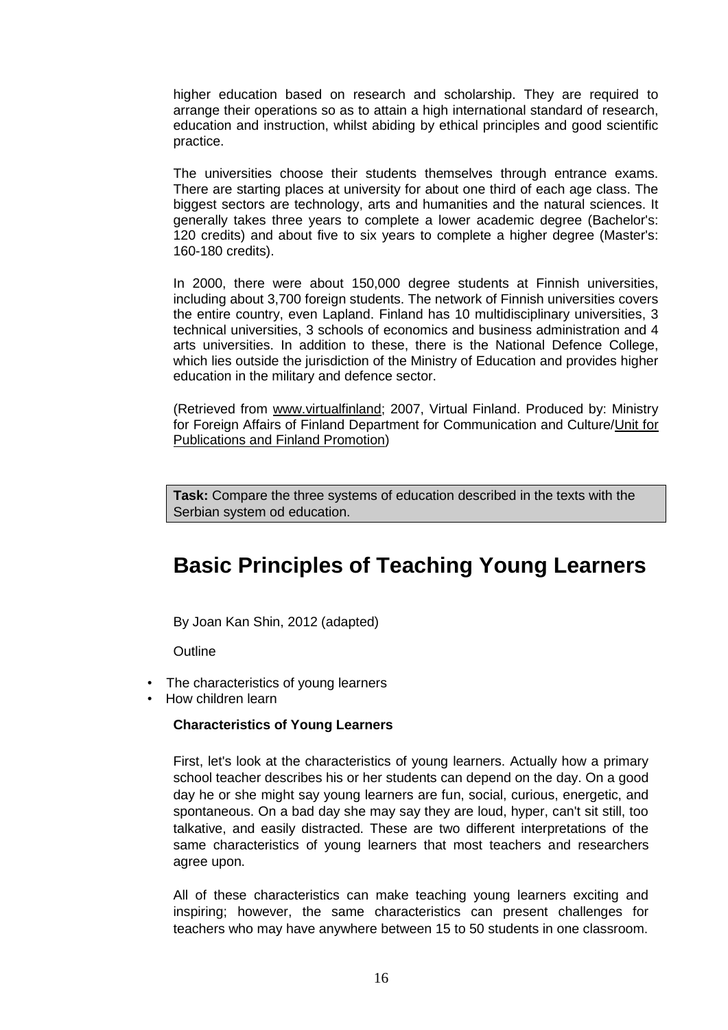higher education based on research and scholarship. They are required to arrange their operations so as to attain a high international standard of research, education and instruction, whilst abiding by ethical principles and good scientific practice.

The universities choose their students themselves through entrance exams. There are starting places at university for about one third of each age class. The biggest sectors are technology, arts and humanities and the natural sciences. It generally takes three years to complete a lower academic degree (Bachelor's: 120 credits) and about five to six years to complete a higher degree (Master's: 160-180 credits).

In 2000, there were about 150,000 degree students at Finnish universities, including about 3,700 foreign students. The network of Finnish universities covers the entire country, even Lapland. Finland has 10 multidisciplinary universities, 3 technical universities, 3 schools of economics and business administration and 4 arts universities. In addition to these, there is the National Defence College, which lies outside the jurisdiction of the Ministry of Education and provides higher education in the military and defence sector.

(Retrieved from www.virtualfinland; 2007, Virtual Finland. Produced by: Ministry for Foreign Affairs of Finland Department for Communication and Culture/Unit for Publications and Finland Promotion)

**Task:** Compare the three systems of education described in the texts with the Serbian system od education.

# Basic Principles of Teaching Young Learners

By Joan Kan Shin, 2012 (adapted)

Outline

- The characteristics of young learners
- How children learn

**Characteristics of Young Learners**

First, let's look at the characteristics of young learners. Actually how a primary school teacher describes his or her students can depend on the day. On a good day he or she might say young learners are fun, social, curious, energetic, and spontaneous. On a bad day she may say they are loud, hyper, can't sit still, too talkative, and easily distracted. These are two different interpretations of the same characteristics of young learners that most teachers and researchers agree upon.

All of these characteristics can make teaching young learners exciting and inspiring; however, the same characteristics can present challenges for teachers who may have anywhere between 15 to 50 students in one classroom.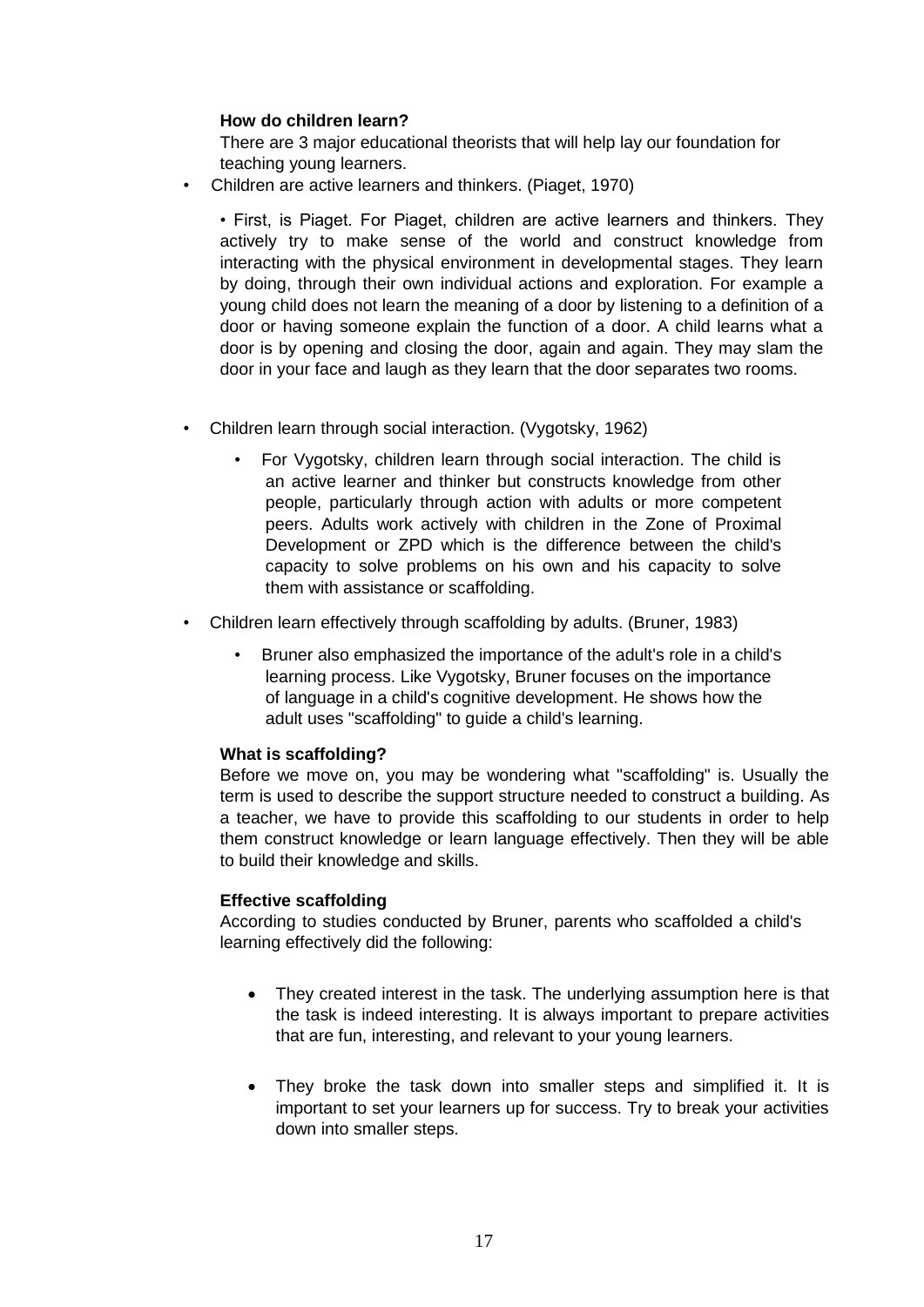**How do children learn?**

There are 3 major educational theorists that will help lay our foundation for teaching young learners.

- Children are active learners and thinkers. (Piaget, 1970)

  • First, is Piaget. For Piaget, children are active learners and thinkers. They actively try to make sense of the world and construct knowledge from interacting with the physical environment in developmental stages. They learn by doing, through their own individual actions and exploration. For example a young child does not learn the meaning of a door by listening to a definition of a door or having someone explain the function of a door. A child learns what a door is by opening and closing the door, again and again. They may slam the door in your face and laugh as they learn that the door separates two rooms.

- Children learn through social interaction. (Vygotsky, 1962)
  - For Vygotsky, children learn through social interaction. The child is an active learner and thinker but constructs knowledge from other people, particularly through action with adults or more competent peers. Adults work actively with children in the Zone of Proximal Development or ZPD which is the difference between the child's capacity to solve problems on his own and his capacity to solve them with assistance or scaffolding.

- Children learn effectively through scaffolding by adults. (Bruner, 1983)
  - Bruner also emphasized the importance of the adult's role in a child's learning process. Like Vygotsky, Bruner focuses on the importance of language in a child's cognitive development. He shows how the adult uses "scaffolding" to guide a child's learning.

**What is scaffolding?**

Before we move on, you may be wondering what "scaffolding" is. Usually the term is used to describe the support structure needed to construct a building. As a teacher, we have to provide this scaffolding to our students in order to help them construct knowledge or learn language effectively. Then they will be able to build their knowledge and skills.

**Effective scaffolding**

According to studies conducted by Bruner, parents who scaffolded a child's learning effectively did the following:

- They created interest in the task. The underlying assumption here is that the task is indeed interesting. It is always important to prepare activities that are fun, interesting, and relevant to your young learners.

- They broke the task down into smaller steps and simplified it. It is important to set your learners up for success. Try to break your activities down into smaller steps.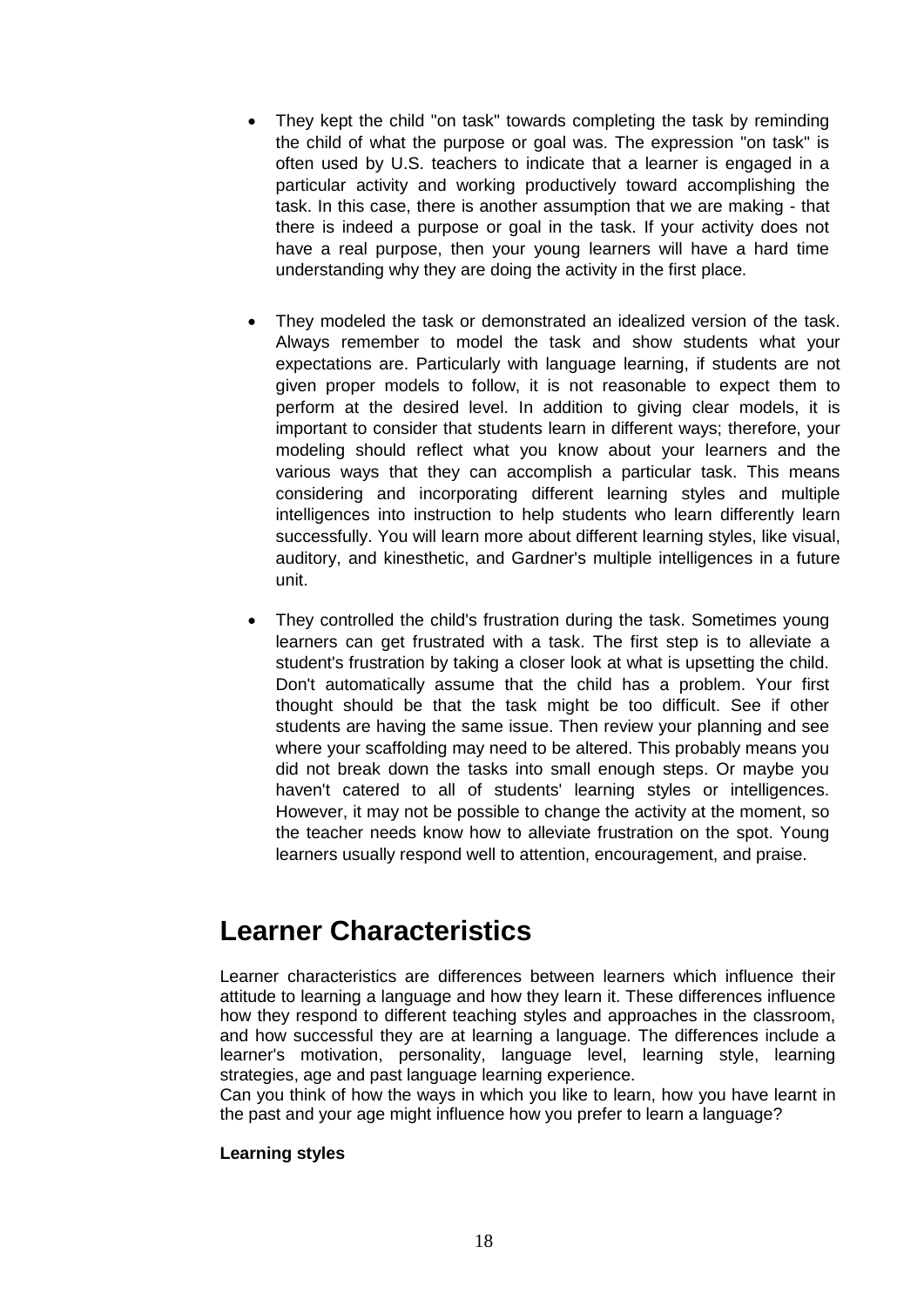- They kept the child "on task" towards completing the task by reminding the child of what the purpose or goal was. The expression "on task" is often used by U.S. teachers to indicate that a learner is engaged in a particular activity and working productively toward accomplishing the task. In this case, there is another assumption that we are making - that there is indeed a purpose or goal in the task. If your activity does not have a real purpose, then your young learners will have a hard time understanding why they are doing the activity in the first place.

- They modeled the task or demonstrated an idealized version of the task. Always remember to model the task and show students what your expectations are. Particularly with language learning, if students are not given proper models to follow, it is not reasonable to expect them to perform at the desired level. In addition to giving clear models, it is important to consider that students learn in different ways; therefore, your modeling should reflect what you know about your learners and the various ways that they can accomplish a particular task. This means considering and incorporating different learning styles and multiple intelligences into instruction to help students who learn differently learn successfully. You will learn more about different learning styles, like visual, auditory, and kinesthetic, and Gardner's multiple intelligences in a future unit.

- They controlled the child's frustration during the task. Sometimes young learners can get frustrated with a task. The first step is to alleviate a student's frustration by taking a closer look at what is upsetting the child. Don't automatically assume that the child has a problem. Your first thought should be that the task might be too difficult. See if other students are having the same issue. Then review your planning and see where your scaffolding may need to be altered. This probably means you did not break down the tasks into small enough steps. Or maybe you haven't catered to all of students' learning styles or intelligences. However, it may not be possible to change the activity at the moment, so the teacher needs know how to alleviate frustration on the spot. Young learners usually respond well to attention, encouragement, and praise.

## Learner Characteristics

Learner characteristics are differences between learners which influence their attitude to learning a language and how they learn it. These differences influence how they respond to different teaching styles and approaches in the classroom, and how successful they are at learning a language. The differences include a learner's motivation, personality, language level, learning style, learning strategies, age and past language learning experience.
Can you think of how the ways in which you like to learn, how you have learnt in the past and your age might influence how you prefer to learn a language?

**Learning styles**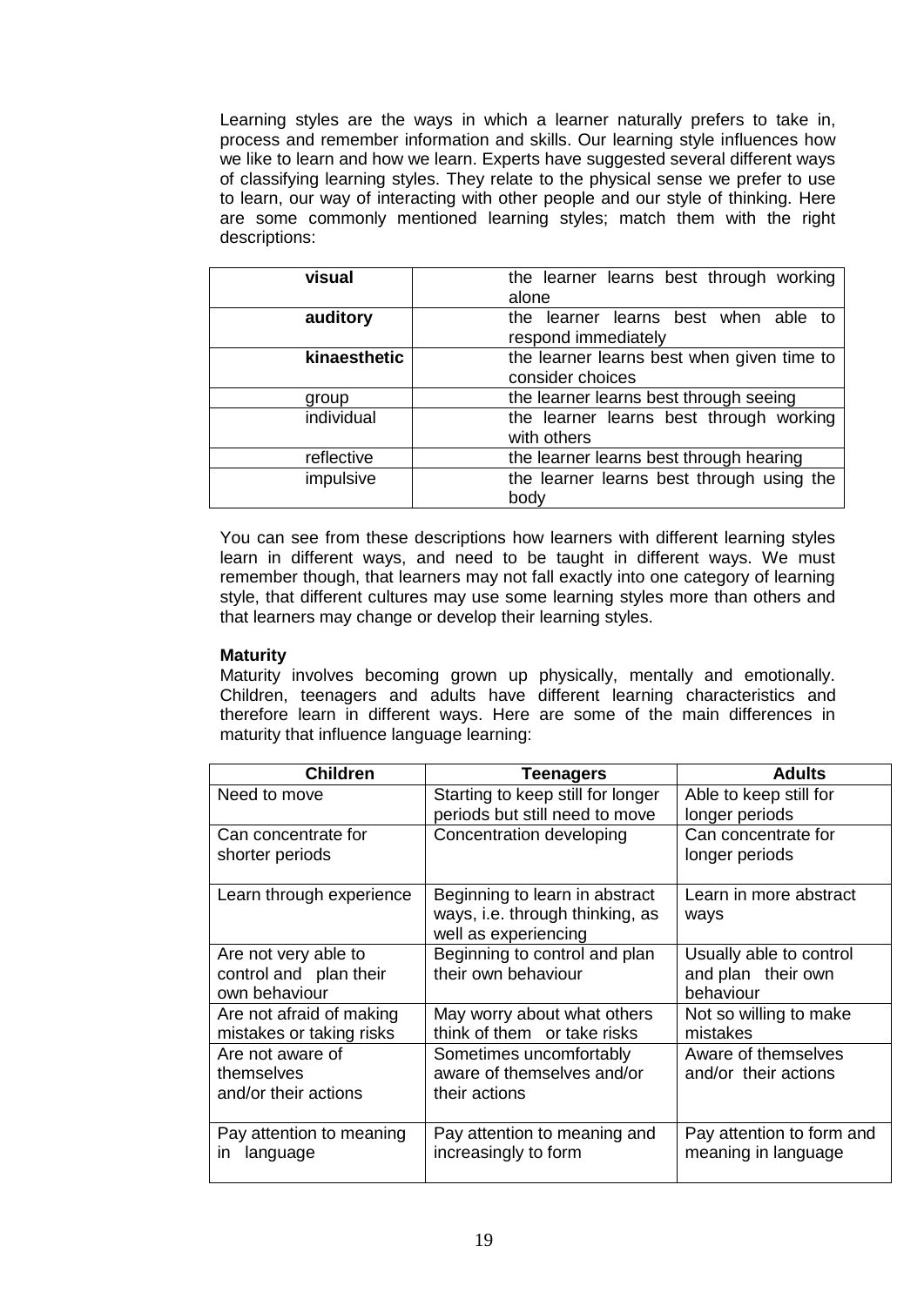Learning styles are the ways in which a learner naturally prefers to take in, process and remember information and skills. Our learning style influences how we like to learn and how we learn. Experts have suggested several different ways of classifying learning styles. They relate to the physical sense we prefer to use to learn, our way of interacting with other people and our style of thinking. Here are some commonly mentioned learning styles; match them with the right descriptions:

| | |
|---|---|
| **visual** | the learner learns best through working alone |
| **auditory** | the learner learns best when able to respond immediately |
| **kinaesthetic** | the learner learns best when given time to consider choices |
| group | the learner learns best through seeing |
| individual | the learner learns best through working with others |
| reflective | the learner learns best through hearing |
| impulsive | the learner learns best through using the body |

You can see from these descriptions how learners with different learning styles learn in different ways, and need to be taught in different ways. We must remember though, that learners may not fall exactly into one category of learning style, that different cultures may use some learning styles more than others and that learners may change or develop their learning styles.

**Maturity**

Maturity involves becoming grown up physically, mentally and emotionally. Children, teenagers and adults have different learning characteristics and therefore learn in different ways. Here are some of the main differences in maturity that influence language learning:

| Children | Teenagers | Adults |
|---|---|---|
| Need to move | Starting to keep still for longer periods but still need to move | Able to keep still for longer periods |
| Can concentrate for shorter periods | Concentration developing | Can concentrate for longer periods |
| Learn through experience | Beginning to learn in abstract ways, i.e. through thinking, as well as experiencing | Learn in more abstract ways |
| Are not very able to control and plan their own behaviour | Beginning to control and plan their own behaviour | Usually able to control and plan their own behaviour |
| Are not afraid of making mistakes or taking risks | May worry about what others think of them or take risks | Not so willing to make mistakes |
| Are not aware of themselves and/or their actions | Sometimes uncomfortably aware of themselves and/or their actions | Aware of themselves and/or their actions |
| Pay attention to meaning in language | Pay attention to meaning and increasingly to form | Pay attention to form and meaning in language |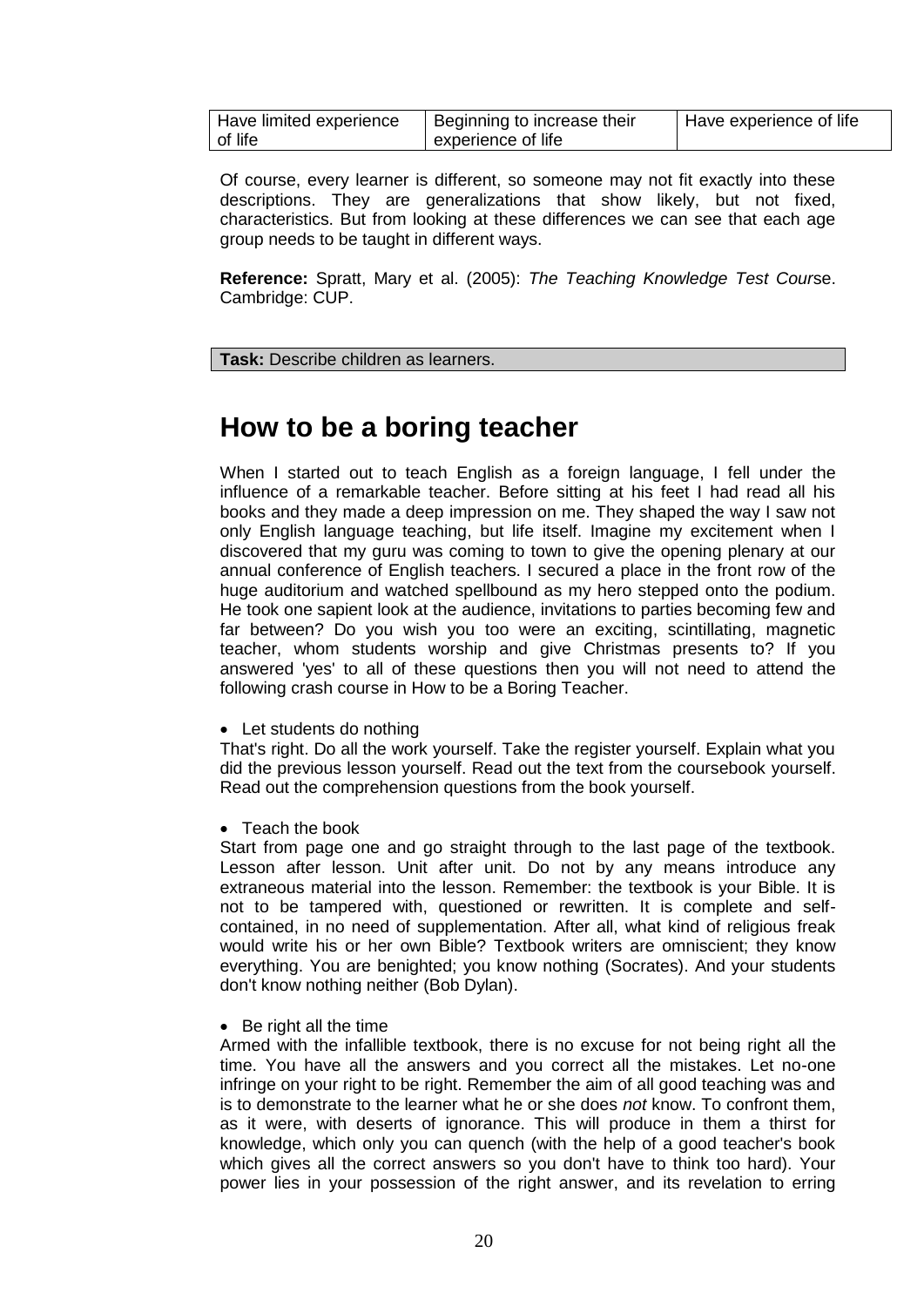| Have limited experience of life | Beginning to increase their experience of life | Have experience of life |
|---|---|---|

Of course, every learner is different, so someone may not fit exactly into these descriptions. They are generalizations that show likely, but not fixed, characteristics. But from looking at these differences we can see that each age group needs to be taught in different ways.

**Reference:** Spratt, Mary et al. (2005): *The Teaching Knowledge Test Cours*e. Cambridge: CUP.

**Task:** Describe children as learners.

# How to be a boring teacher

When I started out to teach English as a foreign language, I fell under the influence of a remarkable teacher. Before sitting at his feet I had read all his books and they made a deep impression on me. They shaped the way I saw not only English language teaching, but life itself. Imagine my excitement when I discovered that my guru was coming to town to give the opening plenary at our annual conference of English teachers. I secured a place in the front row of the huge auditorium and watched spellbound as my hero stepped onto the podium. He took one sapient look at the audience, invitations to parties becoming few and far between? Do you wish you too were an exciting, scintillating, magnetic teacher, whom students worship and give Christmas presents to? If you answered 'yes' to all of these questions then you will not need to attend the following crash course in How to be a Boring Teacher.

- Let students do nothing

That's right. Do all the work yourself. Take the register yourself. Explain what you did the previous lesson yourself. Read out the text from the coursebook yourself. Read out the comprehension questions from the book yourself.

- Teach the book

Start from page one and go straight through to the last page of the textbook. Lesson after lesson. Unit after unit. Do not by any means introduce any extraneous material into the lesson. Remember: the textbook is your Bible. It is not to be tampered with, questioned or rewritten. It is complete and self-contained, in no need of supplementation. After all, what kind of religious freak would write his or her own Bible? Textbook writers are omniscient; they know everything. You are benighted; you know nothing (Socrates). And your students don't know nothing neither (Bob Dylan).

- Be right all the time

Armed with the infallible textbook, there is no excuse for not being right all the time. You have all the answers and you correct all the mistakes. Let no-one infringe on your right to be right. Remember the aim of all good teaching was and is to demonstrate to the learner what he or she does *not* know. To confront them, as it were, with deserts of ignorance. This will produce in them a thirst for knowledge, which only you can quench (with the help of a good teacher's book which gives all the correct answers so you don't have to think too hard). Your power lies in your possession of the right answer, and its revelation to erring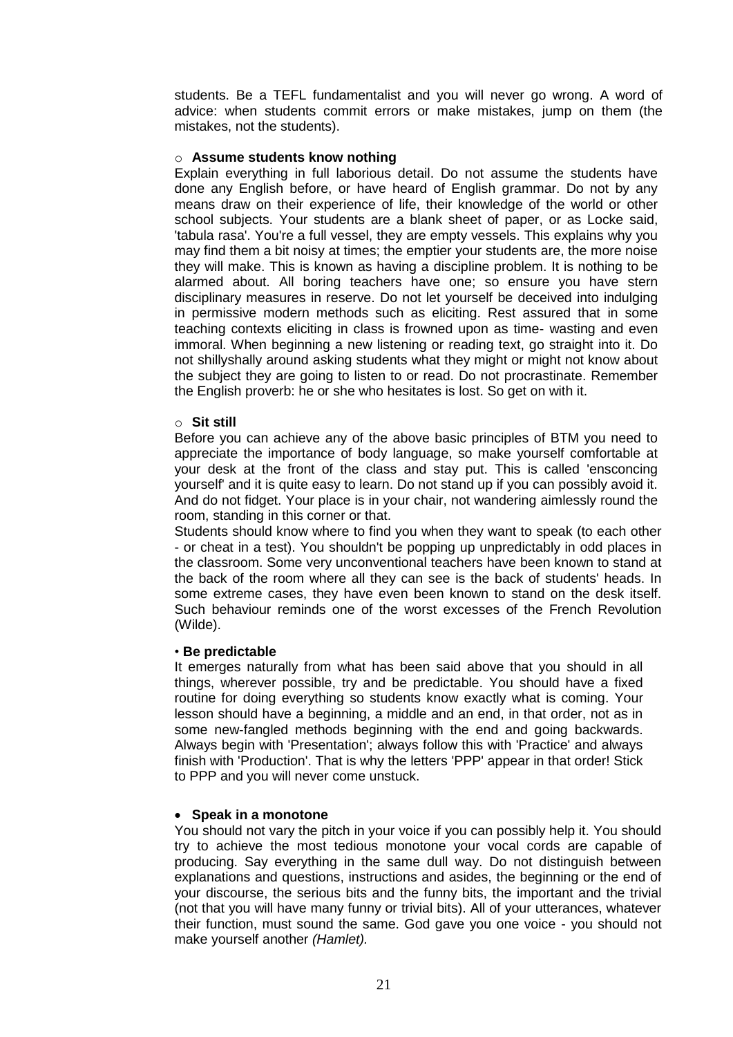students. Be a TEFL fundamentalist and you will never go wrong. A word of advice: when students commit errors or make mistakes, jump on them (the mistakes, not the students).

- **Assume students know nothing**

Explain everything in full laborious detail. Do not assume the students have done any English before, or have heard of English grammar. Do not by any means draw on their experience of life, their knowledge of the world or other school subjects. Your students are a blank sheet of paper, or as Locke said, 'tabula rasa'. You're a full vessel, they are empty vessels. This explains why you may find them a bit noisy at times; the emptier your students are, the more noise they will make. This is known as having a discipline problem. It is nothing to be alarmed about. All boring teachers have one; so ensure you have stern disciplinary measures in reserve. Do not let yourself be deceived into indulging in permissive modern methods such as eliciting. Rest assured that in some teaching contexts eliciting in class is frowned upon as time- wasting and even immoral. When beginning a new listening or reading text, go straight into it. Do not shillyshally around asking students what they might or might not know about the subject they are going to listen to or read. Do not procrastinate. Remember the English proverb: he or she who hesitates is lost. So get on with it.

- **Sit still**

Before you can achieve any of the above basic principles of BTM you need to appreciate the importance of body language, so make yourself comfortable at your desk at the front of the class and stay put. This is called 'ensconcing yourself' and it is quite easy to learn. Do not stand up if you can possibly avoid it. And do not fidget. Your place is in your chair, not wandering aimlessly round the room, standing in this corner or that.

Students should know where to find you when they want to speak (to each other - or cheat in a test). You shouldn't be popping up unpredictably in odd places in the classroom. Some very unconventional teachers have been known to stand at the back of the room where all they can see is the back of students' heads. In some extreme cases, they have even been known to stand on the desk itself. Such behaviour reminds one of the worst excesses of the French Revolution (Wilde).

- **Be predictable**

It emerges naturally from what has been said above that you should in all things, wherever possible, try and be predictable. You should have a fixed routine for doing everything so students know exactly what is coming. Your lesson should have a beginning, a middle and an end, in that order, not as in some new-fangled methods beginning with the end and going backwards. Always begin with 'Presentation'; always follow this with 'Practice' and always finish with 'Production'. That is why the letters 'PPP' appear in that order! Stick to PPP and you will never come unstuck.

- **Speak in a monotone**

You should not vary the pitch in your voice if you can possibly help it. You should try to achieve the most tedious monotone your vocal cords are capable of producing. Say everything in the same dull way. Do not distinguish between explanations and questions, instructions and asides, the beginning or the end of your discourse, the serious bits and the funny bits, the important and the trivial (not that you will have many funny or trivial bits). All of your utterances, whatever their function, must sound the same. God gave you one voice - you should not make yourself another *(Hamlet).*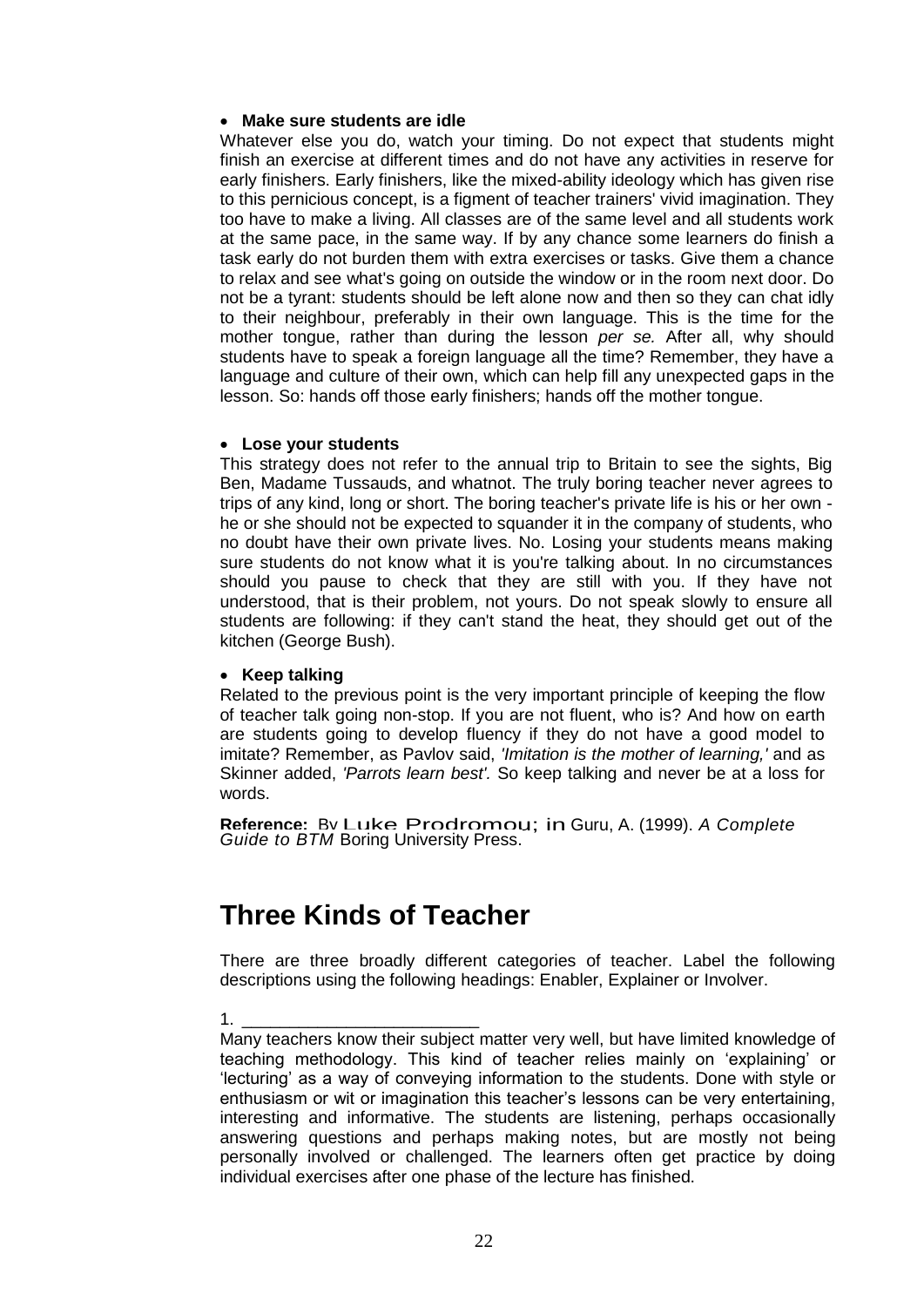- **Make sure students are idle**

Whatever else you do, watch your timing. Do not expect that students might finish an exercise at different times and do not have any activities in reserve for early finishers. Early finishers, like the mixed-ability ideology which has given rise to this pernicious concept, is a figment of teacher trainers' vivid imagination. They too have to make a living. All classes are of the same level and all students work at the same pace, in the same way. If by any chance some learners do finish a task early do not burden them with extra exercises or tasks. Give them a chance to relax and see what's going on outside the window or in the room next door. Do not be a tyrant: students should be left alone now and then so they can chat idly to their neighbour, preferably in their own language. This is the time for the mother tongue, rather than during the lesson *per se.* After all, why should students have to speak a foreign language all the time? Remember, they have a language and culture of their own, which can help fill any unexpected gaps in the lesson. So: hands off those early finishers; hands off the mother tongue.

- **Lose your students**

This strategy does not refer to the annual trip to Britain to see the sights, Big Ben, Madame Tussauds, and whatnot. The truly boring teacher never agrees to trips of any kind, long or short. The boring teacher's private life is his or her own - he or she should not be expected to squander it in the company of students, who no doubt have their own private lives. No. Losing your students means making sure students do not know what it is you're talking about. In no circumstances should you pause to check that they are still with you. If they have not understood, that is their problem, not yours. Do not speak slowly to ensure all students are following: if they can't stand the heat, they should get out of the kitchen (George Bush).

- **Keep talking**

Related to the previous point is the very important principle of keeping the flow of teacher talk going non-stop. If you are not fluent, who is? And how on earth are students going to develop fluency if they do not have a good model to imitate? Remember, as Pavlov said, *'Imitation is the mother of learning,'* and as Skinner added, *'Parrots learn best'.* So keep talking and never be at a loss for words.

**Reference:** By Luke Prodromou; in Guru, A. (1999). *A Complete Guide to BTM* Boring University Press.

# Three Kinds of Teacher

There are three broadly different categories of teacher. Label the following descriptions using the following headings: Enabler, Explainer or Involver.

1. ________________________

Many teachers know their subject matter very well, but have limited knowledge of teaching methodology. This kind of teacher relies mainly on 'explaining' or 'lecturing' as a way of conveying information to the students. Done with style or enthusiasm or wit or imagination this teacher's lessons can be very entertaining, interesting and informative. The students are listening, perhaps occasionally answering questions and perhaps making notes, but are mostly not being personally involved or challenged. The learners often get practice by doing individual exercises after one phase of the lecture has finished.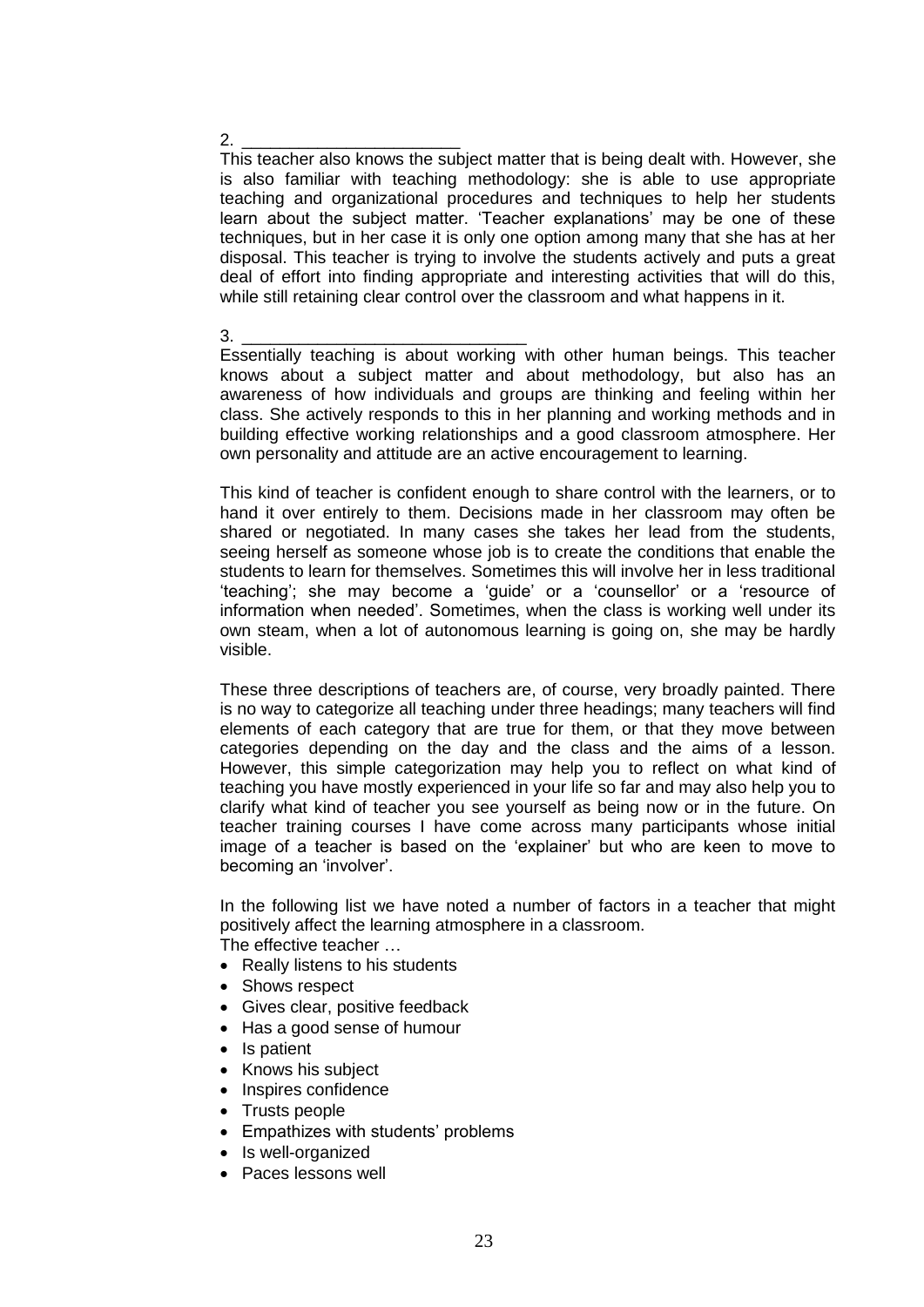2. ______________________

This teacher also knows the subject matter that is being dealt with. However, she is also familiar with teaching methodology: she is able to use appropriate teaching and organizational procedures and techniques to help her students learn about the subject matter. 'Teacher explanations' may be one of these techniques, but in her case it is only one option among many that she has at her disposal. This teacher is trying to involve the students actively and puts a great deal of effort into finding appropriate and interesting activities that will do this, while still retaining clear control over the classroom and what happens in it.

3. ______________________________

Essentially teaching is about working with other human beings. This teacher knows about a subject matter and about methodology, but also has an awareness of how individuals and groups are thinking and feeling within her class. She actively responds to this in her planning and working methods and in building effective working relationships and a good classroom atmosphere. Her own personality and attitude are an active encouragement to learning.

This kind of teacher is confident enough to share control with the learners, or to hand it over entirely to them. Decisions made in her classroom may often be shared or negotiated. In many cases she takes her lead from the students, seeing herself as someone whose job is to create the conditions that enable the students to learn for themselves. Sometimes this will involve her in less traditional 'teaching'; she may become a 'guide' or a 'counsellor' or a 'resource of information when needed'. Sometimes, when the class is working well under its own steam, when a lot of autonomous learning is going on, she may be hardly visible.

These three descriptions of teachers are, of course, very broadly painted. There is no way to categorize all teaching under three headings; many teachers will find elements of each category that are true for them, or that they move between categories depending on the day and the class and the aims of a lesson. However, this simple categorization may help you to reflect on what kind of teaching you have mostly experienced in your life so far and may also help you to clarify what kind of teacher you see yourself as being now or in the future. On teacher training courses I have come across many participants whose initial image of a teacher is based on the 'explainer' but who are keen to move to becoming an 'involver'.

In the following list we have noted a number of factors in a teacher that might positively affect the learning atmosphere in a classroom.

The effective teacher …

- Really listens to his students
- Shows respect
- Gives clear, positive feedback
- Has a good sense of humour
- Is patient
- Knows his subject
- Inspires confidence
- Trusts people
- Empathizes with students' problems
- Is well-organized
- Paces lessons well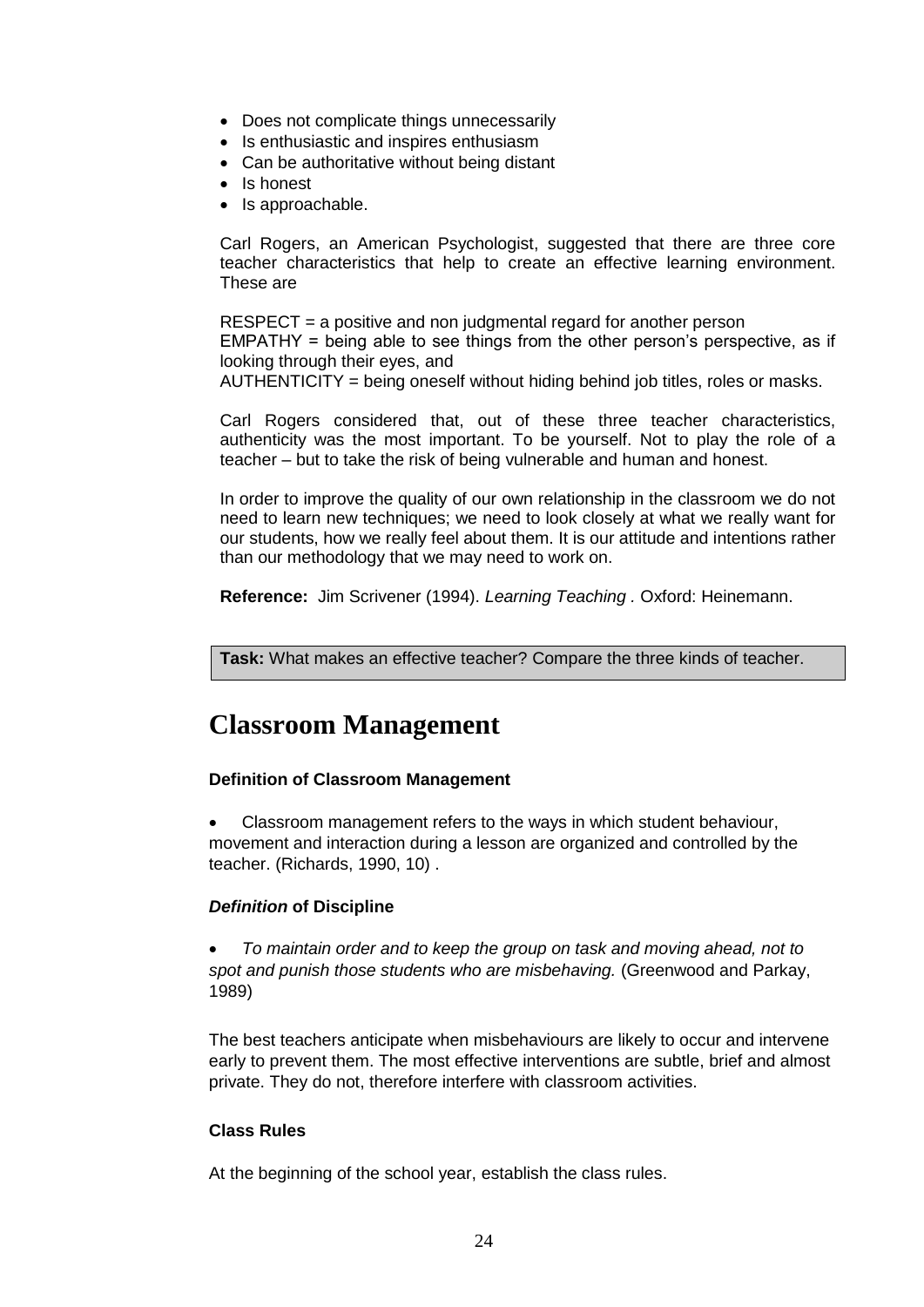- Does not complicate things unnecessarily
- Is enthusiastic and inspires enthusiasm
- Can be authoritative without being distant
- Is honest
- Is approachable.

Carl Rogers, an American Psychologist, suggested that there are three core teacher characteristics that help to create an effective learning environment. These are

RESPECT = a positive and non judgmental regard for another person
EMPATHY = being able to see things from the other person's perspective, as if looking through their eyes, and
AUTHENTICITY = being oneself without hiding behind job titles, roles or masks.

Carl Rogers considered that, out of these three teacher characteristics, authenticity was the most important. To be yourself. Not to play the role of a teacher – but to take the risk of being vulnerable and human and honest.

In order to improve the quality of our own relationship in the classroom we do not need to learn new techniques; we need to look closely at what we really want for our students, how we really feel about them. It is our attitude and intentions rather than our methodology that we may need to work on.

**Reference:** Jim Scrivener (1994). *Learning Teaching .* Oxford: Heinemann.

**Task:** What makes an effective teacher? Compare the three kinds of teacher.

# Classroom Management

**Definition of Classroom Management**

- Classroom management refers to the ways in which student behaviour, movement and interaction during a lesson are organized and controlled by the teacher. (Richards, 1990, 10) .

***Definition* of Discipline**

- *To maintain order and to keep the group on task and moving ahead, not to spot and punish those students who are misbehaving.* (Greenwood and Parkay, 1989)

The best teachers anticipate when misbehaviours are likely to occur and intervene early to prevent them. The most effective interventions are subtle, brief and almost private. They do not, therefore interfere with classroom activities.

**Class Rules**

At the beginning of the school year, establish the class rules.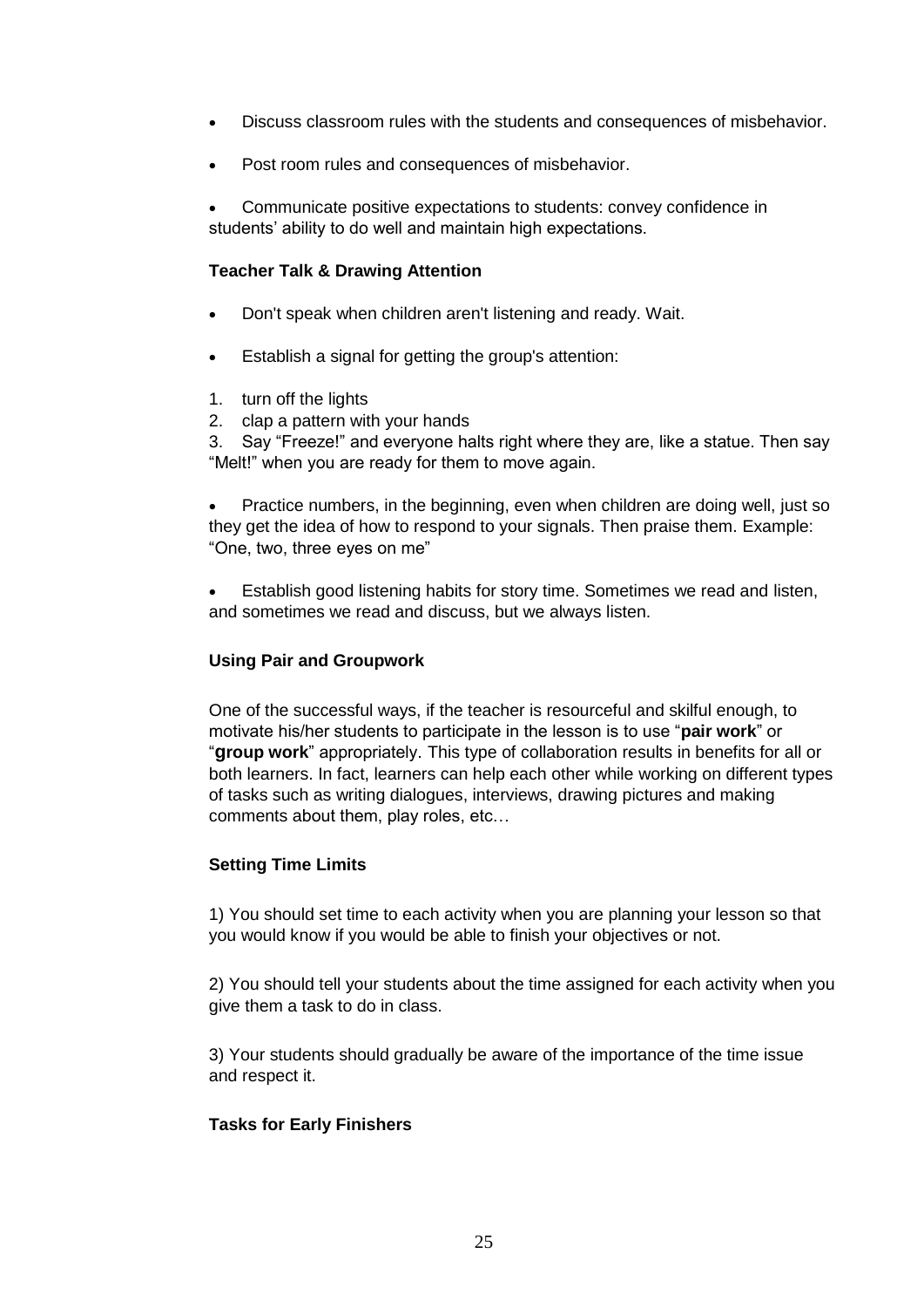- Discuss classroom rules with the students and consequences of misbehavior.
- Post room rules and consequences of misbehavior.
- Communicate positive expectations to students: convey confidence in students' ability to do well and maintain high expectations.

**Teacher Talk & Drawing Attention**

- Don't speak when children aren't listening and ready. Wait.
- Establish a signal for getting the group's attention:

1. turn off the lights
2. clap a pattern with your hands
3. Say "Freeze!" and everyone halts right where they are, like a statue. Then say "Melt!" when you are ready for them to move again.

- Practice numbers, in the beginning, even when children are doing well, just so they get the idea of how to respond to your signals. Then praise them. Example: "One, two, three eyes on me"
- Establish good listening habits for story time. Sometimes we read and listen, and sometimes we read and discuss, but we always listen.

**Using Pair and Groupwork**

One of the successful ways, if the teacher is resourceful and skilful enough, to motivate his/her students to participate in the lesson is to use "**pair work**" or "**group work**" appropriately. This type of collaboration results in benefits for all or both learners. In fact, learners can help each other while working on different types of tasks such as writing dialogues, interviews, drawing pictures and making comments about them, play roles, etc…

**Setting Time Limits**

1) You should set time to each activity when you are planning your lesson so that you would know if you would be able to finish your objectives or not.

2) You should tell your students about the time assigned for each activity when you give them a task to do in class.

3) Your students should gradually be aware of the importance of the time issue and respect it.

**Tasks for Early Finishers**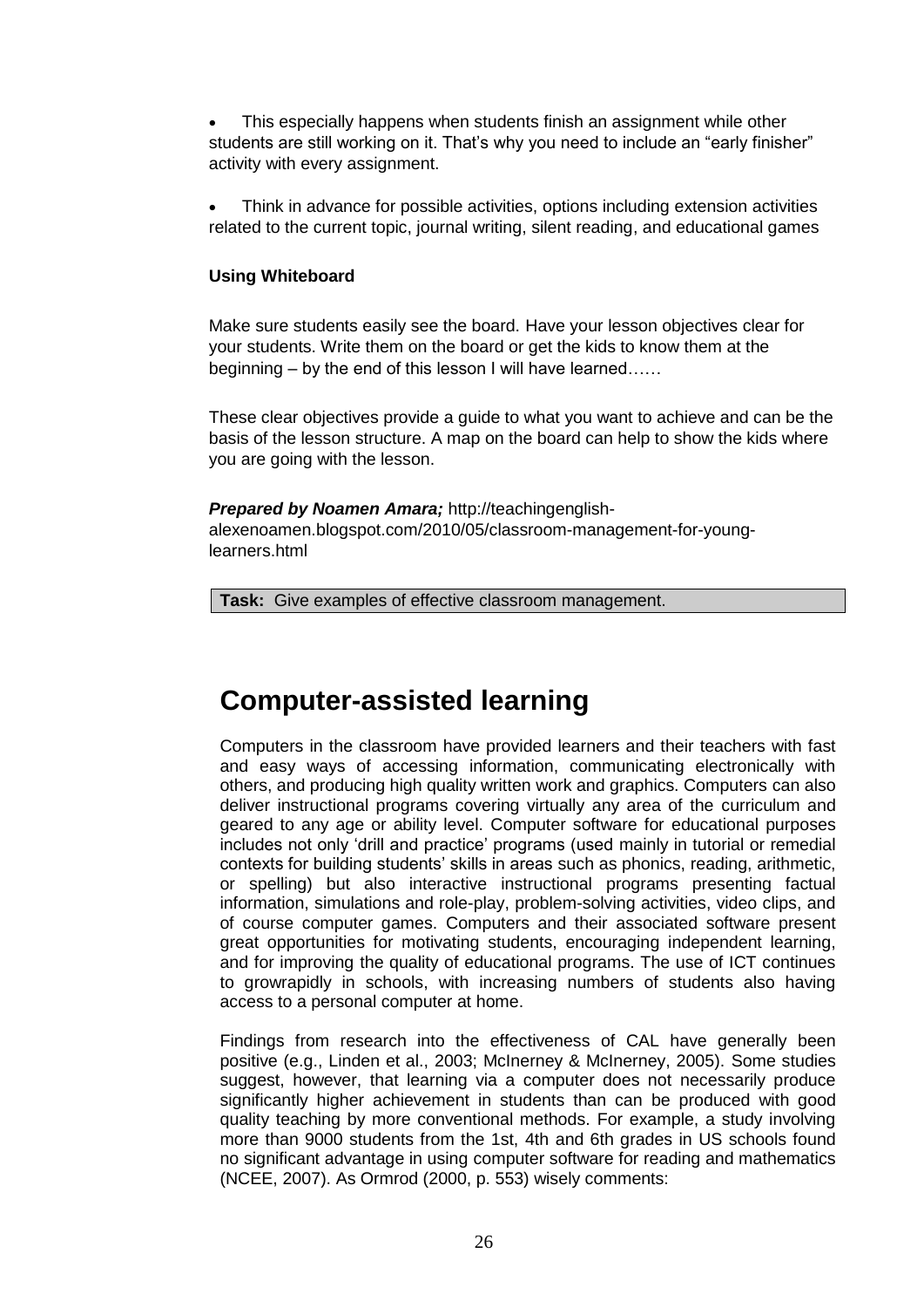- This especially happens when students finish an assignment while other students are still working on it. That's why you need to include an "early finisher" activity with every assignment.

- Think in advance for possible activities, options including extension activities related to the current topic, journal writing, silent reading, and educational games

**Using Whiteboard**

Make sure students easily see the board. Have your lesson objectives clear for your students. Write them on the board or get the kids to know them at the beginning – by the end of this lesson I will have learned……

These clear objectives provide a guide to what you want to achieve and can be the basis of the lesson structure. A map on the board can help to show the kids where you are going with the lesson.

***Prepared by Noamen Amara;*** http://teachingenglish-alexenoamen.blogspot.com/2010/05/classroom-management-for-young-learners.html

**Task:** Give examples of effective classroom management.

# Computer-assisted learning

Computers in the classroom have provided learners and their teachers with fast and easy ways of accessing information, communicating electronically with others, and producing high quality written work and graphics. Computers can also deliver instructional programs covering virtually any area of the curriculum and geared to any age or ability level. Computer software for educational purposes includes not only 'drill and practice' programs (used mainly in tutorial or remedial contexts for building students' skills in areas such as phonics, reading, arithmetic, or spelling) but also interactive instructional programs presenting factual information, simulations and role-play, problem-solving activities, video clips, and of course computer games. Computers and their associated software present great opportunities for motivating students, encouraging independent learning, and for improving the quality of educational programs. The use of ICT continues to growrapidly in schools, with increasing numbers of students also having access to a personal computer at home.

Findings from research into the effectiveness of CAL have generally been positive (e.g., Linden et al., 2003; McInerney & McInerney, 2005). Some studies suggest, however, that learning via a computer does not necessarily produce significantly higher achievement in students than can be produced with good quality teaching by more conventional methods. For example, a study involving more than 9000 students from the 1st, 4th and 6th grades in US schools found no significant advantage in using computer software for reading and mathematics (NCEE, 2007). As Ormrod (2000, p. 553) wisely comments: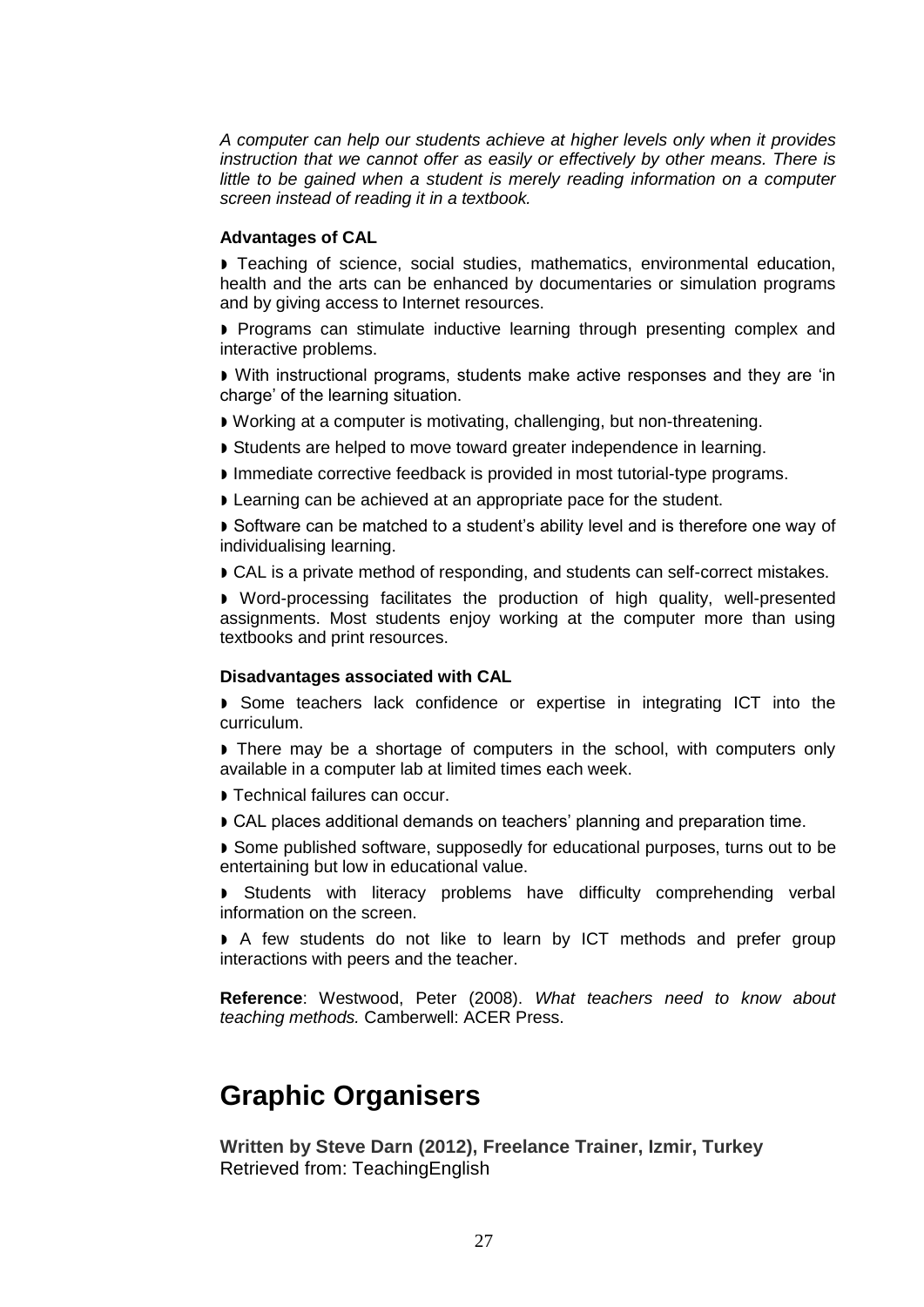*A computer can help our students achieve at higher levels only when it provides instruction that we cannot offer as easily or effectively by other means. There is little to be gained when a student is merely reading information on a computer screen instead of reading it in a textbook.*

**Advantages of CAL**

- Teaching of science, social studies, mathematics, environmental education, health and the arts can be enhanced by documentaries or simulation programs and by giving access to Internet resources.
- Programs can stimulate inductive learning through presenting complex and interactive problems.
- With instructional programs, students make active responses and they are 'in charge' of the learning situation.
- Working at a computer is motivating, challenging, but non-threatening.
- Students are helped to move toward greater independence in learning.
- Immediate corrective feedback is provided in most tutorial-type programs.
- Learning can be achieved at an appropriate pace for the student.
- Software can be matched to a student's ability level and is therefore one way of individualising learning.
- CAL is a private method of responding, and students can self-correct mistakes.
- Word-processing facilitates the production of high quality, well-presented assignments. Most students enjoy working at the computer more than using textbooks and print resources.

**Disadvantages associated with CAL**

- Some teachers lack confidence or expertise in integrating ICT into the curriculum.
- There may be a shortage of computers in the school, with computers only available in a computer lab at limited times each week.
- Technical failures can occur.
- CAL places additional demands on teachers' planning and preparation time.
- Some published software, supposedly for educational purposes, turns out to be entertaining but low in educational value.
- Students with literacy problems have difficulty comprehending verbal information on the screen.
- A few students do not like to learn by ICT methods and prefer group interactions with peers and the teacher.

**Reference**: Westwood, Peter (2008). *What teachers need to know about teaching methods.* Camberwell: ACER Press.

# Graphic Organisers

**Written by Steve Darn (2012), Freelance Trainer, Izmir, Turkey**
Retrieved from: TeachingEnglish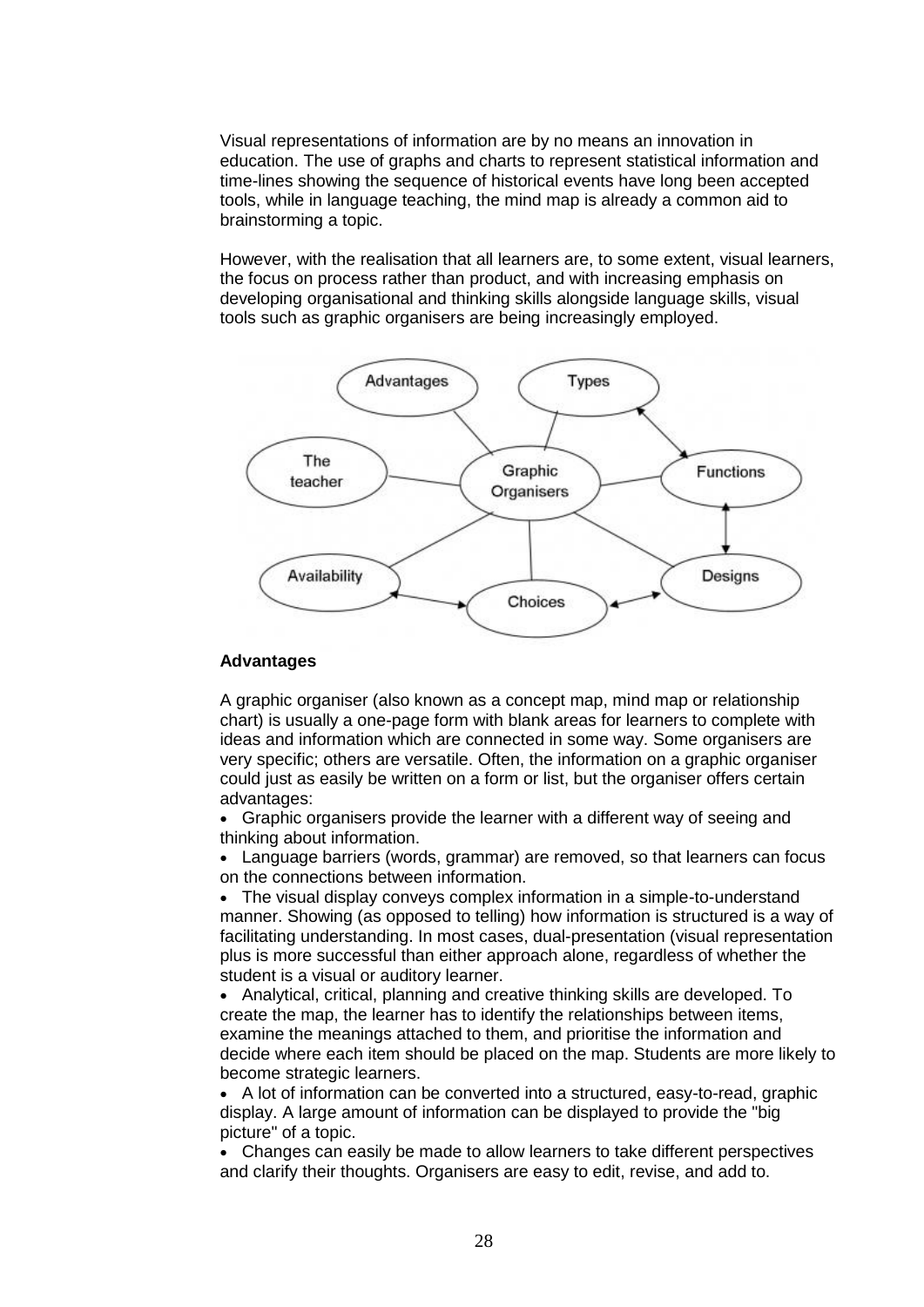Visual representations of information are by no means an innovation in education. The use of graphs and charts to represent statistical information and time-lines showing the sequence of historical events have long been accepted tools, while in language teaching, the mind map is already a common aid to brainstorming a topic.

However, with the realisation that all learners are, to some extent, visual learners, the focus on process rather than product, and with increasing emphasis on developing organisational and thinking skills alongside language skills, visual tools such as graphic organisers are being increasingly employed.

### Advantages

A graphic organiser (also known as a concept map, mind map or relationship chart) is usually a one-page form with blank areas for learners to complete with ideas and information which are connected in some way. Some organisers are very specific; others are versatile. Often, the information on a graphic organiser could just as easily be written on a form or list, but the organiser offers certain advantages:

- Graphic organisers provide the learner with a different way of seeing and thinking about information.
- Language barriers (words, grammar) are removed, so that learners can focus on the connections between information.
- The visual display conveys complex information in a simple-to-understand manner. Showing (as opposed to telling) how information is structured is a way of facilitating understanding. In most cases, dual-presentation (visual representation plus is more successful than either approach alone, regardless of whether the student is a visual or auditory learner.
- Analytical, critical, planning and creative thinking skills are developed. To create the map, the learner has to identify the relationships between items, examine the meanings attached to them, and prioritise the information and decide where each item should be placed on the map. Students are more likely to become strategic learners.
- A lot of information can be converted into a structured, easy-to-read, graphic display. A large amount of information can be displayed to provide the "big picture" of a topic.
- Changes can easily be made to allow learners to take different perspectives and clarify their thoughts. Organisers are easy to edit, revise, and add to.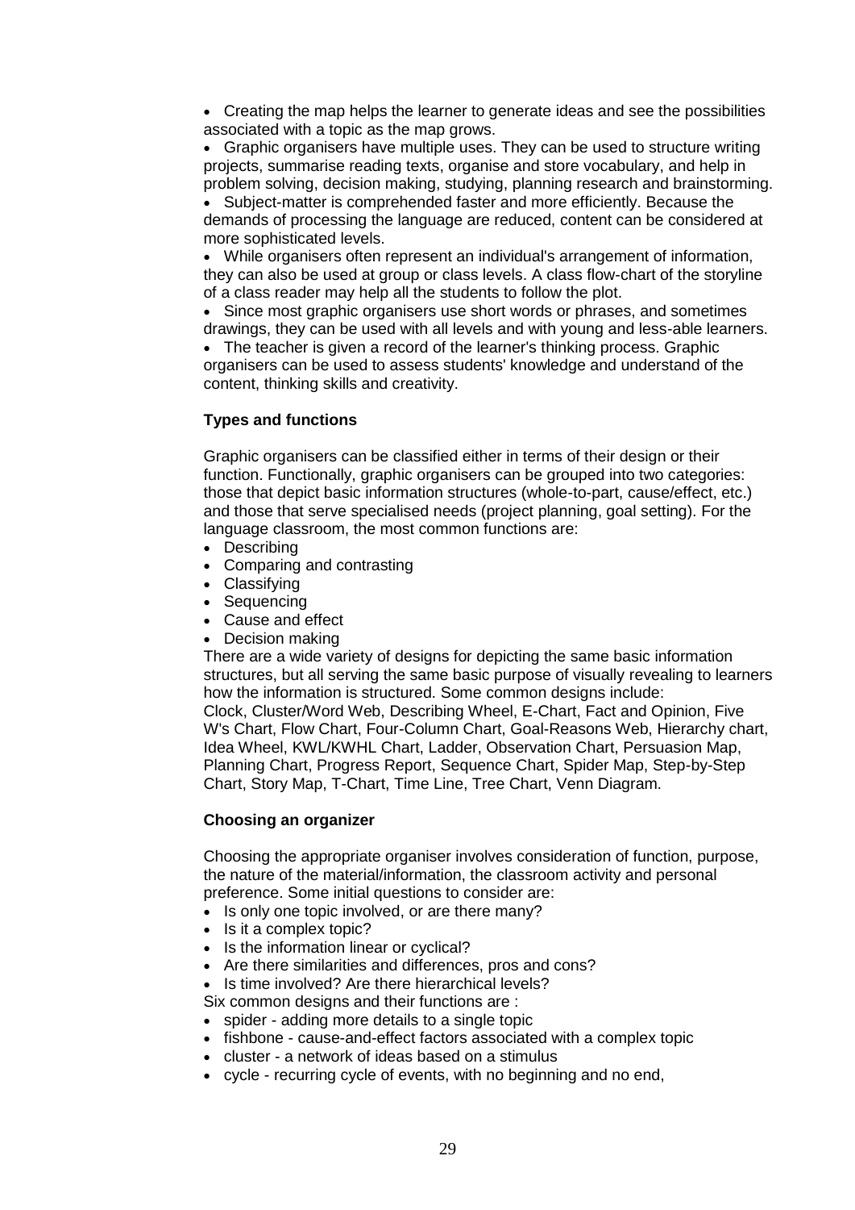- Creating the map helps the learner to generate ideas and see the possibilities associated with a topic as the map grows.
- Graphic organisers have multiple uses. They can be used to structure writing projects, summarise reading texts, organise and store vocabulary, and help in problem solving, decision making, studying, planning research and brainstorming.
- Subject-matter is comprehended faster and more efficiently. Because the demands of processing the language are reduced, content can be considered at more sophisticated levels.
- While organisers often represent an individual's arrangement of information, they can also be used at group or class levels. A class flow-chart of the storyline of a class reader may help all the students to follow the plot.
- Since most graphic organisers use short words or phrases, and sometimes drawings, they can be used with all levels and with young and less-able learners.
- The teacher is given a record of the learner's thinking process. Graphic organisers can be used to assess students' knowledge and understand of the content, thinking skills and creativity.

**Types and functions**

Graphic organisers can be classified either in terms of their design or their function. Functionally, graphic organisers can be grouped into two categories: those that depict basic information structures (whole-to-part, cause/effect, etc.) and those that serve specialised needs (project planning, goal setting). For the language classroom, the most common functions are:

- Describing
- Comparing and contrasting
- Classifying
- Sequencing
- Cause and effect
- Decision making

There are a wide variety of designs for depicting the same basic information structures, but all serving the same basic purpose of visually revealing to learners how the information is structured. Some common designs include:
Clock, Cluster/Word Web, Describing Wheel, E-Chart, Fact and Opinion, Five W's Chart, Flow Chart, Four-Column Chart, Goal-Reasons Web, Hierarchy chart, Idea Wheel, KWL/KWHL Chart, Ladder, Observation Chart, Persuasion Map, Planning Chart, Progress Report, Sequence Chart, Spider Map, Step-by-Step Chart, Story Map, T-Chart, Time Line, Tree Chart, Venn Diagram.

**Choosing an organizer**

Choosing the appropriate organiser involves consideration of function, purpose, the nature of the material/information, the classroom activity and personal preference. Some initial questions to consider are:

- Is only one topic involved, or are there many?
- Is it a complex topic?
- Is the information linear or cyclical?
- Are there similarities and differences, pros and cons?
- Is time involved? Are there hierarchical levels?

Six common designs and their functions are :

- spider - adding more details to a single topic
- fishbone - cause-and-effect factors associated with a complex topic
- cluster - a network of ideas based on a stimulus
- cycle - recurring cycle of events, with no beginning and no end,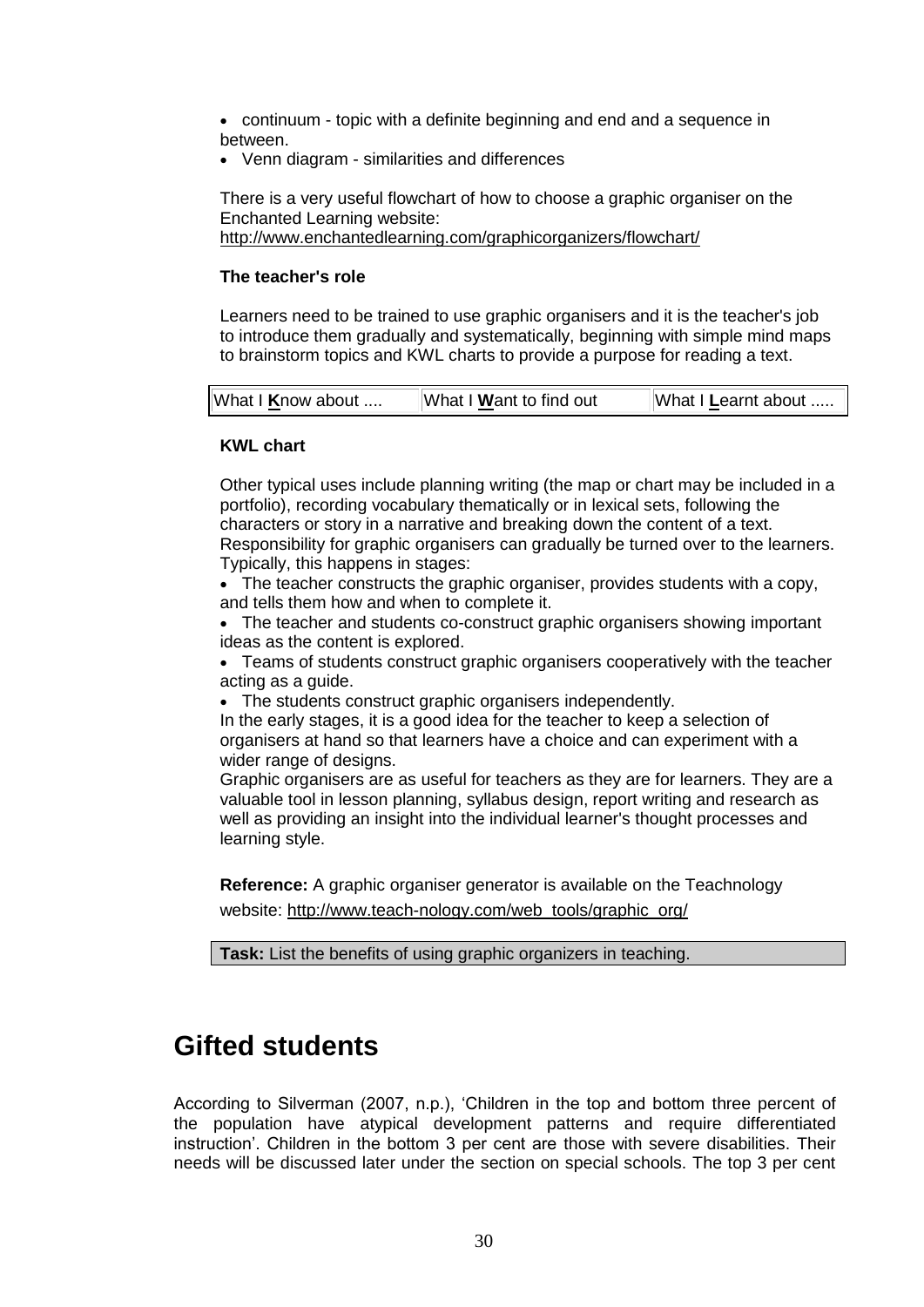- continuum - topic with a definite beginning and end and a sequence in between.
- Venn diagram - similarities and differences

There is a very useful flowchart of how to choose a graphic organiser on the Enchanted Learning website:
http://www.enchantedlearning.com/graphicorganizers/flowchart/

**The teacher's role**

Learners need to be trained to use graphic organisers and it is the teacher's job to introduce them gradually and systematically, beginning with simple mind maps to brainstorm topics and KWL charts to provide a purpose for reading a text.

| What I **K**now about .... | What I **W**ant to find out | What I **L**earnt about ..... |
|---|---|---|

**KWL chart**

Other typical uses include planning writing (the map or chart may be included in a portfolio), recording vocabulary thematically or in lexical sets, following the characters or story in a narrative and breaking down the content of a text. Responsibility for graphic organisers can gradually be turned over to the learners. Typically, this happens in stages:

- The teacher constructs the graphic organiser, provides students with a copy, and tells them how and when to complete it.
- The teacher and students co-construct graphic organisers showing important ideas as the content is explored.
- Teams of students construct graphic organisers cooperatively with the teacher acting as a guide.
- The students construct graphic organisers independently.

In the early stages, it is a good idea for the teacher to keep a selection of organisers at hand so that learners have a choice and can experiment with a wider range of designs.

Graphic organisers are as useful for teachers as they are for learners. They are a valuable tool in lesson planning, syllabus design, report writing and research as well as providing an insight into the individual learner's thought processes and learning style.

**Reference:** A graphic organiser generator is available on the Teachnology website: http://www.teach-nology.com/web_tools/graphic_org/

**Task:** List the benefits of using graphic organizers in teaching.

# Gifted students

According to Silverman (2007, n.p.), 'Children in the top and bottom three percent of the population have atypical development patterns and require differentiated instruction'. Children in the bottom 3 per cent are those with severe disabilities. Their needs will be discussed later under the section on special schools. The top 3 per cent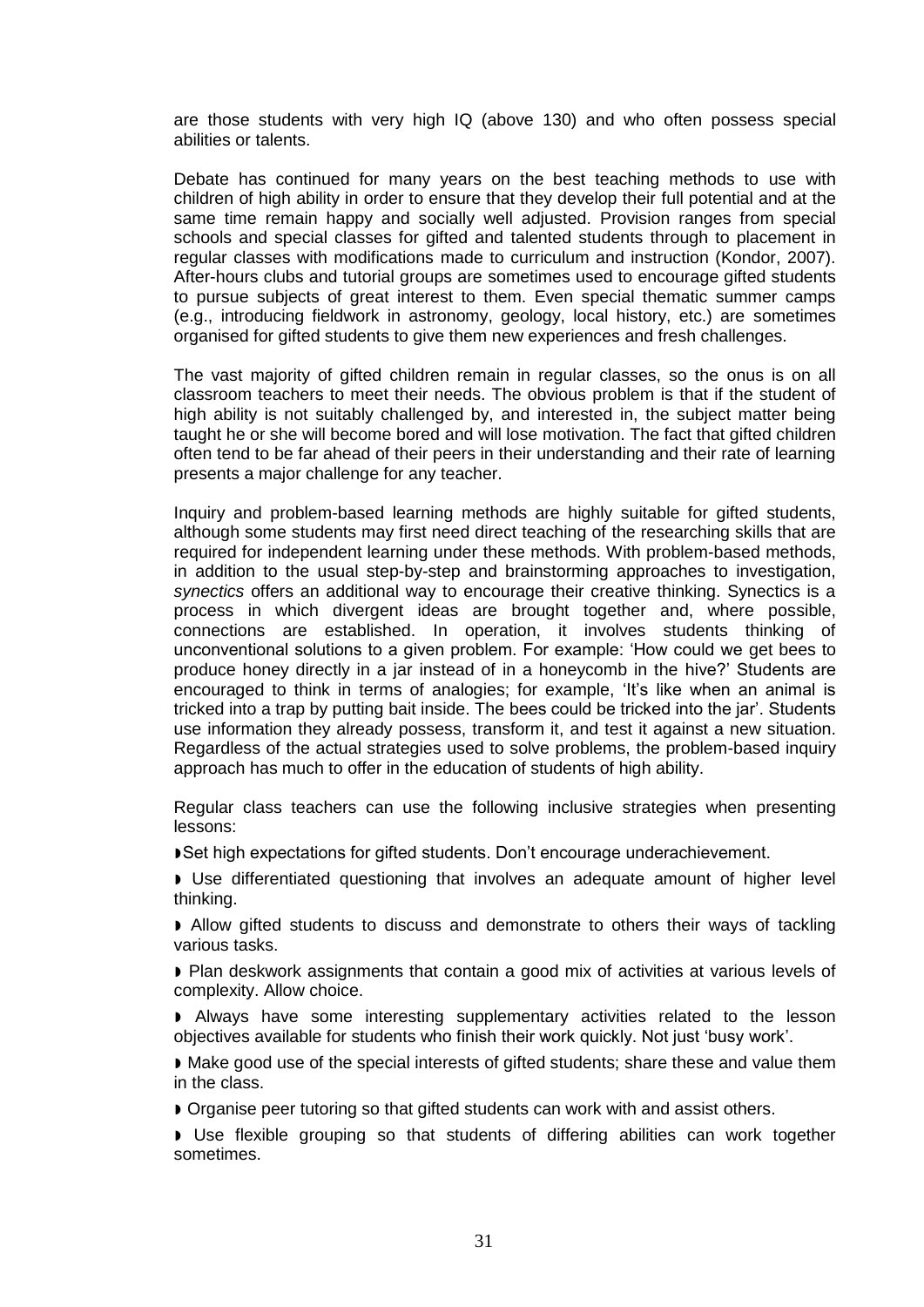are those students with very high IQ (above 130) and who often possess special abilities or talents.

Debate has continued for many years on the best teaching methods to use with children of high ability in order to ensure that they develop their full potential and at the same time remain happy and socially well adjusted. Provision ranges from special schools and special classes for gifted and talented students through to placement in regular classes with modifications made to curriculum and instruction (Kondor, 2007). After-hours clubs and tutorial groups are sometimes used to encourage gifted students to pursue subjects of great interest to them. Even special thematic summer camps (e.g., introducing fieldwork in astronomy, geology, local history, etc.) are sometimes organised for gifted students to give them new experiences and fresh challenges.

The vast majority of gifted children remain in regular classes, so the onus is on all classroom teachers to meet their needs. The obvious problem is that if the student of high ability is not suitably challenged by, and interested in, the subject matter being taught he or she will become bored and will lose motivation. The fact that gifted children often tend to be far ahead of their peers in their understanding and their rate of learning presents a major challenge for any teacher.

Inquiry and problem-based learning methods are highly suitable for gifted students, although some students may first need direct teaching of the researching skills that are required for independent learning under these methods. With problem-based methods, in addition to the usual step-by-step and brainstorming approaches to investigation, *synectics* offers an additional way to encourage their creative thinking. Synectics is a process in which divergent ideas are brought together and, where possible, connections are established. In operation, it involves students thinking of unconventional solutions to a given problem. For example: 'How could we get bees to produce honey directly in a jar instead of in a honeycomb in the hive?' Students are encouraged to think in terms of analogies; for example, 'It's like when an animal is tricked into a trap by putting bait inside. The bees could be tricked into the jar'. Students use information they already possess, transform it, and test it against a new situation. Regardless of the actual strategies used to solve problems, the problem-based inquiry approach has much to offer in the education of students of high ability.

Regular class teachers can use the following inclusive strategies when presenting lessons:

- Set high expectations for gifted students. Don't encourage underachievement.
- Use differentiated questioning that involves an adequate amount of higher level thinking.
- Allow gifted students to discuss and demonstrate to others their ways of tackling various tasks.
- Plan deskwork assignments that contain a good mix of activities at various levels of complexity. Allow choice.
- Always have some interesting supplementary activities related to the lesson objectives available for students who finish their work quickly. Not just 'busy work'.
- Make good use of the special interests of gifted students; share these and value them in the class.
- Organise peer tutoring so that gifted students can work with and assist others.
- Use flexible grouping so that students of differing abilities can work together sometimes.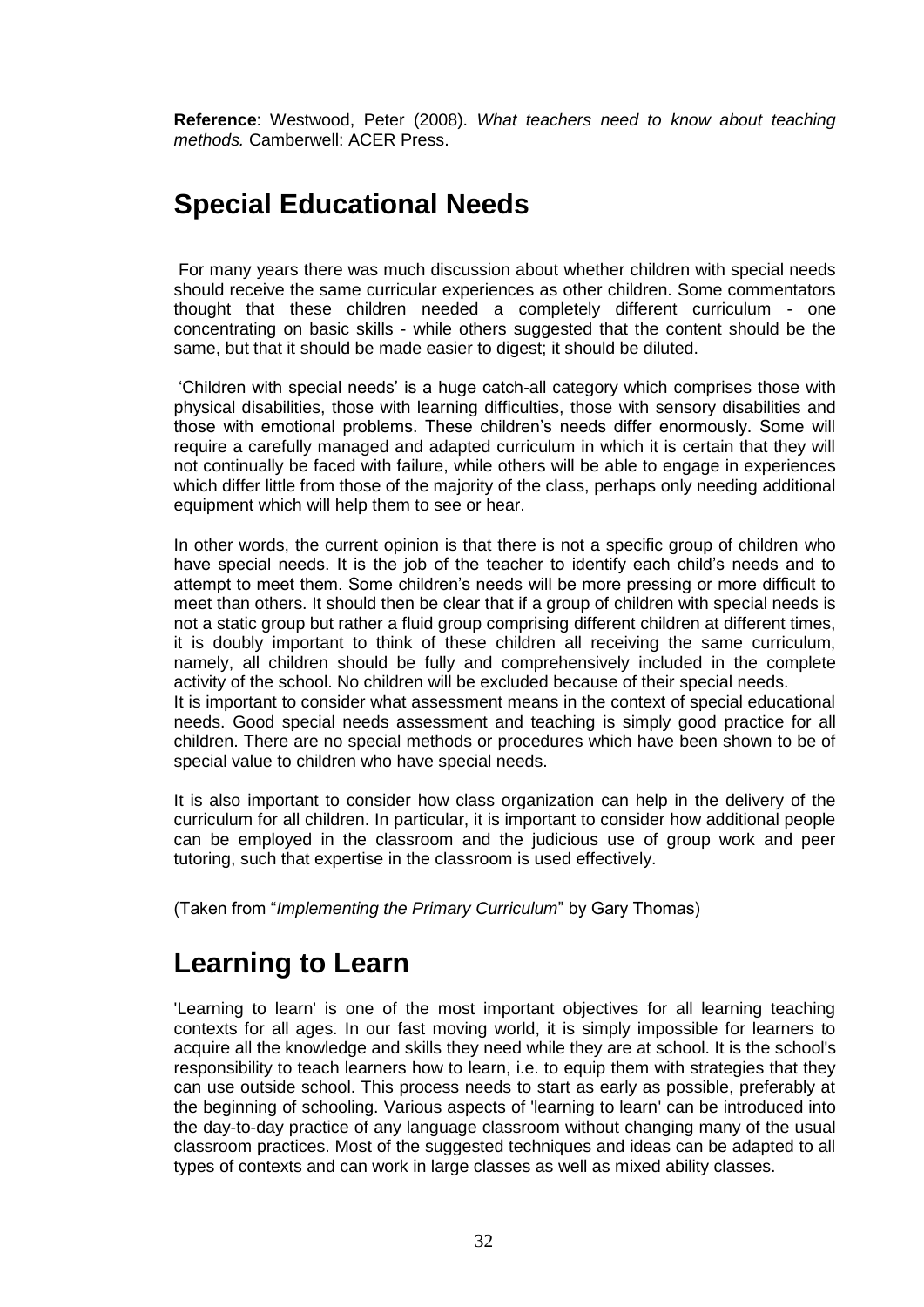**Reference**: Westwood, Peter (2008). *What teachers need to know about teaching methods.* Camberwell: ACER Press.

## Special Educational Needs

For many years there was much discussion about whether children with special needs should receive the same curricular experiences as other children. Some commentators thought that these children needed a completely different curriculum - one concentrating on basic skills - while others suggested that the content should be the same, but that it should be made easier to digest; it should be diluted.

'Children with special needs' is a huge catch-all category which comprises those with physical disabilities, those with learning difficulties, those with sensory disabilities and those with emotional problems. These children's needs differ enormously. Some will require a carefully managed and adapted curriculum in which it is certain that they will not continually be faced with failure, while others will be able to engage in experiences which differ little from those of the majority of the class, perhaps only needing additional equipment which will help them to see or hear.

In other words, the current opinion is that there is not a specific group of children who have special needs. It is the job of the teacher to identify each child's needs and to attempt to meet them. Some children's needs will be more pressing or more difficult to meet than others. It should then be clear that if a group of children with special needs is not a static group but rather a fluid group comprising different children at different times, it is doubly important to think of these children all receiving the same curriculum, namely, all children should be fully and comprehensively included in the complete activity of the school. No children will be excluded because of their special needs.
It is important to consider what assessment means in the context of special educational needs. Good special needs assessment and teaching is simply good practice for all children. There are no special methods or procedures which have been shown to be of special value to children who have special needs.

It is also important to consider how class organization can help in the delivery of the curriculum for all children. In particular, it is important to consider how additional people can be employed in the classroom and the judicious use of group work and peer tutoring, such that expertise in the classroom is used effectively.

(Taken from "*Implementing the Primary Curriculum*" by Gary Thomas)

## Learning to Learn

'Learning to learn' is one of the most important objectives for all learning teaching contexts for all ages. In our fast moving world, it is simply impossible for learners to acquire all the knowledge and skills they need while they are at school. It is the school's responsibility to teach learners how to learn, i.e. to equip them with strategies that they can use outside school. This process needs to start as early as possible, preferably at the beginning of schooling. Various aspects of 'learning to learn' can be introduced into the day-to-day practice of any language classroom without changing many of the usual classroom practices. Most of the suggested techniques and ideas can be adapted to all types of contexts and can work in large classes as well as mixed ability classes.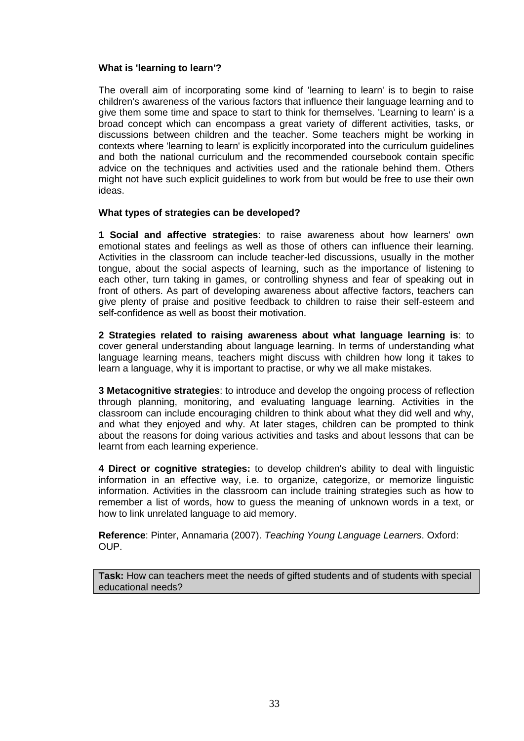**What is 'learning to learn'?**

The overall aim of incorporating some kind of 'learning to learn' is to begin to raise children's awareness of the various factors that influence their language learning and to give them some time and space to start to think for themselves. 'Learning to learn' is a broad concept which can encompass a great variety of different activities, tasks, or discussions between children and the teacher. Some teachers might be working in contexts where 'learning to learn' is explicitly incorporated into the curriculum guidelines and both the national curriculum and the recommended coursebook contain specific advice on the techniques and activities used and the rationale behind them. Others might not have such explicit guidelines to work from but would be free to use their own ideas.

**What types of strategies can be developed?**

**1 Social and affective strategies**: to raise awareness about how learners' own emotional states and feelings as well as those of others can influence their learning. Activities in the classroom can include teacher-led discussions, usually in the mother tongue, about the social aspects of learning, such as the importance of listening to each other, turn taking in games, or controlling shyness and fear of speaking out in front of others. As part of developing awareness about affective factors, teachers can give plenty of praise and positive feedback to children to raise their self-esteem and self-confidence as well as boost their motivation.

**2 Strategies related to raising awareness about what language learning is**: to cover general understanding about language learning. In terms of understanding what language learning means, teachers might discuss with children how long it takes to learn a language, why it is important to practise, or why we all make mistakes.

**3 Metacognitive strategies**: to introduce and develop the ongoing process of reflection through planning, monitoring, and evaluating language learning. Activities in the classroom can include encouraging children to think about what they did well and why, and what they enjoyed and why. At later stages, children can be prompted to think about the reasons for doing various activities and tasks and about lessons that can be learnt from each learning experience.

**4 Direct or cognitive strategies:** to develop children's ability to deal with linguistic information in an effective way, i.e. to organize, categorize, or memorize linguistic information. Activities in the classroom can include training strategies such as how to remember a list of words, how to guess the meaning of unknown words in a text, or how to link unrelated language to aid memory.

**Reference**: Pinter, Annamaria (2007). *Teaching Young Language Learners*. Oxford: OUP.

**Task:** How can teachers meet the needs of gifted students and of students with special educational needs?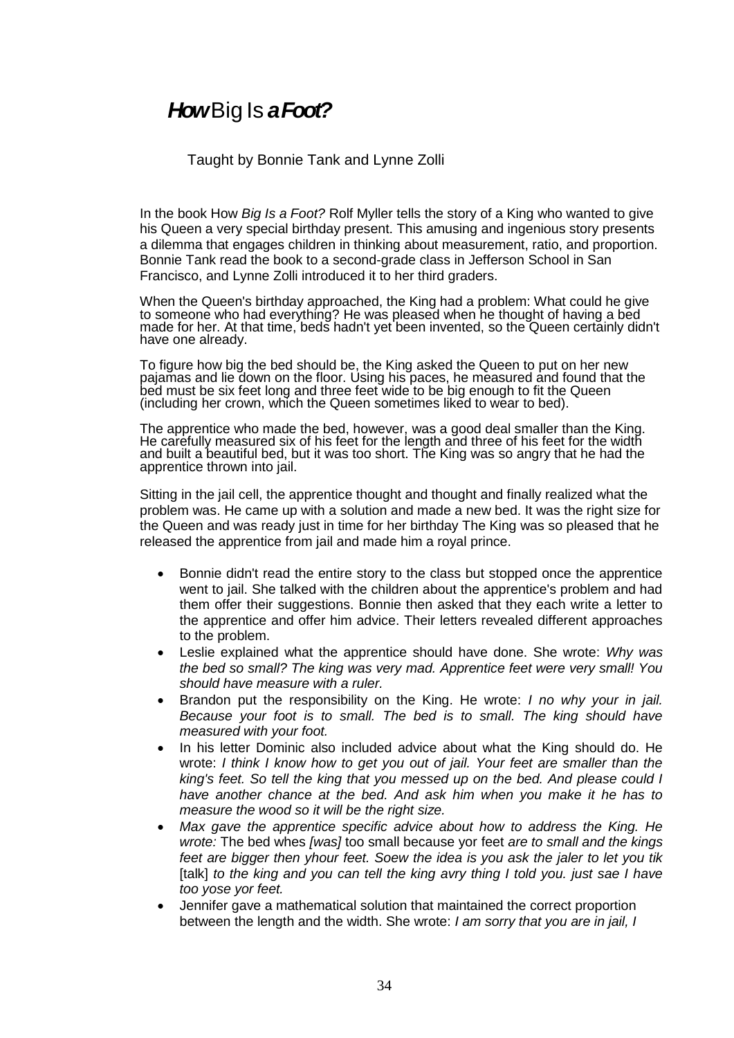# ***How*** Big Is ***a Foot?***

Taught by Bonnie Tank and Lynne Zolli

In the book How *Big Is a Foot?* Rolf Myller tells the story of a King who wanted to give his Queen a very special birthday present. This amusing and ingenious story presents a dilemma that engages children in thinking about measurement, ratio, and proportion. Bonnie Tank read the book to a second-grade class in Jefferson School in San Francisco, and Lynne Zolli introduced it to her third graders.

When the Queen's birthday approached, the King had a problem: What could he give to someone who had everything? He was pleased when he thought of having a bed made for her. At that time, beds hadn't yet been invented, so the Queen certainly didn't have one already.

To figure how big the bed should be, the King asked the Queen to put on her new pajamas and lie down on the floor. Using his paces, he measured and found that the bed must be six feet long and three feet wide to be big enough to fit the Queen (including her crown, which the Queen sometimes liked to wear to bed).

The apprentice who made the bed, however, was a good deal smaller than the King. He carefully measured six of his feet for the length and three of his feet for the width and built a beautiful bed, but it was too short. The King was so angry that he had the apprentice thrown into jail.

Sitting in the jail cell, the apprentice thought and thought and finally realized what the problem was. He came up with a solution and made a new bed. It was the right size for the Queen and was ready just in time for her birthday The King was so pleased that he released the apprentice from jail and made him a royal prince.

- Bonnie didn't read the entire story to the class but stopped once the apprentice went to jail. She talked with the children about the apprentice's problem and had them offer their suggestions. Bonnie then asked that they each write a letter to the apprentice and offer him advice. Their letters revealed different approaches to the problem.
- Leslie explained what the apprentice should have done. She wrote: *Why was the bed so small? The king was very mad. Apprentice feet were very small! You should have measure with a ruler.*
- Brandon put the responsibility on the King. He wrote: *I no why your in jail. Because your foot is to small. The bed is to small. The king should have measured with your foot.*
- In his letter Dominic also included advice about what the King should do. He wrote: *I think I know how to get you out of jail. Your feet are smaller than the king's feet. So tell the king that you messed up on the bed. And please could I have another chance at the bed. And ask him when you make it he has to measure the wood so it will be the right size.*
- *Max gave the apprentice specific advice about how to address the King. He wrote:* The bed whes *[was]* too small because yor feet *are to small and the kings feet are bigger then yhour feet. Soew the idea is you ask the jaler to let you tik* [talk] *to the king and you can tell the king avry thing I told you. just sae I have too yose yor feet.*
- Jennifer gave a mathematical solution that maintained the correct proportion between the length and the width. She wrote: *I am sorry that you are in jail, I*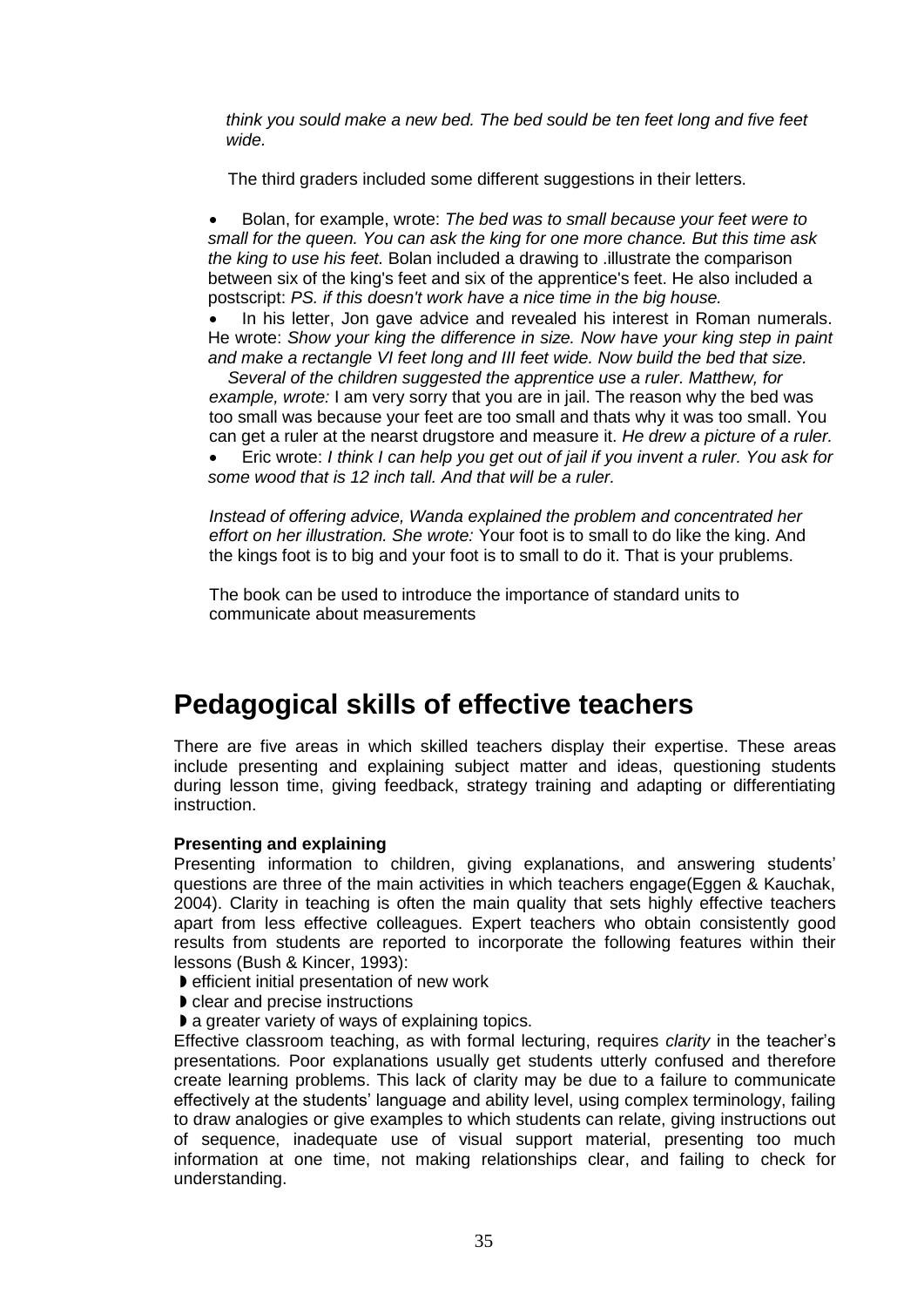*think you sould make a new bed. The bed sould be ten feet long and five feet wide.*

The third graders included some different suggestions in their letters.

- Bolan, for example, wrote: *The bed was to small because your feet were to small for the queen. You can ask the king for one more chance. But this time ask the king to use his feet.* Bolan included a drawing to .illustrate the comparison between six of the king's feet and six of the apprentice's feet. He also included a postscript: *PS. if this doesn't work have a nice time in the big house.*
- In his letter, Jon gave advice and revealed his interest in Roman numerals. He wrote: *Show your king the difference in size. Now have your king step in paint and make a rectangle VI feet long and III feet wide. Now build the bed that size.*

*Several of the children suggested the apprentice use a ruler. Matthew, for example, wrote:* I am very sorry that you are in jail. The reason why the bed was too small was because your feet are too small and thats why it was too small. You can get a ruler at the nearst drugstore and measure it. *He drew a picture of a ruler.*

- Eric wrote: *I think I can help you get out of jail if you invent a ruler. You ask for some wood that is 12 inch tall. And that will be a ruler.*

*Instead of offering advice, Wanda explained the problem and concentrated her effort on her illustration. She wrote:* Your foot is to small to do like the king. And the kings foot is to big and your foot is to small to do it. That is your prublems.

The book can be used to introduce the importance of standard units to communicate about measurements

## Pedagogical skills of effective teachers

There are five areas in which skilled teachers display their expertise. These areas include presenting and explaining subject matter and ideas, questioning students during lesson time, giving feedback, strategy training and adapting or differentiating instruction.

**Presenting and explaining**

Presenting information to children, giving explanations, and answering students' questions are three of the main activities in which teachers engage(Eggen & Kauchak, 2004). Clarity in teaching is often the main quality that sets highly effective teachers apart from less effective colleagues. Expert teachers who obtain consistently good results from students are reported to incorporate the following features within their lessons (Bush & Kincer, 1993):

- efficient initial presentation of new work
- clear and precise instructions
- a greater variety of ways of explaining topics.

Effective classroom teaching, as with formal lecturing, requires *clarity* in the teacher's presentations. Poor explanations usually get students utterly confused and therefore create learning problems. This lack of clarity may be due to a failure to communicate effectively at the students' language and ability level, using complex terminology, failing to draw analogies or give examples to which students can relate, giving instructions out of sequence, inadequate use of visual support material, presenting too much information at one time, not making relationships clear, and failing to check for understanding.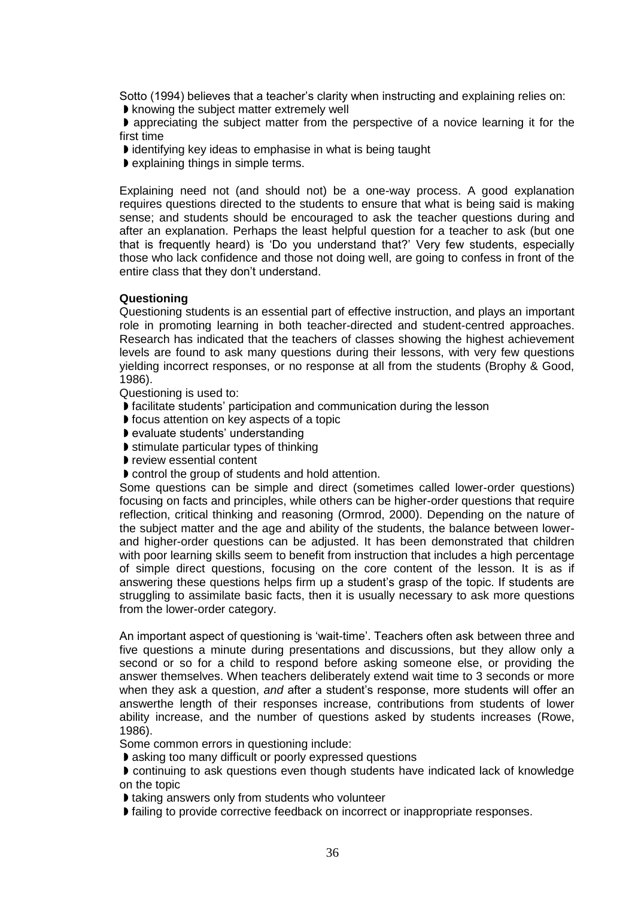Sotto (1994) believes that a teacher's clarity when instructing and explaining relies on:

- knowing the subject matter extremely well
- appreciating the subject matter from the perspective of a novice learning it for the first time
- identifying key ideas to emphasise in what is being taught
- explaining things in simple terms.

Explaining need not (and should not) be a one-way process. A good explanation requires questions directed to the students to ensure that what is being said is making sense; and students should be encouraged to ask the teacher questions during and after an explanation. Perhaps the least helpful question for a teacher to ask (but one that is frequently heard) is 'Do you understand that?' Very few students, especially those who lack confidence and those not doing well, are going to confess in front of the entire class that they don't understand.

**Questioning**

Questioning students is an essential part of effective instruction, and plays an important role in promoting learning in both teacher-directed and student-centred approaches. Research has indicated that the teachers of classes showing the highest achievement levels are found to ask many questions during their lessons, with very few questions yielding incorrect responses, or no response at all from the students (Brophy & Good, 1986).

Questioning is used to:

- facilitate students' participation and communication during the lesson
- focus attention on key aspects of a topic
- evaluate students' understanding
- stimulate particular types of thinking
- review essential content
- control the group of students and hold attention.

Some questions can be simple and direct (sometimes called lower-order questions) focusing on facts and principles, while others can be higher-order questions that require reflection, critical thinking and reasoning (Ormrod, 2000). Depending on the nature of the subject matter and the age and ability of the students, the balance between lower- and higher-order questions can be adjusted. It has been demonstrated that children with poor learning skills seem to benefit from instruction that includes a high percentage of simple direct questions, focusing on the core content of the lesson. It is as if answering these questions helps firm up a student's grasp of the topic. If students are struggling to assimilate basic facts, then it is usually necessary to ask more questions from the lower-order category.

An important aspect of questioning is 'wait-time'. Teachers often ask between three and five questions a minute during presentations and discussions, but they allow only a second or so for a child to respond before asking someone else, or providing the answer themselves. When teachers deliberately extend wait time to 3 seconds or more when they ask a question, *and* after a student's response, more students will offer an answerthe length of their responses increase, contributions from students of lower ability increase, and the number of questions asked by students increases (Rowe, 1986).

Some common errors in questioning include:

- asking too many difficult or poorly expressed questions
- continuing to ask questions even though students have indicated lack of knowledge on the topic
- taking answers only from students who volunteer
- failing to provide corrective feedback on incorrect or inappropriate responses.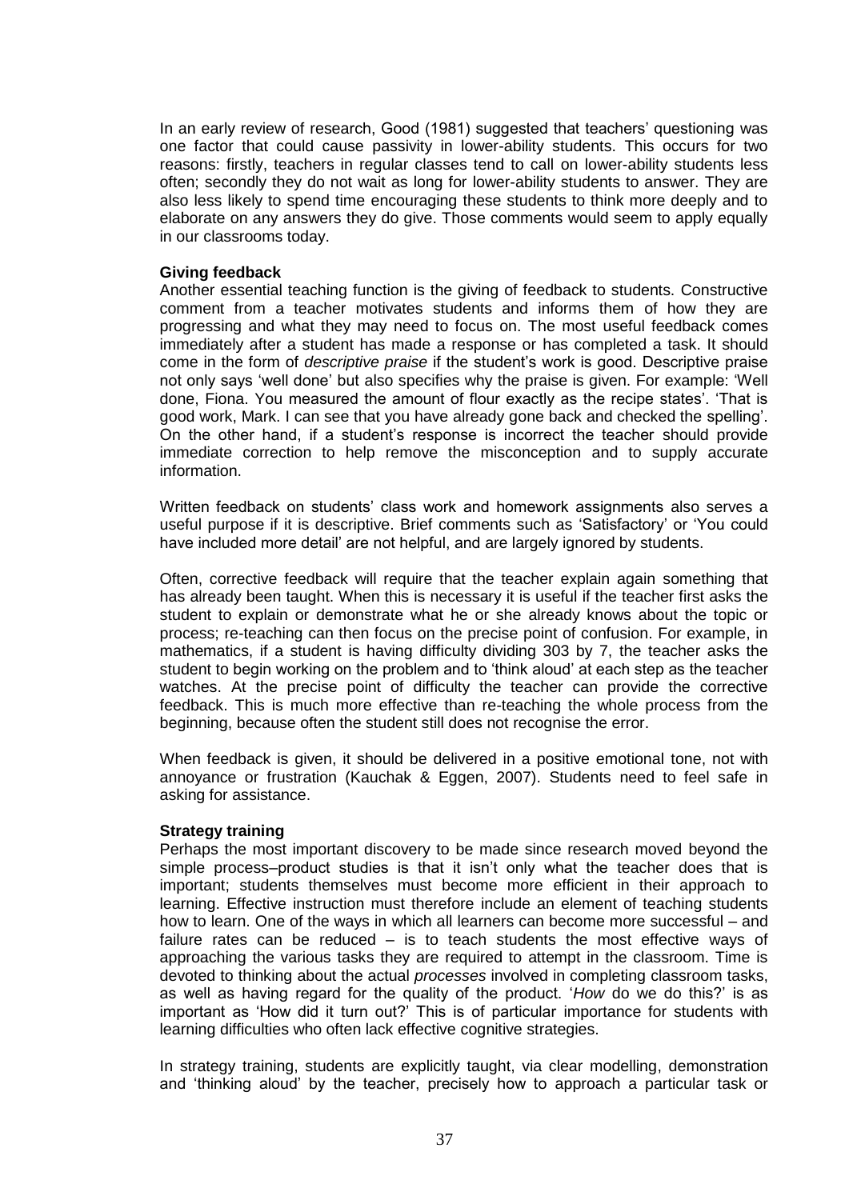In an early review of research, Good (1981) suggested that teachers' questioning was one factor that could cause passivity in lower-ability students. This occurs for two reasons: firstly, teachers in regular classes tend to call on lower-ability students less often; secondly they do not wait as long for lower-ability students to answer. They are also less likely to spend time encouraging these students to think more deeply and to elaborate on any answers they do give. Those comments would seem to apply equally in our classrooms today.

**Giving feedback**

Another essential teaching function is the giving of feedback to students. Constructive comment from a teacher motivates students and informs them of how they are progressing and what they may need to focus on. The most useful feedback comes immediately after a student has made a response or has completed a task. It should come in the form of *descriptive praise* if the student's work is good. Descriptive praise not only says 'well done' but also specifies why the praise is given. For example: 'Well done, Fiona. You measured the amount of flour exactly as the recipe states'. 'That is good work, Mark. I can see that you have already gone back and checked the spelling'. On the other hand, if a student's response is incorrect the teacher should provide immediate correction to help remove the misconception and to supply accurate information.

Written feedback on students' class work and homework assignments also serves a useful purpose if it is descriptive. Brief comments such as 'Satisfactory' or 'You could have included more detail' are not helpful, and are largely ignored by students.

Often, corrective feedback will require that the teacher explain again something that has already been taught. When this is necessary it is useful if the teacher first asks the student to explain or demonstrate what he or she already knows about the topic or process; re-teaching can then focus on the precise point of confusion. For example, in mathematics, if a student is having difficulty dividing 303 by 7, the teacher asks the student to begin working on the problem and to 'think aloud' at each step as the teacher watches. At the precise point of difficulty the teacher can provide the corrective feedback. This is much more effective than re-teaching the whole process from the beginning, because often the student still does not recognise the error.

When feedback is given, it should be delivered in a positive emotional tone, not with annoyance or frustration (Kauchak & Eggen, 2007). Students need to feel safe in asking for assistance.

**Strategy training**

Perhaps the most important discovery to be made since research moved beyond the simple process–product studies is that it isn't only what the teacher does that is important; students themselves must become more efficient in their approach to learning. Effective instruction must therefore include an element of teaching students how to learn. One of the ways in which all learners can become more successful – and failure rates can be reduced – is to teach students the most effective ways of approaching the various tasks they are required to attempt in the classroom. Time is devoted to thinking about the actual *processes* involved in completing classroom tasks, as well as having regard for the quality of the product. '*How* do we do this?' is as important as 'How did it turn out?' This is of particular importance for students with learning difficulties who often lack effective cognitive strategies.

In strategy training, students are explicitly taught, via clear modelling, demonstration and 'thinking aloud' by the teacher, precisely how to approach a particular task or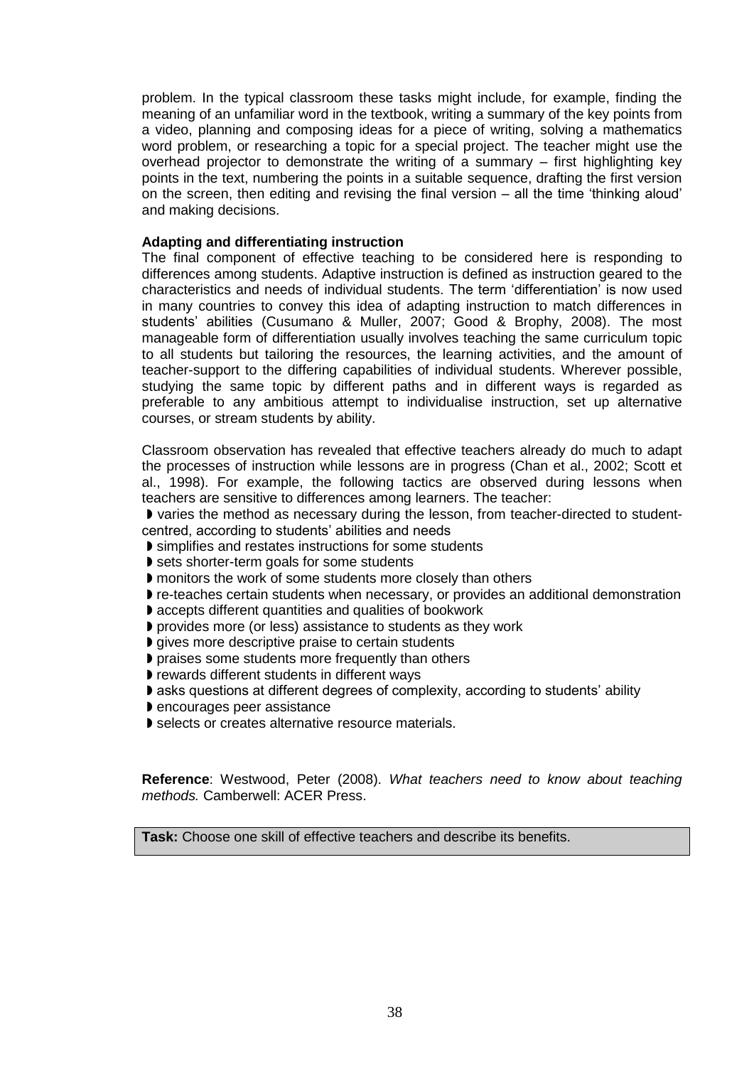problem. In the typical classroom these tasks might include, for example, finding the meaning of an unfamiliar word in the textbook, writing a summary of the key points from a video, planning and composing ideas for a piece of writing, solving a mathematics word problem, or researching a topic for a special project. The teacher might use the overhead projector to demonstrate the writing of a summary – first highlighting key points in the text, numbering the points in a suitable sequence, drafting the first version on the screen, then editing and revising the final version – all the time 'thinking aloud' and making decisions.

**Adapting and differentiating instruction**

The final component of effective teaching to be considered here is responding to differences among students. Adaptive instruction is defined as instruction geared to the characteristics and needs of individual students. The term 'differentiation' is now used in many countries to convey this idea of adapting instruction to match differences in students' abilities (Cusumano & Muller, 2007; Good & Brophy, 2008). The most manageable form of differentiation usually involves teaching the same curriculum topic to all students but tailoring the resources, the learning activities, and the amount of teacher-support to the differing capabilities of individual students. Wherever possible, studying the same topic by different paths and in different ways is regarded as preferable to any ambitious attempt to individualise instruction, set up alternative courses, or stream students by ability.

Classroom observation has revealed that effective teachers already do much to adapt the processes of instruction while lessons are in progress (Chan et al., 2002; Scott et al., 1998). For example, the following tactics are observed during lessons when teachers are sensitive to differences among learners. The teacher:

- varies the method as necessary during the lesson, from teacher-directed to student-centred, according to students' abilities and needs
- simplifies and restates instructions for some students
- sets shorter-term goals for some students
- monitors the work of some students more closely than others
- re-teaches certain students when necessary, or provides an additional demonstration
- accepts different quantities and qualities of bookwork
- provides more (or less) assistance to students as they work
- gives more descriptive praise to certain students
- praises some students more frequently than others
- rewards different students in different ways
- asks questions at different degrees of complexity, according to students' ability
- encourages peer assistance
- selects or creates alternative resource materials.

**Reference**: Westwood, Peter (2008). *What teachers need to know about teaching methods.* Camberwell: ACER Press.

**Task:** Choose one skill of effective teachers and describe its benefits.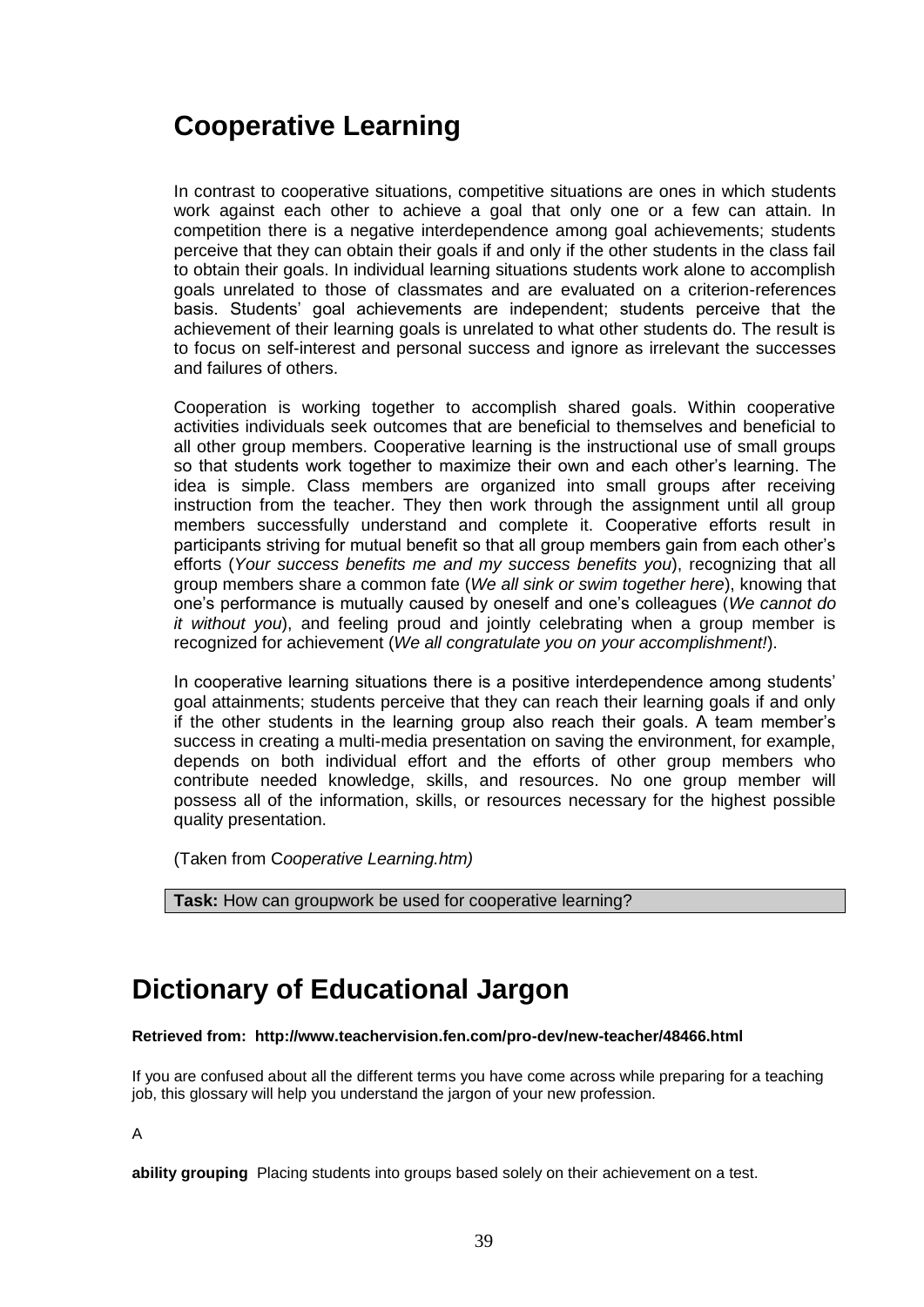# Cooperative Learning

In contrast to cooperative situations, competitive situations are ones in which students work against each other to achieve a goal that only one or a few can attain. In competition there is a negative interdependence among goal achievements; students perceive that they can obtain their goals if and only if the other students in the class fail to obtain their goals. In individual learning situations students work alone to accomplish goals unrelated to those of classmates and are evaluated on a criterion-references basis. Students' goal achievements are independent; students perceive that the achievement of their learning goals is unrelated to what other students do. The result is to focus on self-interest and personal success and ignore as irrelevant the successes and failures of others.

Cooperation is working together to accomplish shared goals. Within cooperative activities individuals seek outcomes that are beneficial to themselves and beneficial to all other group members. Cooperative learning is the instructional use of small groups so that students work together to maximize their own and each other's learning. The idea is simple. Class members are organized into small groups after receiving instruction from the teacher. They then work through the assignment until all group members successfully understand and complete it. Cooperative efforts result in participants striving for mutual benefit so that all group members gain from each other's efforts (*Your success benefits me and my success benefits you*), recognizing that all group members share a common fate (*We all sink or swim together here*), knowing that one's performance is mutually caused by oneself and one's colleagues (*We cannot do it without you*), and feeling proud and jointly celebrating when a group member is recognized for achievement (*We all congratulate you on your accomplishment!*).

In cooperative learning situations there is a positive interdependence among students' goal attainments; students perceive that they can reach their learning goals if and only if the other students in the learning group also reach their goals. A team member's success in creating a multi-media presentation on saving the environment, for example, depends on both individual effort and the efforts of other group members who contribute needed knowledge, skills, and resources. No one group member will possess all of the information, skills, or resources necessary for the highest possible quality presentation.

(Taken from C*ooperative Learning.htm)*

**Task:** How can groupwork be used for cooperative learning?

# Dictionary of Educational Jargon

**Retrieved from: http://www.teachervision.fen.com/pro-dev/new-teacher/48466.html**

If you are confused about all the different terms you have come across while preparing for a teaching job, this glossary will help you understand the jargon of your new profession.

A

**ability grouping** Placing students into groups based solely on their achievement on a test.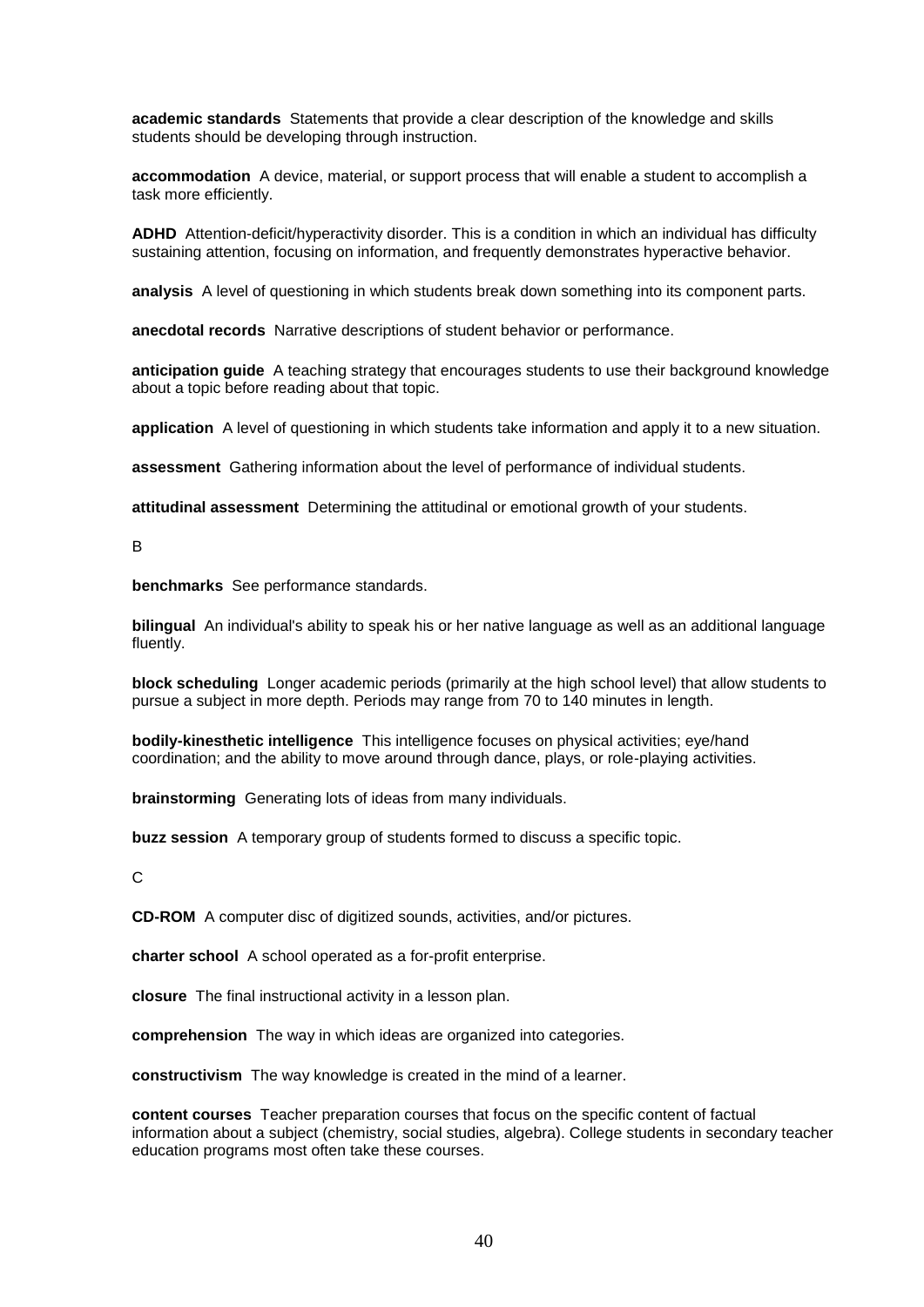**academic standards** Statements that provide a clear description of the knowledge and skills students should be developing through instruction.

**accommodation** A device, material, or support process that will enable a student to accomplish a task more efficiently.

**ADHD** Attention-deficit/hyperactivity disorder. This is a condition in which an individual has difficulty sustaining attention, focusing on information, and frequently demonstrates hyperactive behavior.

**analysis** A level of questioning in which students break down something into its component parts.

**anecdotal records** Narrative descriptions of student behavior or performance.

**anticipation guide** A teaching strategy that encourages students to use their background knowledge about a topic before reading about that topic.

**application** A level of questioning in which students take information and apply it to a new situation.

**assessment** Gathering information about the level of performance of individual students.

**attitudinal assessment** Determining the attitudinal or emotional growth of your students.

B

**benchmarks** See performance standards.

**bilingual** An individual's ability to speak his or her native language as well as an additional language fluently.

**block scheduling** Longer academic periods (primarily at the high school level) that allow students to pursue a subject in more depth. Periods may range from 70 to 140 minutes in length.

**bodily-kinesthetic intelligence** This intelligence focuses on physical activities; eye/hand coordination; and the ability to move around through dance, plays, or role-playing activities.

**brainstorming** Generating lots of ideas from many individuals.

**buzz session** A temporary group of students formed to discuss a specific topic.

C

**CD-ROM** A computer disc of digitized sounds, activities, and/or pictures.

**charter school** A school operated as a for-profit enterprise.

**closure** The final instructional activity in a lesson plan.

**comprehension** The way in which ideas are organized into categories.

**constructivism** The way knowledge is created in the mind of a learner.

**content courses** Teacher preparation courses that focus on the specific content of factual information about a subject (chemistry, social studies, algebra). College students in secondary teacher education programs most often take these courses.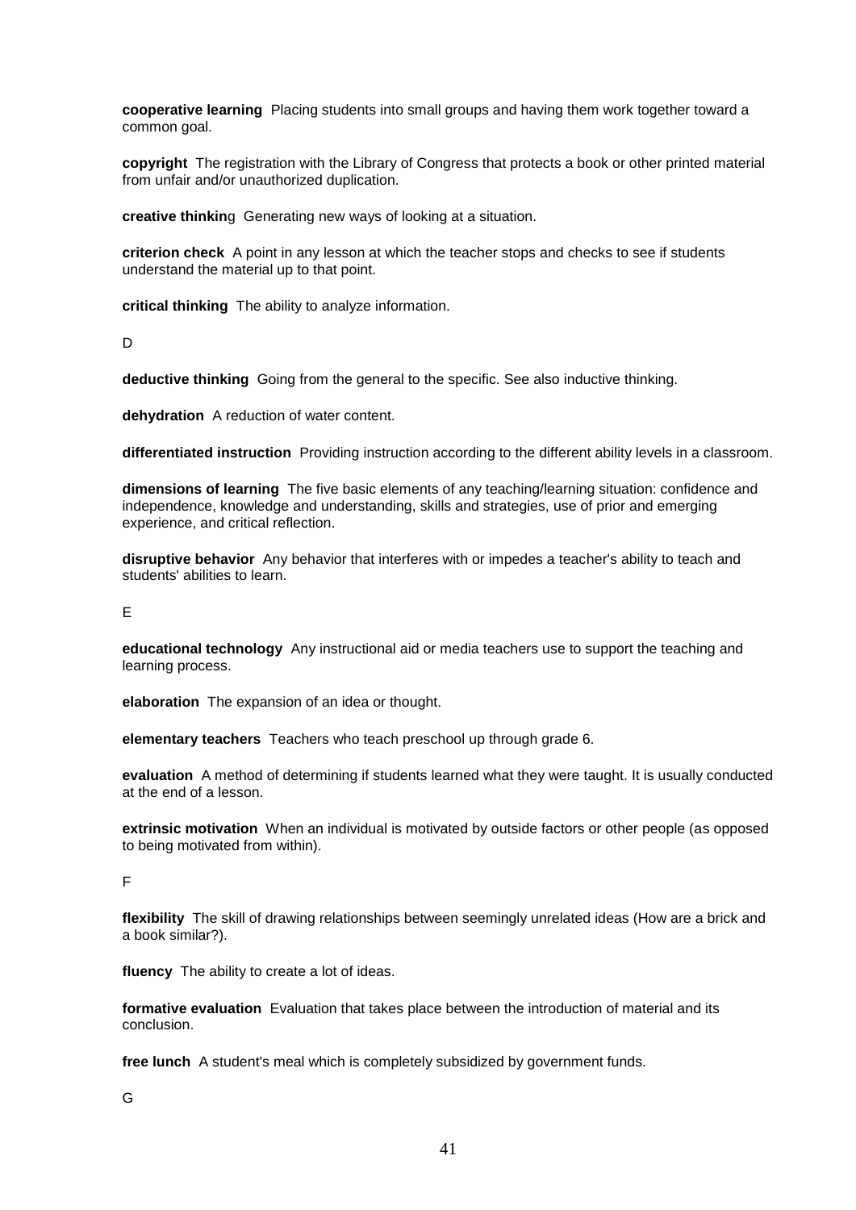**cooperative learning** Placing students into small groups and having them work together toward a common goal.

**copyright** The registration with the Library of Congress that protects a book or other printed material from unfair and/or unauthorized duplication.

**creative thinkin**g Generating new ways of looking at a situation.

**criterion check** A point in any lesson at which the teacher stops and checks to see if students understand the material up to that point.

**critical thinking** The ability to analyze information.

D

**deductive thinking** Going from the general to the specific. See also inductive thinking.

**dehydration** A reduction of water content.

**differentiated instruction** Providing instruction according to the different ability levels in a classroom.

**dimensions of learning** The five basic elements of any teaching/learning situation: confidence and independence, knowledge and understanding, skills and strategies, use of prior and emerging experience, and critical reflection.

**disruptive behavior** Any behavior that interferes with or impedes a teacher's ability to teach and students' abilities to learn.

E

**educational technology** Any instructional aid or media teachers use to support the teaching and learning process.

**elaboration** The expansion of an idea or thought.

**elementary teachers** Teachers who teach preschool up through grade 6.

**evaluation** A method of determining if students learned what they were taught. It is usually conducted at the end of a lesson.

**extrinsic motivation** When an individual is motivated by outside factors or other people (as opposed to being motivated from within).

F

**flexibility** The skill of drawing relationships between seemingly unrelated ideas (How are a brick and a book similar?).

**fluency** The ability to create a lot of ideas.

**formative evaluation** Evaluation that takes place between the introduction of material and its conclusion.

**free lunch** A student's meal which is completely subsidized by government funds.

G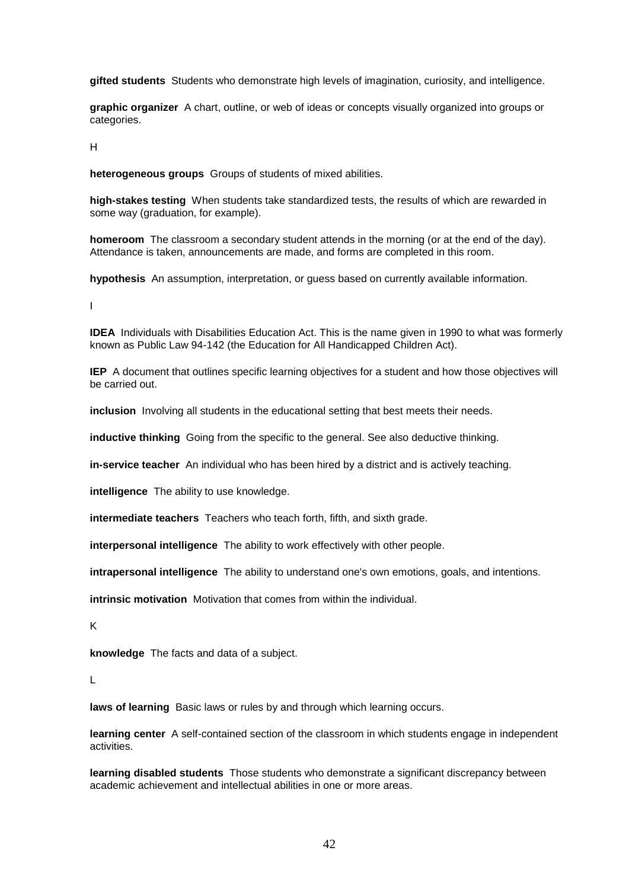**gifted students** Students who demonstrate high levels of imagination, curiosity, and intelligence.

**graphic organizer** A chart, outline, or web of ideas or concepts visually organized into groups or categories.

H

**heterogeneous groups** Groups of students of mixed abilities.

**high-stakes testing** When students take standardized tests, the results of which are rewarded in some way (graduation, for example).

**homeroom** The classroom a secondary student attends in the morning (or at the end of the day). Attendance is taken, announcements are made, and forms are completed in this room.

**hypothesis** An assumption, interpretation, or guess based on currently available information.

I

**IDEA** Individuals with Disabilities Education Act. This is the name given in 1990 to what was formerly known as Public Law 94-142 (the Education for All Handicapped Children Act).

**IEP** A document that outlines specific learning objectives for a student and how those objectives will be carried out.

**inclusion** Involving all students in the educational setting that best meets their needs.

**inductive thinking** Going from the specific to the general. See also deductive thinking.

**in-service teacher** An individual who has been hired by a district and is actively teaching.

**intelligence** The ability to use knowledge.

**intermediate teachers** Teachers who teach forth, fifth, and sixth grade.

**interpersonal intelligence** The ability to work effectively with other people.

**intrapersonal intelligence** The ability to understand one's own emotions, goals, and intentions.

**intrinsic motivation** Motivation that comes from within the individual.

K

**knowledge** The facts and data of a subject.

L

**laws of learning** Basic laws or rules by and through which learning occurs.

**learning center** A self-contained section of the classroom in which students engage in independent activities.

**learning disabled students** Those students who demonstrate a significant discrepancy between academic achievement and intellectual abilities in one or more areas.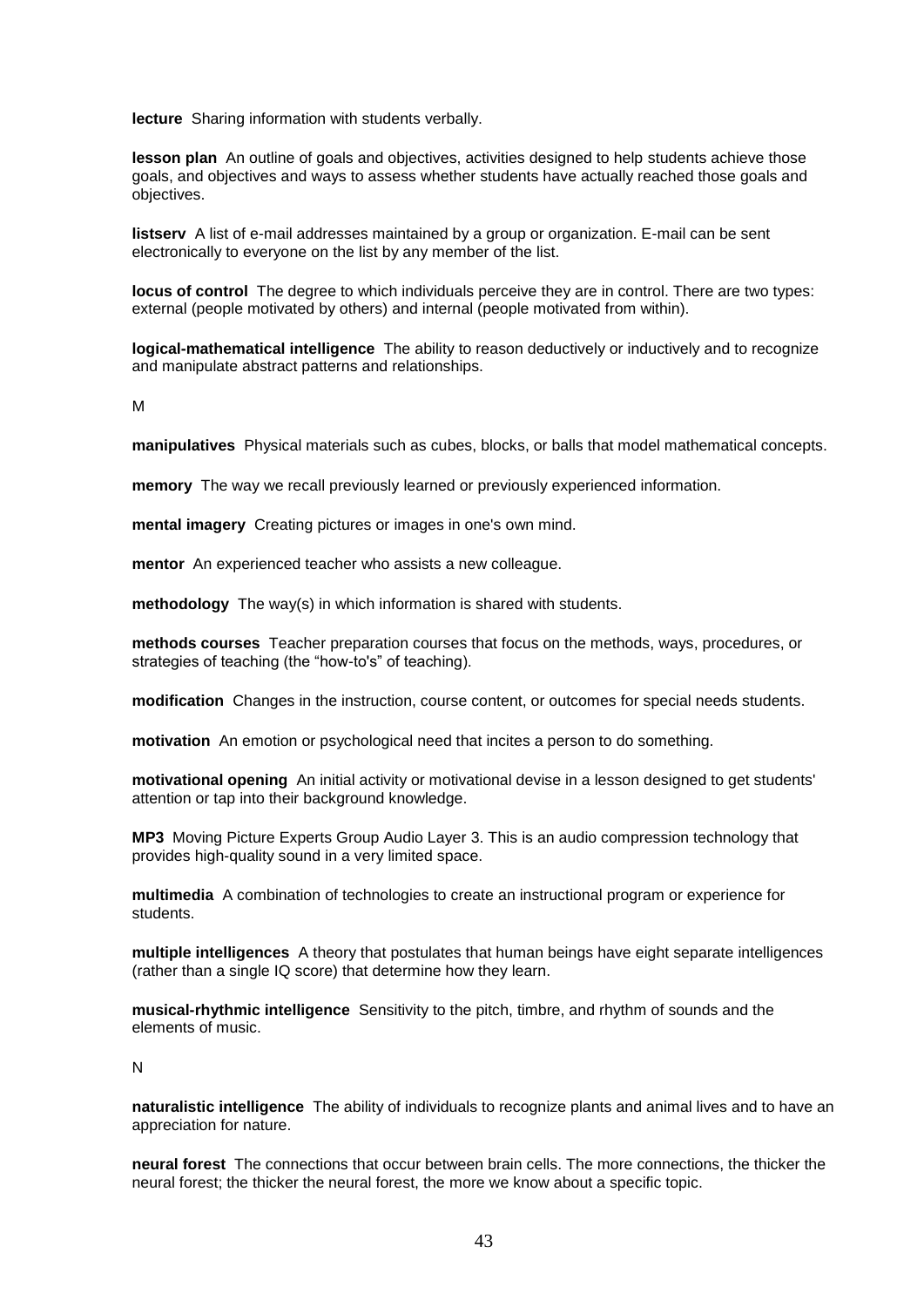**lecture** Sharing information with students verbally.

**lesson plan** An outline of goals and objectives, activities designed to help students achieve those goals, and objectives and ways to assess whether students have actually reached those goals and objectives.

**listserv** A list of e-mail addresses maintained by a group or organization. E-mail can be sent electronically to everyone on the list by any member of the list.

**locus of control** The degree to which individuals perceive they are in control. There are two types: external (people motivated by others) and internal (people motivated from within).

**logical-mathematical intelligence** The ability to reason deductively or inductively and to recognize and manipulate abstract patterns and relationships.

M

**manipulatives** Physical materials such as cubes, blocks, or balls that model mathematical concepts.

**memory** The way we recall previously learned or previously experienced information.

**mental imagery** Creating pictures or images in one's own mind.

**mentor** An experienced teacher who assists a new colleague.

**methodology** The way(s) in which information is shared with students.

**methods courses** Teacher preparation courses that focus on the methods, ways, procedures, or strategies of teaching (the "how-to's" of teaching).

**modification** Changes in the instruction, course content, or outcomes for special needs students.

**motivation** An emotion or psychological need that incites a person to do something.

**motivational opening** An initial activity or motivational devise in a lesson designed to get students' attention or tap into their background knowledge.

**MP3** Moving Picture Experts Group Audio Layer 3. This is an audio compression technology that provides high-quality sound in a very limited space.

**multimedia** A combination of technologies to create an instructional program or experience for students.

**multiple intelligences** A theory that postulates that human beings have eight separate intelligences (rather than a single IQ score) that determine how they learn.

**musical-rhythmic intelligence** Sensitivity to the pitch, timbre, and rhythm of sounds and the elements of music.

N

**naturalistic intelligence** The ability of individuals to recognize plants and animal lives and to have an appreciation for nature.

**neural forest** The connections that occur between brain cells. The more connections, the thicker the neural forest; the thicker the neural forest, the more we know about a specific topic.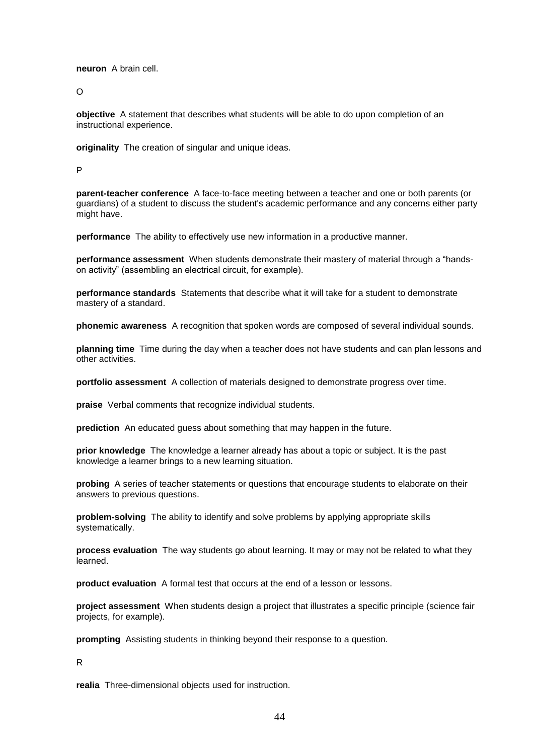**neuron** A brain cell.

O

**objective** A statement that describes what students will be able to do upon completion of an instructional experience.

**originality** The creation of singular and unique ideas.

P

**parent-teacher conference** A face-to-face meeting between a teacher and one or both parents (or guardians) of a student to discuss the student's academic performance and any concerns either party might have.

**performance** The ability to effectively use new information in a productive manner.

**performance assessment** When students demonstrate their mastery of material through a "hands-on activity" (assembling an electrical circuit, for example).

**performance standards** Statements that describe what it will take for a student to demonstrate mastery of a standard.

**phonemic awareness** A recognition that spoken words are composed of several individual sounds.

**planning time** Time during the day when a teacher does not have students and can plan lessons and other activities.

**portfolio assessment** A collection of materials designed to demonstrate progress over time.

**praise** Verbal comments that recognize individual students.

**prediction** An educated guess about something that may happen in the future.

**prior knowledge** The knowledge a learner already has about a topic or subject. It is the past knowledge a learner brings to a new learning situation.

**probing** A series of teacher statements or questions that encourage students to elaborate on their answers to previous questions.

**problem-solving** The ability to identify and solve problems by applying appropriate skills systematically.

**process evaluation** The way students go about learning. It may or may not be related to what they learned.

**product evaluation** A formal test that occurs at the end of a lesson or lessons.

**project assessment** When students design a project that illustrates a specific principle (science fair projects, for example).

**prompting** Assisting students in thinking beyond their response to a question.

R

**realia** Three-dimensional objects used for instruction.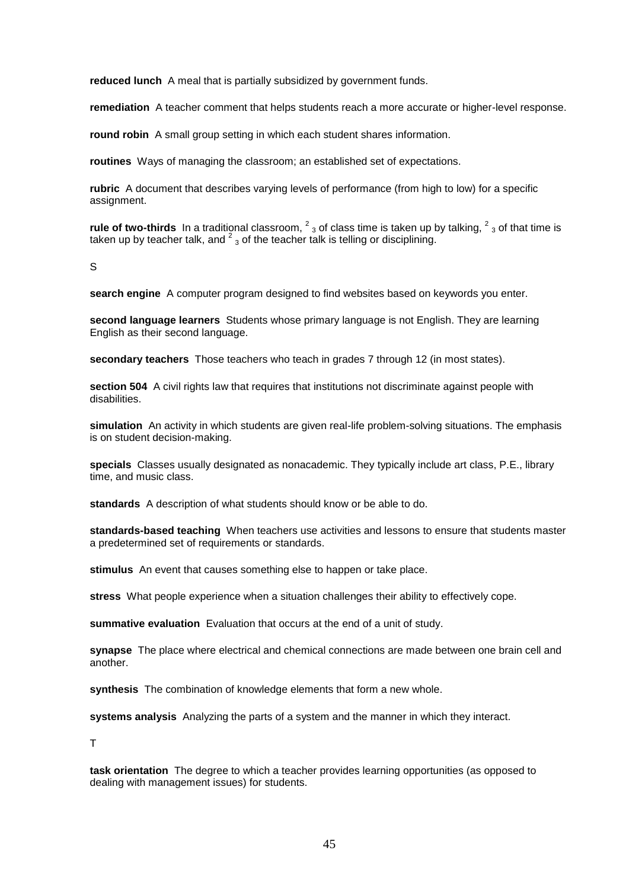**reduced lunch** A meal that is partially subsidized by government funds.

**remediation** A teacher comment that helps students reach a more accurate or higher-level response.

**round robin** A small group setting in which each student shares information.

**routines** Ways of managing the classroom; an established set of expectations.

**rubric** A document that describes varying levels of performance (from high to low) for a specific assignment.

**rule of two-thirds** In a traditional classroom, $^2{}_3$ of class time is taken up by talking, $^2{}_3$ of that time is taken up by teacher talk, and $^2{}_3$ of the teacher talk is telling or disciplining.

S

**search engine** A computer program designed to find websites based on keywords you enter.

**second language learners** Students whose primary language is not English. They are learning English as their second language.

**secondary teachers** Those teachers who teach in grades 7 through 12 (in most states).

**section 504** A civil rights law that requires that institutions not discriminate against people with disabilities.

**simulation** An activity in which students are given real-life problem-solving situations. The emphasis is on student decision-making.

**specials** Classes usually designated as nonacademic. They typically include art class, P.E., library time, and music class.

**standards** A description of what students should know or be able to do.

**standards-based teaching** When teachers use activities and lessons to ensure that students master a predetermined set of requirements or standards.

**stimulus** An event that causes something else to happen or take place.

**stress** What people experience when a situation challenges their ability to effectively cope.

**summative evaluation** Evaluation that occurs at the end of a unit of study.

**synapse** The place where electrical and chemical connections are made between one brain cell and another.

**synthesis** The combination of knowledge elements that form a new whole.

**systems analysis** Analyzing the parts of a system and the manner in which they interact.

T

**task orientation** The degree to which a teacher provides learning opportunities (as opposed to dealing with management issues) for students.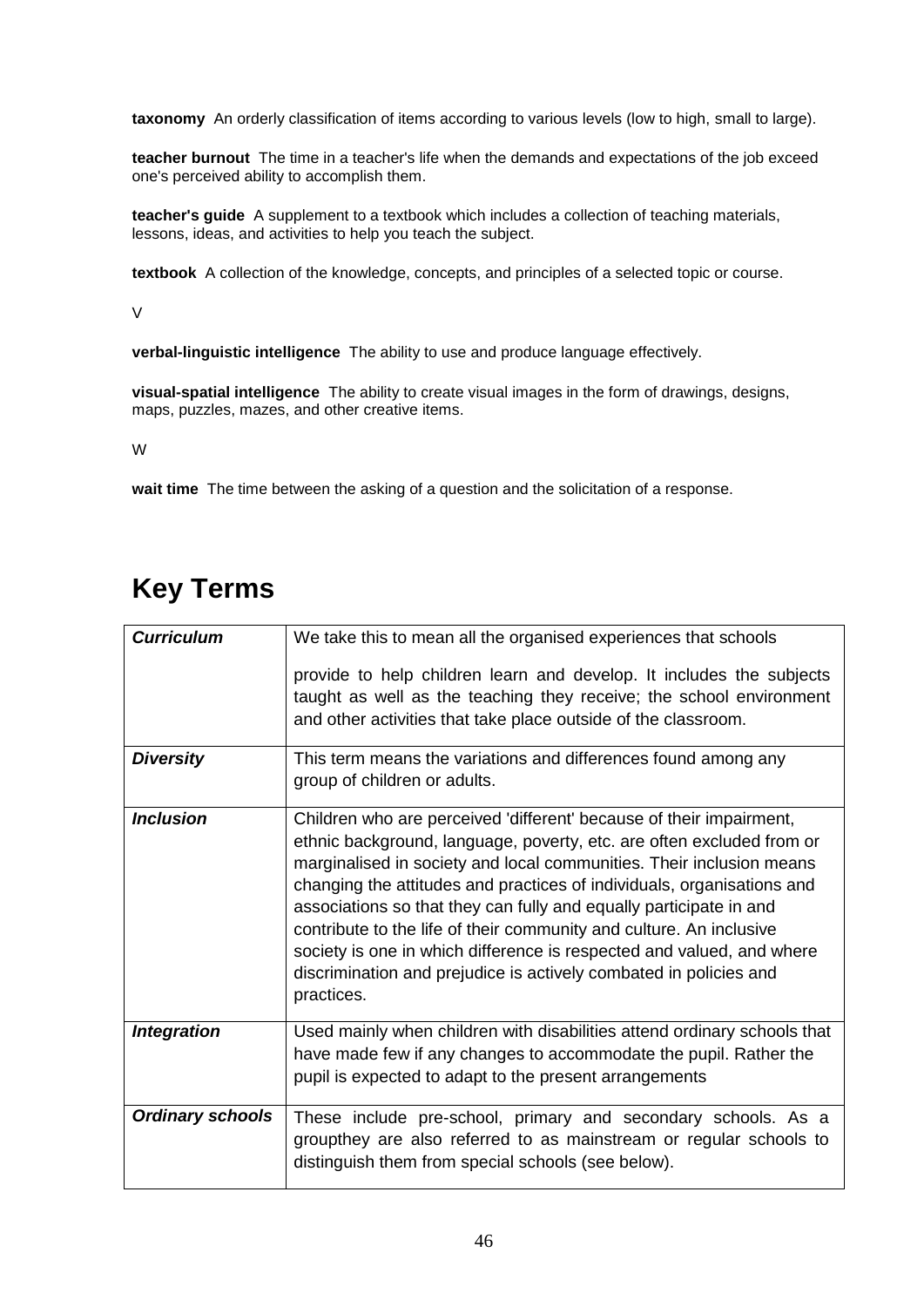**taxonomy** An orderly classification of items according to various levels (low to high, small to large).

**teacher burnout** The time in a teacher's life when the demands and expectations of the job exceed one's perceived ability to accomplish them.

**teacher's guide** A supplement to a textbook which includes a collection of teaching materials, lessons, ideas, and activities to help you teach the subject.

**textbook** A collection of the knowledge, concepts, and principles of a selected topic or course.

V

**verbal-linguistic intelligence** The ability to use and produce language effectively.

**visual-spatial intelligence** The ability to create visual images in the form of drawings, designs, maps, puzzles, mazes, and other creative items.

W

**wait time** The time between the asking of a question and the solicitation of a response.

# Key Terms

| | |
|---|---|
| ***Curriculum*** | We take this to mean all the organised experiences that schools provide to help children learn and develop. It includes the subjects taught as well as the teaching they receive; the school environment and other activities that take place outside of the classroom. |
| ***Diversity*** | This term means the variations and differences found among any group of children or adults. |
| ***Inclusion*** | Children who are perceived 'different' because of their impairment, ethnic background, language, poverty, etc. are often excluded from or marginalised in society and local communities. Their inclusion means changing the attitudes and practices of individuals, organisations and associations so that they can fully and equally participate in and contribute to the life of their community and culture. An inclusive society is one in which difference is respected and valued, and where discrimination and prejudice is actively combated in policies and practices. |
| ***Integration*** | Used mainly when children with disabilities attend ordinary schools that have made few if any changes to accommodate the pupil. Rather the pupil is expected to adapt to the present arrangements |
| ***Ordinary schools*** | These include pre-school, primary and secondary schools. As a groupthey are also referred to as mainstream or regular schools to distinguish them from special schools (see below). |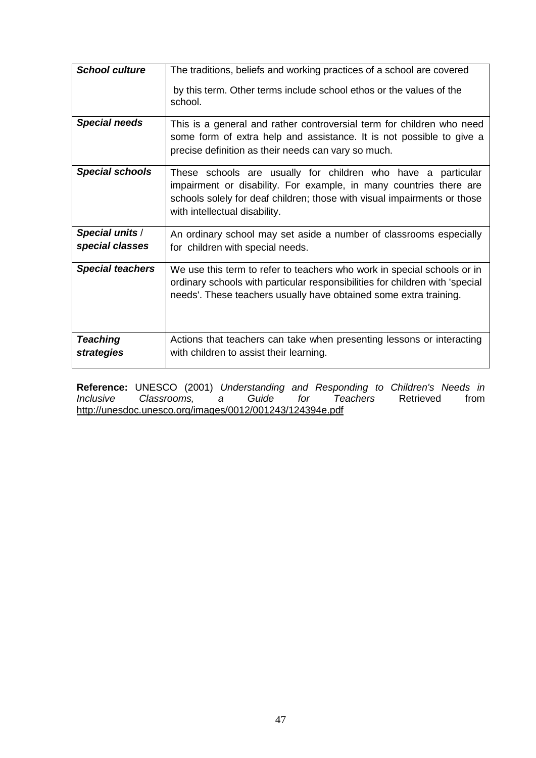| | |
|---|---|
| ***School culture*** | The traditions, beliefs and working practices of a school are covered by this term. Other terms include school ethos or the values of the school. |
| ***Special needs*** | This is a general and rather controversial term for children who need some form of extra help and assistance. It is not possible to give a precise definition as their needs can vary so much. |
| ***Special schools*** | These schools are usually for children who have a particular impairment or disability. For example, in many countries there are schools solely for deaf children; those with visual impairments or those with intellectual disability. |
| ***Special units*** / ***special classes*** | An ordinary school may set aside a number of classrooms especially for children with special needs. |
| ***Special teachers*** | We use this term to refer to teachers who work in special schools or in ordinary schools with particular responsibilities for children with 'special needs'. These teachers usually have obtained some extra training. |
| ***Teaching strategies*** | Actions that teachers can take when presenting lessons or interacting with children to assist their learning. |

**Reference:** UNESCO (2001) *Understanding and Responding to Children's Needs in Inclusive Classrooms, a Guide for Teachers* Retrieved from http://unesdoc.unesco.org/images/0012/001243/124394e.pdf